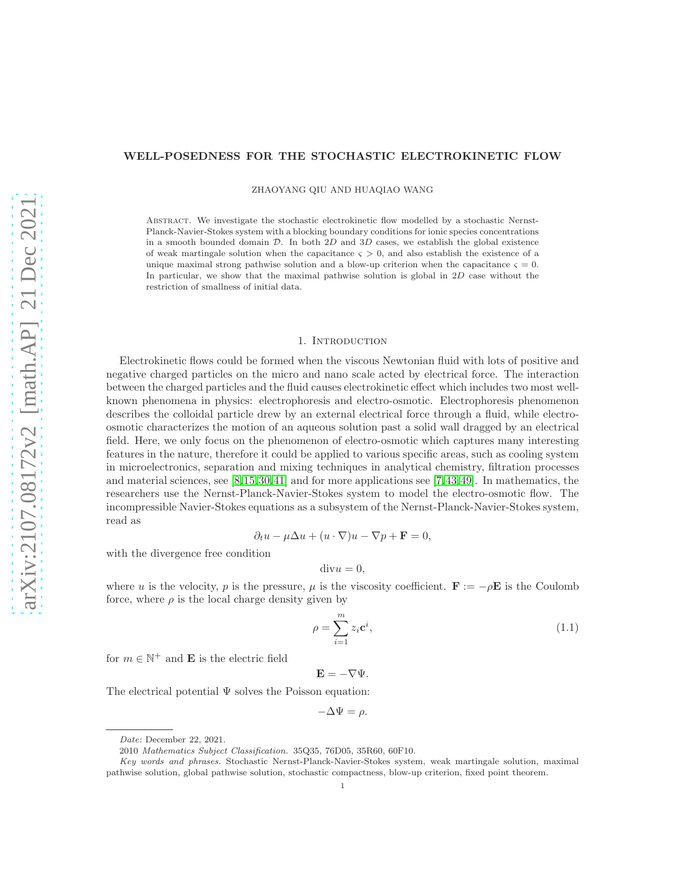# WELL-POSEDNESS FOR THE STOCHASTIC ELECTROKINETIC FLOW

ZHAOYANG QIU AND HUAQIAO WANG

Abstract. We investigate the stochastic electrokinetic flow modelled by a stochastic Nernst-Planck-Navier-Stokes system with a blocking boundary conditions for ionic species concentrations in a smooth bounded domain $\mathcal{D}$. In both $2D$ and $3D$ cases, we establish the global existence of weak martingale solution when the capacitance $\varsigma > 0$, and also establish the existence of a unique maximal strong pathwise solution and a blow-up criterion when the capacitance $\varsigma = 0$. In particular, we show that the maximal pathwise solution is global in $2D$ case without the restriction of smallness of initial data.

## 1. Introduction

Electrokinetic flows could be formed when the viscous Newtonian fluid with lots of positive and negative charged particles on the micro and nano scale acted by electrical force. The interaction between the charged particles and the fluid causes electrokinetic effect which includes two most well-known phenomena in physics: electrophoresis and electro-osmotic. Electrophoresis phenomenon describes the colloidal particle drew by an external electrical force through a fluid, while electro-osmotic characterizes the motion of an aqueous solution past a solid wall dragged by an electrical field. Here, we only focus on the phenomenon of electro-osmotic which captures many interesting features in the nature, therefore it could be applied to various specific areas, such as cooling system in microelectronics, separation and mixing techniques in analytical chemistry, filtration processes and material sciences, see [8,15,30,41] and for more applications see [7,43,49]. In mathematics, the researchers use the Nernst-Planck-Navier-Stokes system to model the electro-osmotic flow. The incompressible Navier-Stokes equations as a subsystem of the Nernst-Planck-Navier-Stokes system, read as

$$\partial_t u - \mu\Delta u + (u\cdot\nabla)u - \nabla p + \mathbf{F} = 0,$$

with the divergence free condition

$$\mathrm{div} u = 0,$$

where $u$ is the velocity, $p$ is the pressure, $\mu$ is the viscosity coefficient. $\mathbf{F} := -\rho\mathbf{E}$ is the Coulomb force, where $\rho$ is the local charge density given by

$$\rho = \sum_{i=1}^{m} z_i\mathbf{c}^i, \tag{1.1}$$

for $m \in \mathbb{N}^+$ and $\mathbf{E}$ is the electric field

$$\mathbf{E} = -\nabla\Psi.$$

The electrical potential $\Psi$ solves the Poisson equation:

$$-\Delta\Psi = \rho.$$

*Date*: December 22, 2021.

2010 *Mathematics Subject Classification.* 35Q35, 76D05, 35R60, 60F10.

*Key words and phrases.* Stochastic Nernst-Planck-Navier-Stokes system, weak martingale solution, maximal pathwise solution, global pathwise solution, stochastic compactness, blow-up criterion, fixed point theorem.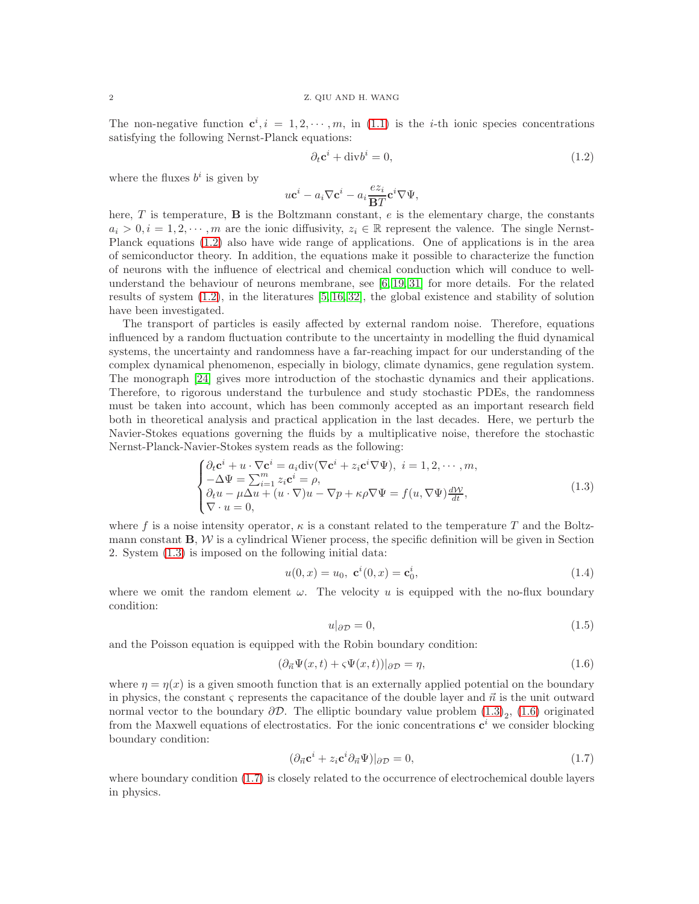The non-negative function $\mathbf{c}^i, i = 1, 2, \cdots, m$, in (1.1) is the $i$-th ionic species concentrations satisfying the following Nernst-Planck equations:

$$\partial_t \mathbf{c}^i + \mathrm{div} b^i = 0, \tag{1.2}$$

where the fluxes $b^i$ is given by

$$u\mathbf{c}^i - a_i \nabla \mathbf{c}^i - a_i \frac{e z_i}{\mathbf{B}T} \mathbf{c}^i \nabla \Psi,$$

here, $T$ is temperature, $\mathbf{B}$ is the Boltzmann constant, $e$ is the elementary charge, the constants $a_i > 0, i = 1, 2, \cdots, m$ are the ionic diffusivity, $z_i \in \mathbb{R}$ represent the valence. The single Nernst-Planck equations (1.2) also have wide range of applications. One of applications is in the area of semiconductor theory. In addition, the equations make it possible to characterize the function of neurons with the influence of electrical and chemical conduction which will conduce to well-understand the behaviour of neurons membrane, see [6,19,31] for more details. For the related results of system (1.2), in the literatures [5,16,32], the global existence and stability of solution have been investigated.

The transport of particles is easily affected by external random noise. Therefore, equations influenced by a random fluctuation contribute to the uncertainty in modelling the fluid dynamical systems, the uncertainty and randomness have a far-reaching impact for our understanding of the complex dynamical phenomenon, especially in biology, climate dynamics, gene regulation system. The monograph [24] gives more introduction of the stochastic dynamics and their applications. Therefore, to rigorous understand the turbulence and study stochastic PDEs, the randomness must be taken into account, which has been commonly accepted as an important research field both in theoretical analysis and practical application in the last decades. Here, we perturb the Navier-Stokes equations governing the fluids by a multiplicative noise, therefore the stochastic Nernst-Planck-Navier-Stokes system reads as the following:

$$\begin{cases} \partial_t \mathbf{c}^i + u \cdot \nabla \mathbf{c}^i = a_i \mathrm{div}(\nabla \mathbf{c}^i + z_i \mathbf{c}^i \nabla \Psi), \ i = 1, 2, \cdots, m, \\ -\Delta \Psi = \sum_{i=1}^m z_i \mathbf{c}^i = \rho, \\ \partial_t u - \mu \Delta u + (u \cdot \nabla) u - \nabla p + \kappa \rho \nabla \Psi = f(u, \nabla \Psi) \frac{d\mathcal{W}}{dt}, \\ \nabla \cdot u = 0, \end{cases} \tag{1.3}$$

where $f$ is a noise intensity operator, $\kappa$ is a constant related to the temperature $T$ and the Boltzmann constant $\mathbf{B}$, $\mathcal{W}$ is a cylindrical Wiener process, the specific definition will be given in Section 2. System (1.3) is imposed on the following initial data:

$$u(0, x) = u_0, \ \mathbf{c}^i(0, x) = \mathbf{c}_0^i, \tag{1.4}$$

where we omit the random element $\omega$. The velocity $u$ is equipped with the no-flux boundary condition:

$$u|_{\partial \mathcal{D}} = 0, \tag{1.5}$$

and the Poisson equation is equipped with the Robin boundary condition:

$$(\partial_{\vec{n}} \Psi(x, t) + \varsigma \Psi(x, t))|_{\partial \mathcal{D}} = \eta, \tag{1.6}$$

where $\eta = \eta(x)$ is a given smooth function that is an externally applied potential on the boundary in physics, the constant $\varsigma$ represents the capacitance of the double layer and $\vec{n}$ is the unit outward normal vector to the boundary $\partial \mathcal{D}$. The elliptic boundary value problem $(1.3)_2$, (1.6) originated from the Maxwell equations of electrostatics. For the ionic concentrations $\mathbf{c}^i$ we consider blocking boundary condition:

$$(\partial_{\vec{n}} \mathbf{c}^i + z_i \mathbf{c}^i \partial_{\vec{n}} \Psi)|_{\partial \mathcal{D}} = 0, \tag{1.7}$$

where boundary condition (1.7) is closely related to the occurrence of electrochemical double layers in physics.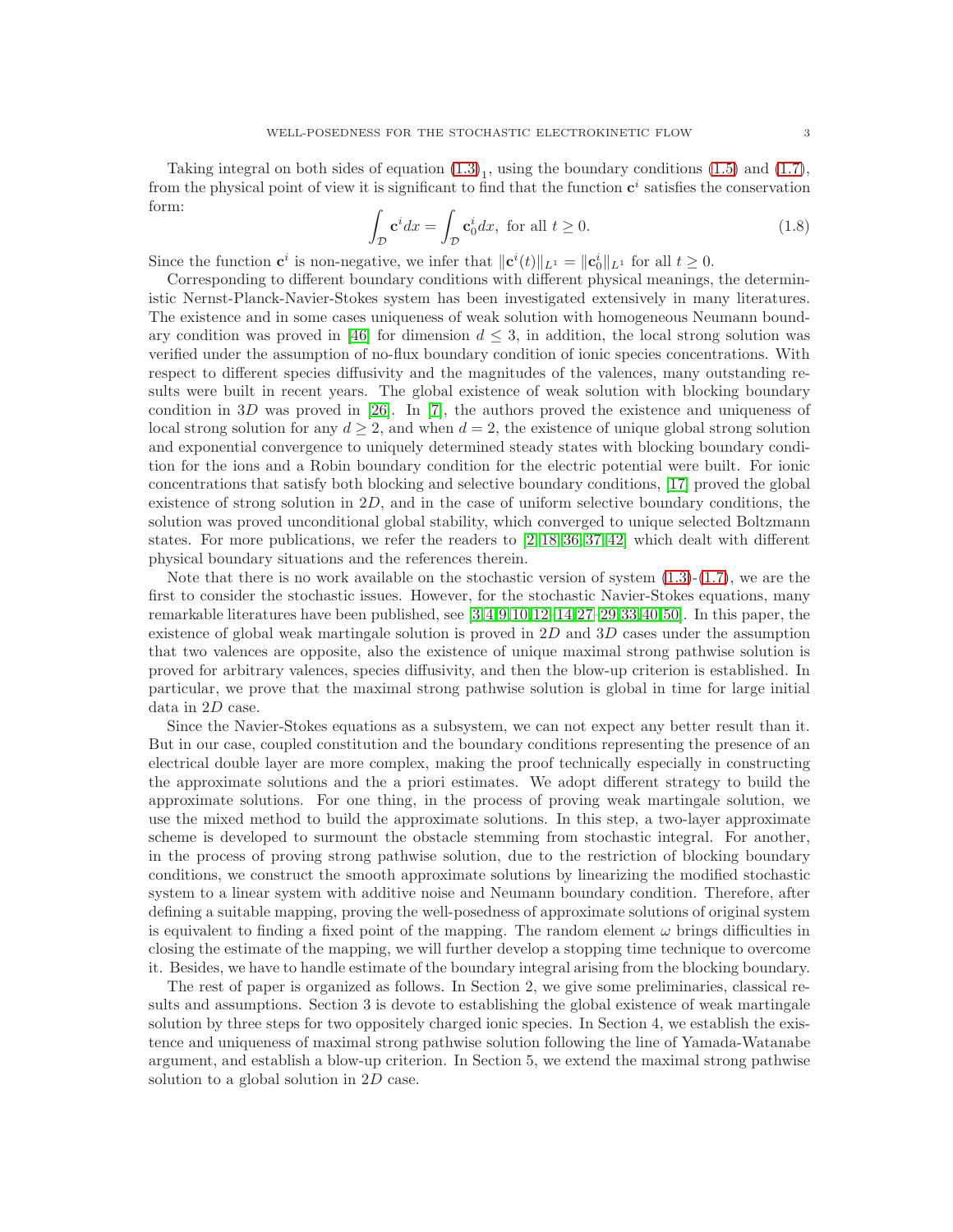Taking integral on both sides of equation $(1.3)_1$, using the boundary conditions (1.5) and (1.7), from the physical point of view it is significant to find that the function $\mathbf{c}^i$ satisfies the conservation form:

$$\int_{\mathcal{D}} \mathbf{c}^i dx = \int_{\mathcal{D}} \mathbf{c}_0^i dx, \text{ for all } t \geq 0. \tag{1.8}$$

Since the function $\mathbf{c}^i$ is non-negative, we infer that $\|\mathbf{c}^i(t)\|_{L^1} = \|\mathbf{c}_0^i\|_{L^1}$ for all $t \geq 0$.

Corresponding to different boundary conditions with different physical meanings, the deterministic Nernst-Planck-Navier-Stokes system has been investigated extensively in many literatures. The existence and in some cases uniqueness of weak solution with homogeneous Neumann boundary condition was proved in [46] for dimension $d \leq 3$, in addition, the local strong solution was verified under the assumption of no-flux boundary condition of ionic species concentrations. With respect to different species diffusivity and the magnitudes of the valences, many outstanding results were built in recent years. The global existence of weak solution with blocking boundary condition in $3D$ was proved in [26]. In [7], the authors proved the existence and uniqueness of local strong solution for any $d \geq 2$, and when $d = 2$, the existence of unique global strong solution and exponential convergence to uniquely determined steady states with blocking boundary condition for the ions and a Robin boundary condition for the electric potential were built. For ionic concentrations that satisfy both blocking and selective boundary conditions, [17] proved the global existence of strong solution in $2D$, and in the case of uniform selective boundary conditions, the solution was proved unconditional global stability, which converged to unique selected Boltzmann states. For more publications, we refer the readers to [2,18,36,37,42] which dealt with different physical boundary situations and the references therein.

Note that there is no work available on the stochastic version of system (1.3)-(1.7), we are the first to consider the stochastic issues. However, for the stochastic Navier-Stokes equations, many remarkable literatures have been published, see [3,4,9,10,12–14,27–29,33,40,50]. In this paper, the existence of global weak martingale solution is proved in $2D$ and $3D$ cases under the assumption that two valences are opposite, also the existence of unique maximal strong pathwise solution is proved for arbitrary valences, species diffusivity, and then the blow-up criterion is established. In particular, we prove that the maximal strong pathwise solution is global in time for large initial data in $2D$ case.

Since the Navier-Stokes equations as a subsystem, we can not expect any better result than it. But in our case, coupled constitution and the boundary conditions representing the presence of an electrical double layer are more complex, making the proof technically especially in constructing the approximate solutions and the a priori estimates. We adopt different strategy to build the approximate solutions. For one thing, in the process of proving weak martingale solution, we use the mixed method to build the approximate solutions. In this step, a two-layer approximate scheme is developed to surmount the obstacle stemming from stochastic integral. For another, in the process of proving strong pathwise solution, due to the restriction of blocking boundary conditions, we construct the smooth approximate solutions by linearizing the modified stochastic system to a linear system with additive noise and Neumann boundary condition. Therefore, after defining a suitable mapping, proving the well-posedness of approximate solutions of original system is equivalent to finding a fixed point of the mapping. The random element $\omega$ brings difficulties in closing the estimate of the mapping, we will further develop a stopping time technique to overcome it. Besides, we have to handle estimate of the boundary integral arising from the blocking boundary.

The rest of paper is organized as follows. In Section 2, we give some preliminaries, classical results and assumptions. Section 3 is devote to establishing the global existence of weak martingale solution by three steps for two oppositely charged ionic species. In Section 4, we establish the existence and uniqueness of maximal strong pathwise solution following the line of Yamada-Watanabe argument, and establish a blow-up criterion. In Section 5, we extend the maximal strong pathwise solution to a global solution in $2D$ case.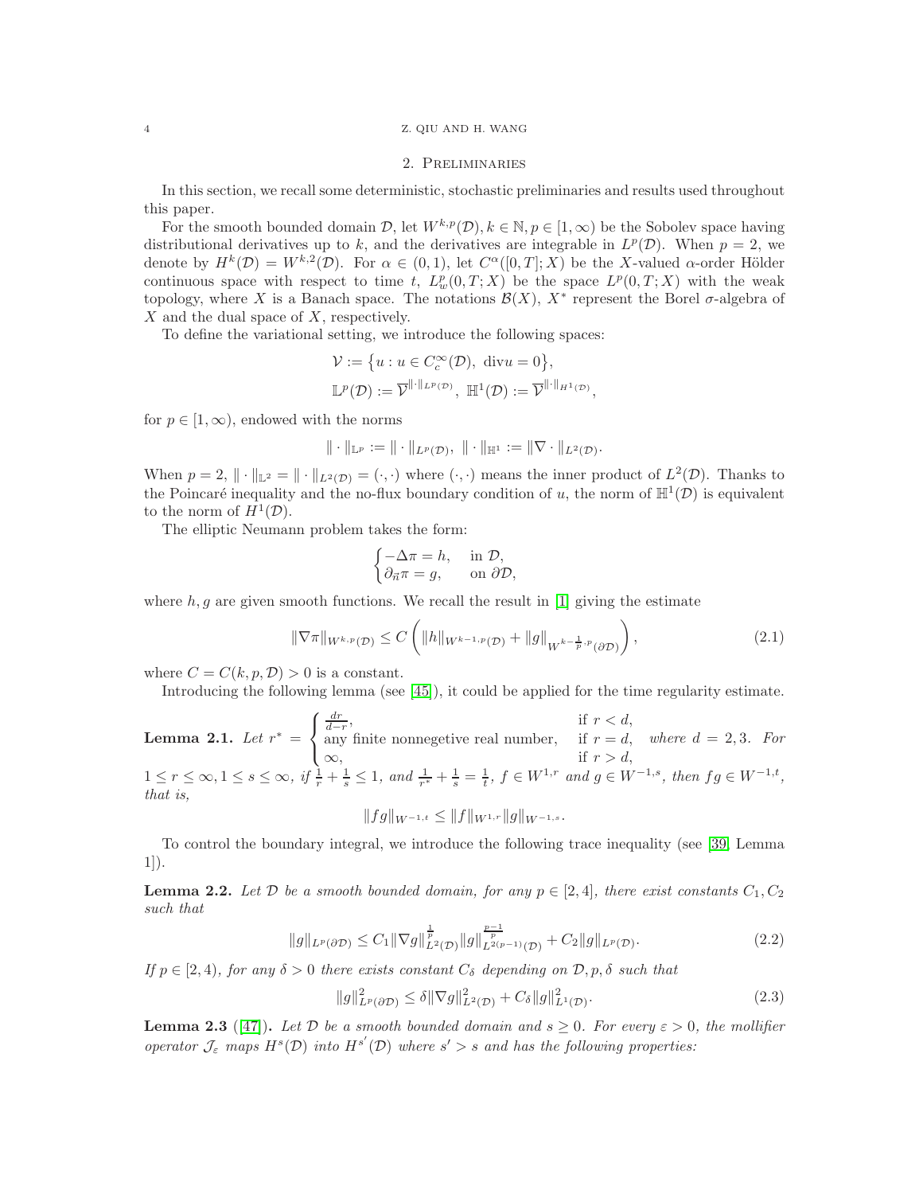## 2. Preliminaries

In this section, we recall some deterministic, stochastic preliminaries and results used throughout this paper.

For the smooth bounded domain $\mathcal{D}$, let $W^{k,p}(\mathcal{D}), k \in \mathbb{N}, p \in [1, \infty)$ be the Sobolev space having distributional derivatives up to $k$, and the derivatives are integrable in $L^p(\mathcal{D})$. When $p = 2$, we denote by $H^k(\mathcal{D}) = W^{k,2}(\mathcal{D})$. For $\alpha \in (0,1)$, let $C^\alpha([0,T]; X)$ be the $X$-valued $\alpha$-order Hölder continuous space with respect to time $t$, $L^p_w(0,T;X)$ be the space $L^p(0,T;X)$ with the weak topology, where $X$ is a Banach space. The notations $\mathcal{B}(X)$, $X^*$ represent the Borel $\sigma$-algebra of $X$ and the dual space of $X$, respectively.

To define the variational setting, we introduce the following spaces:

$$
\mathcal{V} := \{ u : u \in C_c^\infty(\mathcal{D}),\ \operatorname{div} u = 0 \},
$$

$$
\mathbb{L}^p(\mathcal{D}) := \overline{\mathcal{V}}^{\|\cdot\|_{L^p(\mathcal{D})}},\ \mathbb{H}^1(\mathcal{D}) := \overline{\mathcal{V}}^{\|\cdot\|_{H^1(\mathcal{D})}},
$$

for $p \in [1, \infty)$, endowed with the norms

$$
\|\cdot\|_{\mathbb{L}^p} := \|\cdot\|_{L^p(\mathcal{D})},\ \|\cdot\|_{\mathbb{H}^1} := \|\nabla \cdot\|_{L^2(\mathcal{D})}.
$$

When $p = 2$, $\|\cdot\|_{\mathbb{L}^2} = \|\cdot\|_{L^2(\mathcal{D})} = (\cdot,\cdot)$ where $(\cdot,\cdot)$ means the inner product of $L^2(\mathcal{D})$. Thanks to the Poincaré inequality and the no-flux boundary condition of $u$, the norm of $\mathbb{H}^1(\mathcal{D})$ is equivalent to the norm of $H^1(\mathcal{D})$.

The elliptic Neumann problem takes the form:

$$
\begin{cases}
-\Delta \pi = h, & \text{in } \mathcal{D},\\
\partial_{\vec{n}} \pi = g, & \text{on } \partial\mathcal{D},
\end{cases}
$$

where $h, g$ are given smooth functions. We recall the result in [1] giving the estimate

$$
\|\nabla \pi\|_{W^{k,p}(\mathcal{D})} \le C \left( \|h\|_{W^{k-1,p}(\mathcal{D})} + \|g\|_{W^{k-\frac{1}{p},p}(\partial\mathcal{D})} \right), \tag{2.1}
$$

where $C = C(k, p, \mathcal{D}) > 0$ is a constant.

Introducing the following lemma (see [45]), it could be applied for the time regularity estimate.

**Lemma 2.1.** *Let* $r^* = \begin{cases} \frac{dr}{d-r}, & \text{if } r < d,\\ \text{any finite nonnegetive real number}, & \text{if } r = d,\\ \infty, & \text{if } r > d, \end{cases}$ *where* $d = 2, 3$. *For* $1 \le r \le \infty, 1 \le s \le \infty$, *if* $\frac{1}{r} + \frac{1}{s} \le 1$, *and* $\frac{1}{r^*} + \frac{1}{s} = \frac{1}{t}$, $f \in W^{1,r}$ *and* $g \in W^{-1,s}$, *then* $fg \in W^{-1,t}$, *that is,*

$$
\|fg\|_{W^{-1,t}} \le \|f\|_{W^{1,r}} \|g\|_{W^{-1,s}}.
$$

To control the boundary integral, we introduce the following trace inequality (see [39, Lemma 1]).

**Lemma 2.2.** *Let $\mathcal{D}$ be a smooth bounded domain, for any $p \in [2,4]$, there exist constants $C_1, C_2$ such that*

$$
\|g\|_{L^p(\partial\mathcal{D})} \le C_1 \|\nabla g\|_{L^2(\mathcal{D})}^{\frac{1}{p}} \|g\|_{L^{2(p-1)}(\mathcal{D})}^{\frac{p-1}{p}} + C_2 \|g\|_{L^p(\mathcal{D})}. \tag{2.2}
$$

*If $p \in [2,4)$, for any $\delta > 0$ there exists constant $C_\delta$ depending on $\mathcal{D}, p, \delta$ such that*

$$
\|g\|_{L^p(\partial\mathcal{D})}^2 \le \delta \|\nabla g\|_{L^2(\mathcal{D})}^2 + C_\delta \|g\|_{L^1(\mathcal{D})}^2. \tag{2.3}
$$

**Lemma 2.3** ([47])**.** *Let $\mathcal{D}$ be a smooth bounded domain and $s \ge 0$. For every $\varepsilon > 0$, the mollifier operator $\mathcal{J}_\varepsilon$ maps $H^s(\mathcal{D})$ into $H^{s'}(\mathcal{D})$ where $s' > s$ and has the following properties:*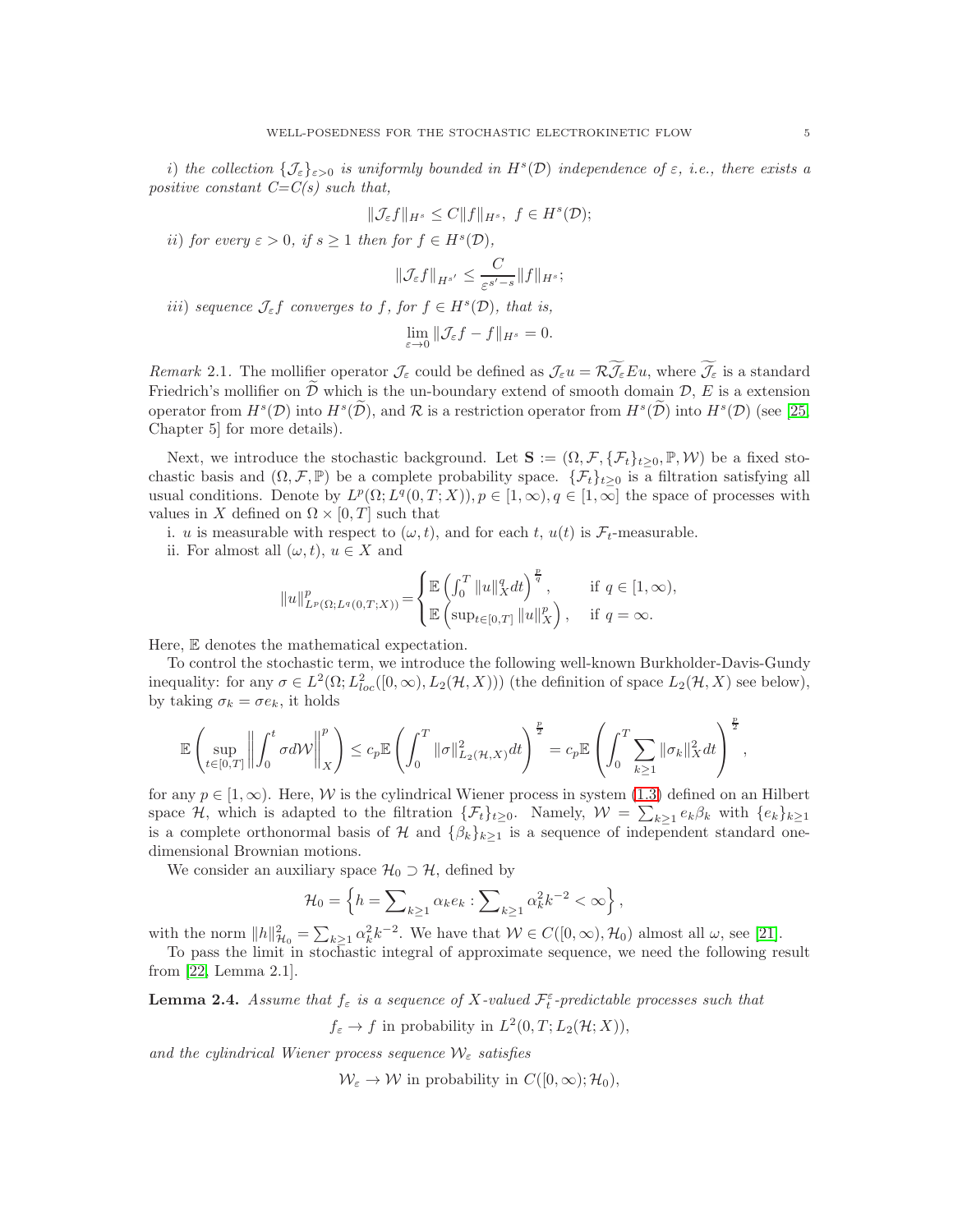*i) the collection* $\{\mathcal{J}_\varepsilon\}_{\varepsilon>0}$ *is uniformly bounded in* $H^s(\mathcal{D})$ *independence of* $\varepsilon$, *i.e., there exists a positive constant C=C(s) such that,*

$$\|\mathcal{J}_\varepsilon f\|_{H^s} \leq C\|f\|_{H^s},\ f \in H^s(\mathcal{D});$$

*ii) for every* $\varepsilon > 0$, *if* $s \geq 1$ *then for* $f \in H^s(\mathcal{D})$,

$$\|\mathcal{J}_\varepsilon f\|_{H^{s'}} \leq \frac{C}{\varepsilon^{s'-s}}\|f\|_{H^s};$$

*iii) sequence* $\mathcal{J}_\varepsilon f$ *converges to* $f$, *for* $f \in H^s(\mathcal{D})$, *that is,*

$$\lim_{\varepsilon\to 0}\|\mathcal{J}_\varepsilon f - f\|_{H^s} = 0.$$

*Remark* 2.1. The mollifier operator $\mathcal{J}_\varepsilon$ could be defined as $\mathcal{J}_\varepsilon u = \mathcal{R}\widetilde{\mathcal{J}_\varepsilon}Eu$, where $\widetilde{\mathcal{J}_\varepsilon}$ is a standard Friedrich's mollifier on $\widetilde{\mathcal{D}}$ which is the un-boundary extend of smooth domain $\mathcal{D}$, $E$ is a extension operator from $H^s(\mathcal{D})$ into $H^s(\widetilde{\mathcal{D}})$, and $\mathcal{R}$ is a restriction operator from $H^s(\widetilde{\mathcal{D}})$ into $H^s(\mathcal{D})$ (see [25, Chapter 5] for more details).

Next, we introduce the stochastic background. Let $\mathbf{S} := (\Omega, \mathcal{F}, \{\mathcal{F}_t\}_{t\geq 0}, \mathbb{P}, \mathcal{W})$ be a fixed stochastic basis and $(\Omega, \mathcal{F}, \mathbb{P})$ be a complete probability space. $\{\mathcal{F}_t\}_{t\geq 0}$ is a filtration satisfying all usual conditions. Denote by $L^p(\Omega; L^q(0,T;X)), p \in [1,\infty), q \in [1,\infty]$ the space of processes with values in $X$ defined on $\Omega \times [0,T]$ such that

i. $u$ is measurable with respect to $(\omega, t)$, and for each $t$, $u(t)$ is $\mathcal{F}_t$-measurable.

ii. For almost all $(\omega, t)$, $u \in X$ and

$$\|u\|^p_{L^p(\Omega;L^q(0,T;X))} = \begin{cases} \mathbb{E}\left(\int_0^T \|u\|_X^q dt\right)^{\frac{p}{q}}, & \text{if } q \in [1,\infty), \\ \mathbb{E}\left(\sup_{t\in[0,T]}\|u\|_X^p\right), & \text{if } q = \infty. \end{cases}$$

Here, $\mathbb{E}$ denotes the mathematical expectation.

To control the stochastic term, we introduce the following well-known Burkholder-Davis-Gundy inequality: for any $\sigma \in L^2(\Omega; L^2_{loc}([0,\infty), L_2(\mathcal{H}, X)))$ (the definition of space $L_2(\mathcal{H}, X)$ see below), by taking $\sigma_k = \sigma e_k$, it holds

$$\mathbb{E}\left(\sup_{t\in[0,T]}\left\|\int_0^t \sigma d\mathcal{W}\right\|_X^p\right) \leq c_p \mathbb{E}\left(\int_0^T \|\sigma\|^2_{L_2(\mathcal{H},X)}dt\right)^{\frac{p}{2}} = c_p\mathbb{E}\left(\int_0^T \sum_{k\geq 1}\|\sigma_k\|_X^2 dt\right)^{\frac{p}{2}},$$

for any $p \in [1,\infty)$. Here, $\mathcal{W}$ is the cylindrical Wiener process in system (1.3) defined on an Hilbert space $\mathcal{H}$, which is adapted to the filtration $\{\mathcal{F}_t\}_{t\geq 0}$. Namely, $\mathcal{W} = \sum_{k\geq 1} e_k\beta_k$ with $\{e_k\}_{k\geq 1}$ is a complete orthonormal basis of $\mathcal{H}$ and $\{\beta_k\}_{k\geq 1}$ is a sequence of independent standard one-dimensional Brownian motions.

We consider an auxiliary space $\mathcal{H}_0 \supset \mathcal{H}$, defined by

$$\mathcal{H}_0 = \left\{h = \sum\nolimits_{k\geq 1}\alpha_k e_k : \sum\nolimits_{k\geq 1}\alpha_k^2 k^{-2} < \infty\right\},$$

with the norm $\|h\|^2_{\mathcal{H}_0} = \sum_{k\geq 1}\alpha_k^2 k^{-2}$. We have that $\mathcal{W} \in C([0,\infty), \mathcal{H}_0)$ almost all $\omega$, see [21].

To pass the limit in stochastic integral of approximate sequence, we need the following result from [22, Lemma 2.1].

**Lemma 2.4.** *Assume that* $f_\varepsilon$ *is a sequence of* $X$*-valued* $\mathcal{F}_t^\varepsilon$*-predictable processes such that*

$$f_\varepsilon \to f \text{ in probability in } L^2(0,T; L_2(\mathcal{H}; X)),$$

*and the cylindrical Wiener process sequence* $\mathcal{W}_\varepsilon$ *satisfies*

$$\mathcal{W}_\varepsilon \to \mathcal{W} \text{ in probability in } C([0,\infty); \mathcal{H}_0),$$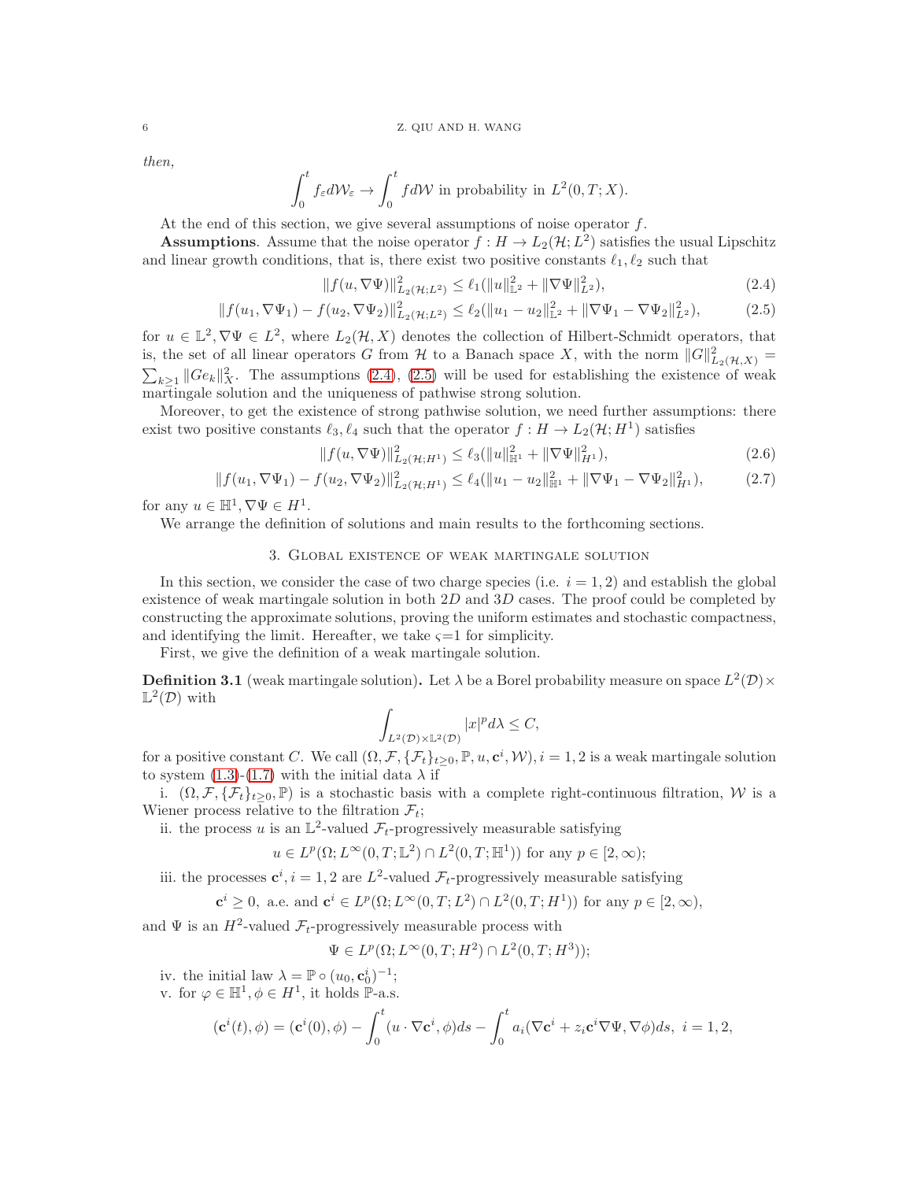*then,*

$$\int_0^t f_\varepsilon d\mathcal{W}_\varepsilon \to \int_0^t f d\mathcal{W} \text{ in probability in } L^2(0,T;X).$$

At the end of this section, we give several assumptions of noise operator $f$.

**Assumptions**. Assume that the noise operator $f: H \to L_2(\mathcal{H}; L^2)$ satisfies the usual Lipschitz and linear growth conditions, that is, there exist two positive constants $\ell_1, \ell_2$ such that

$$\|f(u,\nabla\Psi)\|^2_{L_2(\mathcal{H};L^2)} \le \ell_1(\|u\|^2_{\mathbb{L}^2} + \|\nabla\Psi\|^2_{L^2}), \tag{2.4}$$

$$\|f(u_1,\nabla\Psi_1) - f(u_2,\nabla\Psi_2)\|^2_{L_2(\mathcal{H};L^2)} \le \ell_2(\|u_1-u_2\|^2_{\mathbb{L}^2} + \|\nabla\Psi_1 - \nabla\Psi_2\|^2_{L^2}), \tag{2.5}$$

for $u \in \mathbb{L}^2, \nabla\Psi \in L^2$, where $L_2(\mathcal{H}, X)$ denotes the collection of Hilbert-Schmidt operators, that is, the set of all linear operators $G$ from $\mathcal{H}$ to a Banach space $X$, with the norm $\|G\|^2_{L_2(\mathcal{H},X)} = \sum_{k\ge 1}\|Ge_k\|^2_X$. The assumptions (2.4), (2.5) will be used for establishing the existence of weak martingale solution and the uniqueness of pathwise strong solution.

Moreover, to get the existence of strong pathwise solution, we need further assumptions: there exist two positive constants $\ell_3, \ell_4$ such that the operator $f: H \to L_2(\mathcal{H}; H^1)$ satisfies

$$\|f(u,\nabla\Psi)\|^2_{L_2(\mathcal{H};H^1)} \le \ell_3(\|u\|^2_{\mathbb{H}^1} + \|\nabla\Psi\|^2_{H^1}), \tag{2.6}$$

$$\|f(u_1,\nabla\Psi_1) - f(u_2,\nabla\Psi_2)\|^2_{L_2(\mathcal{H};H^1)} \le \ell_4(\|u_1-u_2\|^2_{\mathbb{H}^1} + \|\nabla\Psi_1 - \nabla\Psi_2\|^2_{H^1}), \tag{2.7}$$

for any $u \in \mathbb{H}^1, \nabla\Psi \in H^1$.

We arrange the definition of solutions and main results to the forthcoming sections.

## 3. Global existence of weak martingale solution

In this section, we consider the case of two charge species (i.e. $i = 1, 2$) and establish the global existence of weak martingale solution in both $2D$ and $3D$ cases. The proof could be completed by constructing the approximate solutions, proving the uniform estimates and stochastic compactness, and identifying the limit. Hereafter, we take $\varsigma$=1 for simplicity.

First, we give the definition of a weak martingale solution.

**Definition 3.1** (weak martingale solution)**.** Let $\lambda$ be a Borel probability measure on space $L^2(\mathcal{D}) \times \mathbb{L}^2(\mathcal{D})$ with

$$\int_{L^2(\mathcal{D})\times\mathbb{L}^2(\mathcal{D})} |x|^p d\lambda \le C,$$

for a positive constant $C$. We call $(\Omega, \mathcal{F}, \{\mathcal{F}_t\}_{t\ge 0}, \mathbb{P}, u, \mathbf{c}^i, \mathcal{W}), i = 1, 2$ is a weak martingale solution to system (1.3)-(1.7) with the initial data $\lambda$ if

i. $(\Omega, \mathcal{F}, \{\mathcal{F}_t\}_{t\ge 0}, \mathbb{P})$ is a stochastic basis with a complete right-continuous filtration, $\mathcal{W}$ is a Wiener process relative to the filtration $\mathcal{F}_t$;

ii. the process $u$ is an $\mathbb{L}^2$-valued $\mathcal{F}_t$-progressively measurable satisfying

$$u \in L^p(\Omega; L^\infty(0,T;\mathbb{L}^2) \cap L^2(0,T;\mathbb{H}^1)) \text{ for any } p \in [2,\infty);$$

iii. the processes $\mathbf{c}^i, i = 1, 2$ are $L^2$-valued $\mathcal{F}_t$-progressively measurable satisfying

$$\mathbf{c}^i \ge 0, \text{ a.e. and } \mathbf{c}^i \in L^p(\Omega; L^\infty(0,T;L^2) \cap L^2(0,T;H^1)) \text{ for any } p \in [2,\infty),$$

and $\Psi$ is an $H^2$-valued $\mathcal{F}_t$-progressively measurable process with

$$\Psi \in L^p(\Omega; L^\infty(0,T;H^2) \cap L^2(0,T;H^3));$$

iv. the initial law $\lambda = \mathbb{P} \circ (u_0, \mathbf{c}^i_0)^{-1}$;

v. for $\varphi \in \mathbb{H}^1, \phi \in H^1$, it holds $\mathbb{P}$-a.s.

$$(\mathbf{c}^i(t), \phi) = (\mathbf{c}^i(0), \phi) - \int_0^t (u\cdot\nabla\mathbf{c}^i, \phi)ds - \int_0^t a_i(\nabla\mathbf{c}^i + z_i\mathbf{c}^i\nabla\Psi, \nabla\phi)ds, \ i = 1, 2,$$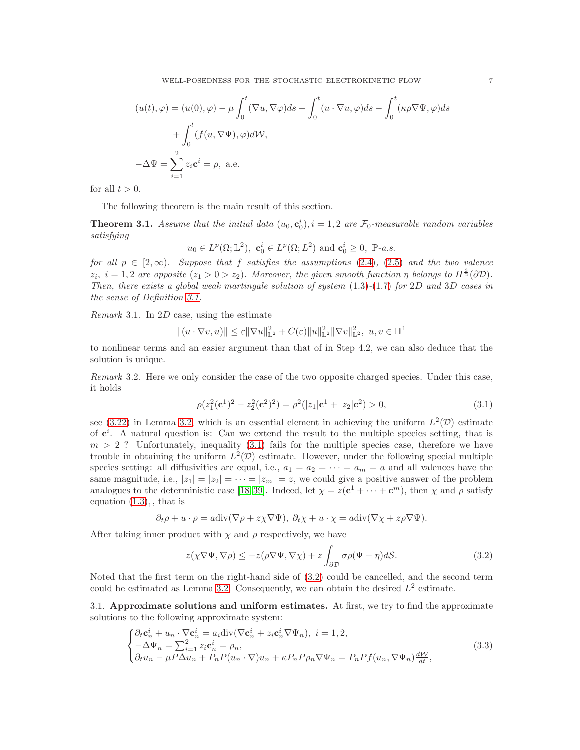$$
\begin{aligned}
(u(t),\varphi) &= (u(0),\varphi) - \mu\int_0^t (\nabla u,\nabla\varphi)ds - \int_0^t (u\cdot\nabla u,\varphi)ds - \int_0^t (\kappa\rho\nabla\Psi,\varphi)ds \\
&\quad + \int_0^t (f(u,\nabla\Psi),\varphi)d\mathcal{W}, \\
-\Delta\Psi &= \sum_{i=1}^2 z_i\mathbf{c}^i = \rho, \text{ a.e.}
\end{aligned}
$$

for all $t>0$.

The following theorem is the main result of this section.

**Theorem 3.1.** *Assume that the initial data $(u_0,\mathbf{c}_0^i), i=1,2$ are $\mathcal{F}_0$-measurable random variables satisfying*

$$
u_0 \in L^p(\Omega;\mathbb{L}^2),\ \mathbf{c}_0^i \in L^p(\Omega;L^2) \text{ and } \mathbf{c}_0^i \geq 0,\ \mathbb{P}\text{-}a.s.
$$

*for all $p\in[2,\infty)$. Suppose that $f$ satisfies the assumptions (2.4), (2.5) and the two valence $z_i,\ i=1,2$ are opposite ($z_1>0>z_2$). Moreover, the given smooth function $\eta$ belongs to $H^{\frac{3}{2}}(\partial\mathcal{D})$. Then, there exists a global weak martingale solution of system (1.3)-(1.7) for 2D and 3D cases in the sense of Definition 3.1.*

*Remark* 3.1. In 2D case, using the estimate

$$
\|(u\cdot\nabla v,u)\| \leq \varepsilon\|\nabla u\|_{\mathbb{L}^2}^2 + C(\varepsilon)\|u\|_{\mathbb{L}^2}^2\|\nabla v\|_{\mathbb{L}^2}^2,\ u,v\in\mathbb{H}^1
$$

to nonlinear terms and an easier argument than that of in Step 4.2, we can also deduce that the solution is unique.

*Remark* 3.2. Here we only consider the case of the two opposite charged species. Under this case, it holds

$$
\rho(z_1^2(\mathbf{c}^1)^2 - z_2^2(\mathbf{c}^2)^2) = \rho^2(|z_1|\mathbf{c}^1 + |z_2|\mathbf{c}^2) > 0, \tag{3.1}
$$

see (3.22) in Lemma 3.2, which is an essential element in achieving the uniform $L^2(\mathcal{D})$ estimate of $\mathbf{c}^i$. A natural question is: Can we extend the result to the multiple species setting, that is $m>2$ ? Unfortunately, inequality (3.1) fails for the multiple species case, therefore we have trouble in obtaining the uniform $L^2(\mathcal{D})$ estimate. However, under the following special multiple species setting: all diffusivities are equal, i.e., $a_1=a_2=\cdots=a_m=a$ and all valences have the same magnitude, i.e., $|z_1|=|z_2|=\cdots=|z_m|=z$, we could give a positive answer of the problem analogues to the deterministic case [18,39]. Indeed, let $\chi = z(\mathbf{c}^1+\cdots+\mathbf{c}^m)$, then $\chi$ and $\rho$ satisfy equation $(1.3)_1$, that is

$$
\partial_t\rho + u\cdot\rho = a\mathrm{div}(\nabla\rho + z\chi\nabla\Psi),\ \partial_t\chi + u\cdot\chi = a\mathrm{div}(\nabla\chi + z\rho\nabla\Psi).
$$

After taking inner product with $\chi$ and $\rho$ respectively, we have

$$
z(\chi\nabla\Psi,\nabla\rho) \leq -z(\rho\nabla\Psi,\nabla\chi) + z\int_{\partial\mathcal{D}}\sigma\rho(\Psi-\eta)d\mathcal{S}. \tag{3.2}
$$

Noted that the first term on the right-hand side of (3.2) could be cancelled, and the second term could be estimated as Lemma 3.2. Consequently, we can obtain the desired $L^2$ estimate.

### 3.1. Approximate solutions and uniform estimates.

At first, we try to find the approximate solutions to the following approximate system:

$$
\begin{cases}
\partial_t\mathbf{c}_n^i + u_n\cdot\nabla\mathbf{c}_n^i = a_i\mathrm{div}(\nabla\mathbf{c}_n^i + z_i\mathbf{c}_n^i\nabla\Psi_n),\ i=1,2, \\
-\Delta\Psi_n = \sum_{i=1}^2 z_i\mathbf{c}_n^i = \rho_n, \\
\partial_t u_n - \mu P\Delta u_n + P_nP(u_n\cdot\nabla)u_n + \kappa P_nP\rho_n\nabla\Psi_n = P_nPf(u_n,\nabla\Psi_n)\frac{d\mathcal{W}}{dt},
\end{cases} \tag{3.3}
$$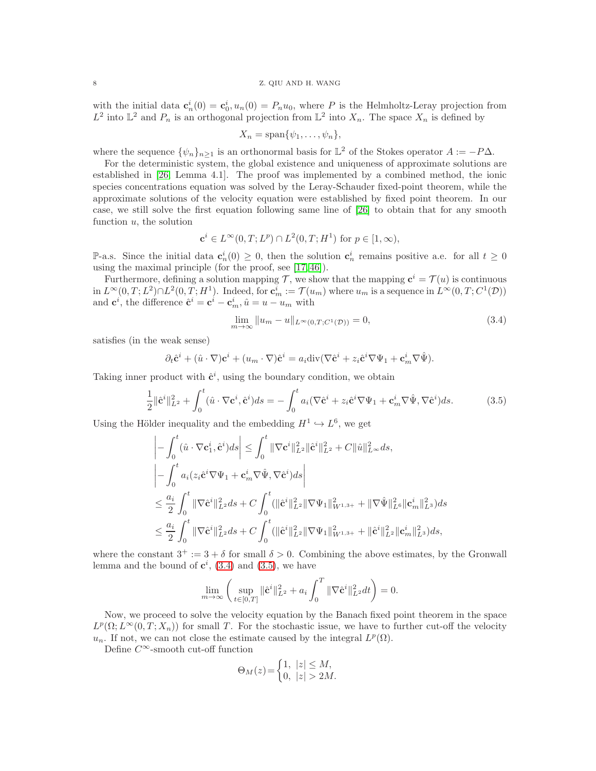with the initial data $\mathbf{c}_n^i(0) = \mathbf{c}_0^i, u_n(0) = P_n u_0$, where $P$ is the Helmholtz-Leray projection from $L^2$ into $\mathbb{L}^2$ and $P_n$ is an orthogonal projection from $\mathbb{L}^2$ into $X_n$. The space $X_n$ is defined by

$$X_n = \text{span}\{\psi_1, \ldots, \psi_n\},$$

where the sequence $\{\psi_n\}_{n\geq 1}$ is an orthonormal basis for $\mathbb{L}^2$ of the Stokes operator $A := -P\Delta$.

For the deterministic system, the global existence and uniqueness of approximate solutions are established in [26] Lemma 4.1]. The proof was implemented by a combined method, the ionic species concentrations equation was solved by the Leray-Schauder fixed-point theorem, while the approximate solutions of the velocity equation were established by fixed point theorem. In our case, we still solve the first equation following same line of [26] to obtain that for any smooth function $u$, the solution

$$\mathbf{c}^i \in L^\infty(0,T;L^p) \cap L^2(0,T;H^1) \text{ for } p \in [1,\infty),$$

$\mathbb{P}$-a.s. Since the initial data $\mathbf{c}_n^i(0) \geq 0$, then the solution $\mathbf{c}_n^i$ remains positive a.e. for all $t \geq 0$ using the maximal principle (for the proof, see [17,46]).

Furthermore, defining a solution mapping $\mathcal{T}$, we show that the mapping $\mathbf{c}^i = \mathcal{T}(u)$ is continuous in $L^\infty(0,T;L^2)\cap L^2(0,T;H^1)$. Indeed, for $\mathbf{c}_m^i := \mathcal{T}(u_m)$ where $u_m$ is a sequence in $L^\infty(0,T;C^1(\mathcal{D}))$ and $\mathbf{c}^i$, the difference $\hat{\mathbf{c}}^i = \mathbf{c}^i - \mathbf{c}_m^i, \hat{u} = u - u_m$ with

$$\lim_{m\to\infty} \|u_m - u\|_{L^\infty(0,T;C^1(\mathcal{D}))} = 0, \tag{3.4}$$

satisfies (in the weak sense)

$$\partial_t \hat{\mathbf{c}}^i + (\hat{u}\cdot\nabla)\mathbf{c}^i + (u_m\cdot\nabla)\hat{\mathbf{c}}^i = a_i \text{div}(\nabla\hat{\mathbf{c}}^i + z_i\hat{\mathbf{c}}^i\nabla\Psi_1 + \mathbf{c}_m^i\nabla\hat{\Psi}).$$

Taking inner product with $\hat{\mathbf{c}}^i$, using the boundary condition, we obtain

$$\frac{1}{2}\|\hat{\mathbf{c}}^i\|_{L^2}^2 + \int_0^t (\hat{u}\cdot\nabla\mathbf{c}^i, \hat{\mathbf{c}}^i)ds = -\int_0^t a_i(\nabla\hat{\mathbf{c}}^i + z_i\hat{\mathbf{c}}^i\nabla\Psi_1 + \mathbf{c}_m^i\nabla\hat{\Psi}, \nabla\hat{\mathbf{c}}^i)ds. \tag{3.5}$$

Using the Hölder inequality and the embedding $H^1 \hookrightarrow L^6$, we get

$$\begin{aligned}
&\left|-\int_0^t (\hat{u}\cdot\nabla\mathbf{c}_1^i, \hat{\mathbf{c}}^i)ds\right| \leq \int_0^t \|\nabla\mathbf{c}^i\|_{L^2}^2\|\hat{\mathbf{c}}^i\|_{L^2}^2 + C\|\hat{u}\|_{L^\infty}^2 ds,\\
&\left|-\int_0^t a_i(z_i\hat{\mathbf{c}}^i\nabla\Psi_1 + \mathbf{c}_m^i\nabla\hat{\Psi}, \nabla\hat{\mathbf{c}}^i)ds\right|\\
&\leq \frac{a_i}{2}\int_0^t \|\nabla\hat{\mathbf{c}}^i\|_{L^2}^2 ds + C\int_0^t (\|\hat{\mathbf{c}}^i\|_{L^2}^2\|\nabla\Psi_1\|_{W^{1,3+}}^2 + \|\nabla\hat{\Psi}\|_{L^6}^2\|\mathbf{c}_m^i\|_{L^3}^2)ds\\
&\leq \frac{a_i}{2}\int_0^t \|\nabla\hat{\mathbf{c}}^i\|_{L^2}^2 ds + C\int_0^t (\|\hat{\mathbf{c}}^i\|_{L^2}^2\|\nabla\Psi_1\|_{W^{1,3+}}^2 + \|\hat{\mathbf{c}}^i\|_{L^2}^2\|\mathbf{c}_m^i\|_{L^3}^2)ds,
\end{aligned}$$

where the constant $3^+ := 3 + \delta$ for small $\delta > 0$. Combining the above estimates, by the Gronwall lemma and the bound of $\mathbf{c}^i$, (3.4) and (3.5), we have

$$\lim_{m\to\infty}\left(\sup_{t\in[0,T]}\|\hat{\mathbf{c}}^i\|_{L^2}^2 + a_i\int_0^T \|\nabla\hat{\mathbf{c}}^i\|_{L^2}^2 dt\right) = 0.$$

Now, we proceed to solve the velocity equation by the Banach fixed point theorem in the space $L^p(\Omega; L^\infty(0,T;X_n))$ for small $T$. For the stochastic issue, we have to further cut-off the velocity $u_n$. If not, we can not close the estimate caused by the integral $L^p(\Omega)$.

Define $C^\infty$-smooth cut-off function

$$\Theta_M(z) = \begin{cases} 1, & |z| \leq M,\\ 0, & |z| > 2M. \end{cases}$$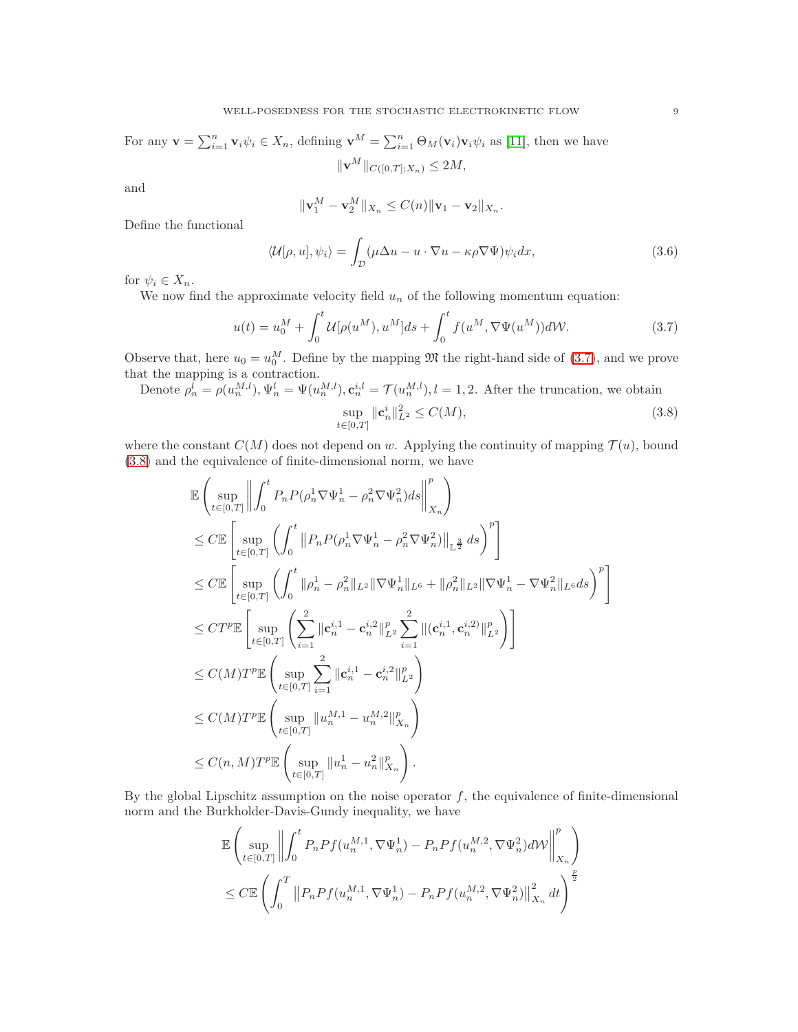For any $\mathbf{v} = \sum_{i=1}^n \mathbf{v}_i \psi_i \in X_n$, defining $\mathbf{v}^M = \sum_{i=1}^n \Theta_M(\mathbf{v}_i)\mathbf{v}_i\psi_i$ as [11], then we have

$$\|\mathbf{v}^M\|_{C([0,T];X_n)} \leq 2M,$$

and

$$\|\mathbf{v}_1^M - \mathbf{v}_2^M\|_{X_n} \leq C(n)\|\mathbf{v}_1 - \mathbf{v}_2\|_{X_n}.$$

Define the functional

$$\langle \mathcal{U}[\rho, u], \psi_i \rangle = \int_{\mathcal{D}} (\mu \Delta u - u \cdot \nabla u - \kappa \rho \nabla \Psi)\psi_i dx, \tag{3.6}$$

for $\psi_i \in X_n$.

We now find the approximate velocity field $u_n$ of the following momentum equation:

$$u(t) = u_0^M + \int_0^t \mathcal{U}[\rho(u^M), u^M]ds + \int_0^t f(u^M, \nabla\Psi(u^M))d\mathcal{W}. \tag{3.7}$$

Observe that, here $u_0 = u_0^M$. Define by the mapping $\mathfrak{M}$ the right-hand side of (3.7), and we prove that the mapping is a contraction.

Denote $\rho_n^l = \rho(u_n^{M,l}), \Psi_n^l = \Psi(u_n^{M,l}), \mathbf{c}_n^{i,l} = \mathcal{T}(u_n^{M,l}), l = 1, 2$. After the truncation, we obtain

$$\sup_{t\in[0,T]} \|\mathbf{c}_n^i\|_{L^2}^2 \leq C(M), \tag{3.8}$$

where the constant $C(M)$ does not depend on $w$. Applying the continuity of mapping $\mathcal{T}(u)$, bound (3.8) and the equivalence of finite-dimensional norm, we have

$$\begin{aligned}
&\mathbb{E}\left(\sup_{t\in[0,T]}\left\|\int_0^t P_nP(\rho_n^1\nabla\Psi_n^1 - \rho_n^2\nabla\Psi_n^2)ds\right\|_{X_n}^p\right) \\
&\leq C\mathbb{E}\left[\sup_{t\in[0,T]}\left(\int_0^t \left\|P_nP(\rho_n^1\nabla\Psi_n^1 - \rho_n^2\nabla\Psi_n^2)\right\|_{\mathbb{L}^{\frac{3}{2}}} ds\right)^p\right] \\
&\leq C\mathbb{E}\left[\sup_{t\in[0,T]}\left(\int_0^t \|\rho_n^1 - \rho_n^2\|_{L^2}\|\nabla\Psi_n^1\|_{L^6} + \|\rho_n^2\|_{L^2}\|\nabla\Psi_n^1 - \nabla\Psi_n^2\|_{L^6}ds\right)^p\right] \\
&\leq CT^p\mathbb{E}\left[\sup_{t\in[0,T]}\left(\sum_{i=1}^2\|\mathbf{c}_n^{i,1} - \mathbf{c}_n^{i,2}\|_{L^2}^p\sum_{i=1}^2\|(\mathbf{c}_n^{i,1}, \mathbf{c}_n^{i,2})\|_{L^2}^p\right)\right] \\
&\leq C(M)T^p\mathbb{E}\left(\sup_{t\in[0,T]}\sum_{i=1}^2\|\mathbf{c}_n^{i,1} - \mathbf{c}_n^{i,2}\|_{L^2}^p\right) \\
&\leq C(M)T^p\mathbb{E}\left(\sup_{t\in[0,T]}\|u_n^{M,1} - u_n^{M,2}\|_{X_n}^p\right) \\
&\leq C(n,M)T^p\mathbb{E}\left(\sup_{t\in[0,T]}\|u_n^1 - u_n^2\|_{X_n}^p\right).
\end{aligned}$$

By the global Lipschitz assumption on the noise operator $f$, the equivalence of finite-dimensional norm and the Burkholder-Davis-Gundy inequality, we have

$$\begin{aligned}
&\mathbb{E}\left(\sup_{t\in[0,T]}\left\|\int_0^t P_nPf(u_n^{M,1}, \nabla\Psi_n^1) - P_nPf(u_n^{M,2}, \nabla\Psi_n^2)d\mathcal{W}\right\|_{X_n}^p\right) \\
&\leq C\mathbb{E}\left(\int_0^T \left\|P_nPf(u_n^{M,1}, \nabla\Psi_n^1) - P_nPf(u_n^{M,2}, \nabla\Psi_n^2)\right\|_{X_n}^2 dt\right)^{\frac{p}{2}}
\end{aligned}$$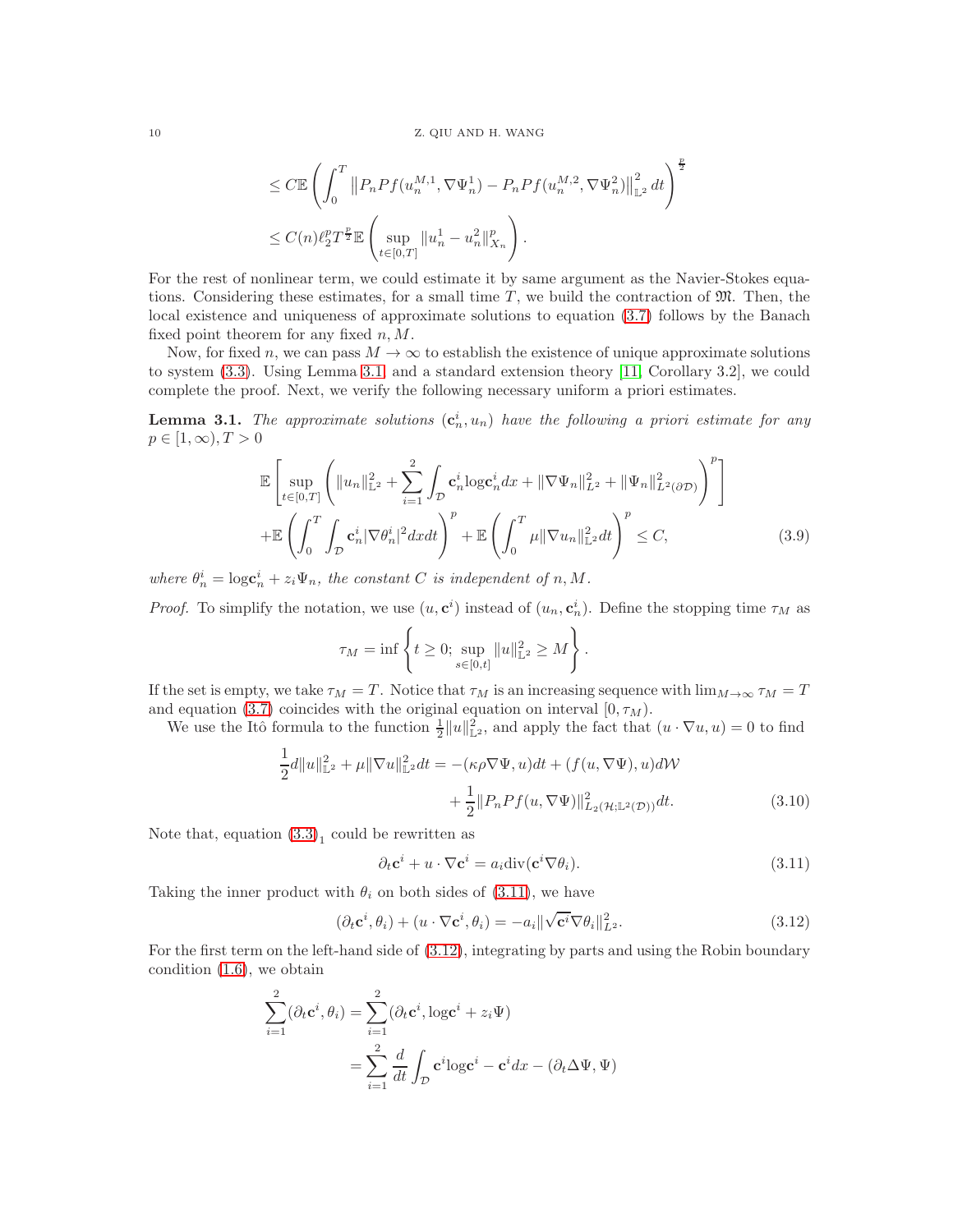$$
\leq C\mathbb{E}\left(\int_0^T \left\|P_nPf(u_n^{M,1},\nabla\Psi_n^1) - P_nPf(u_n^{M,2},\nabla\Psi_n^2)\right\|_{\mathbb{L}^2}^2 dt\right)^{\frac{p}{2}}
$$

$$
\leq C(n)\ell_2^p T^{\frac{p}{2}}\mathbb{E}\left(\sup_{t\in[0,T]}\|u_n^1 - u_n^2\|_{X_n}^p\right).
$$

For the rest of nonlinear term, we could estimate it by same argument as the Navier-Stokes equations. Considering these estimates, for a small time $T$, we build the contraction of $\mathfrak{M}$. Then, the local existence and uniqueness of approximate solutions to equation (3.7) follows by the Banach fixed point theorem for any fixed $n, M$.

Now, for fixed $n$, we can pass $M\to\infty$ to establish the existence of unique approximate solutions to system (3.3). Using Lemma 3.1 and a standard extension theory [11, Corollary 3.2], we could complete the proof. Next, we verify the following necessary uniform a priori estimates.

**Lemma 3.1.** *The approximate solutions $(\mathbf{c}_n^i, u_n)$ have the following a priori estimate for any $p\in[1,\infty), T>0$*

$$
\begin{aligned}
&\mathbb{E}\left[\sup_{t\in[0,T]}\left(\|u_n\|_{\mathbb{L}^2}^2 + \sum_{i=1}^2\int_{\mathcal{D}}\mathbf{c}_n^i\log\mathbf{c}_n^i dx + \|\nabla\Psi_n\|_{L^2}^2 + \|\Psi_n\|_{L^2(\partial\mathcal{D})}^2\right)^p\right]\\
&+\mathbb{E}\left(\int_0^T\int_{\mathcal{D}}\mathbf{c}_n^i|\nabla\theta_n^i|^2 dxdt\right)^p + \mathbb{E}\left(\int_0^T\mu\|\nabla u_n\|_{\mathbb{L}^2}^2 dt\right)^p \leq C,
\end{aligned}\tag{3.9}
$$

*where $\theta_n^i = \log\mathbf{c}_n^i + z_i\Psi_n$, the constant $C$ is independent of $n, M$.*

*Proof.* To simplify the notation, we use $(u, \mathbf{c}^i)$ instead of $(u_n, \mathbf{c}_n^i)$. Define the stopping time $\tau_M$ as

$$
\tau_M = \inf\left\{t\geq 0; \sup_{s\in[0,t]}\|u\|_{\mathbb{L}^2}^2 \geq M\right\}.
$$

If the set is empty, we take $\tau_M = T$. Notice that $\tau_M$ is an increasing sequence with $\lim_{M\to\infty}\tau_M = T$ and equation (3.7) coincides with the original equation on interval $[0,\tau_M)$.

We use the Itô formula to the function $\frac{1}{2}\|u\|_{\mathbb{L}^2}^2$, and apply the fact that $(u\cdot\nabla u, u) = 0$ to find

$$
\begin{aligned}
\frac{1}{2}d\|u\|_{\mathbb{L}^2}^2 + \mu\|\nabla u\|_{\mathbb{L}^2}^2 dt = &-(\kappa\rho\nabla\Psi, u)dt + (f(u,\nabla\Psi), u)d\mathcal{W}\\
&+\frac{1}{2}\|P_nPf(u,\nabla\Psi)\|_{L_2(\mathcal{H};\mathbb{L}^2(\mathcal{D}))}^2 dt.
\end{aligned}\tag{3.10}
$$

Note that, equation $(3.3)_1$ could be rewritten as

$$
\partial_t\mathbf{c}^i + u\cdot\nabla\mathbf{c}^i = a_i\mathrm{div}(\mathbf{c}^i\nabla\theta_i).\tag{3.11}
$$

Taking the inner product with $\theta_i$ on both sides of (3.11), we have

$$
(\partial_t\mathbf{c}^i, \theta_i) + (u\cdot\nabla\mathbf{c}^i, \theta_i) = -a_i\|\sqrt{\mathbf{c}^i}\nabla\theta_i\|_{L^2}^2.\tag{3.12}
$$

For the first term on the left-hand side of (3.12), integrating by parts and using the Robin boundary condition (1.6), we obtain

$$
\begin{aligned}
\sum_{i=1}^2(\partial_t\mathbf{c}^i, \theta_i) &= \sum_{i=1}^2(\partial_t\mathbf{c}^i, \log\mathbf{c}^i + z_i\Psi)\\
&= \sum_{i=1}^2\frac{d}{dt}\int_{\mathcal{D}}\mathbf{c}^i\log\mathbf{c}^i - \mathbf{c}^i dx - (\partial_t\Delta\Psi, \Psi)
\end{aligned}
$$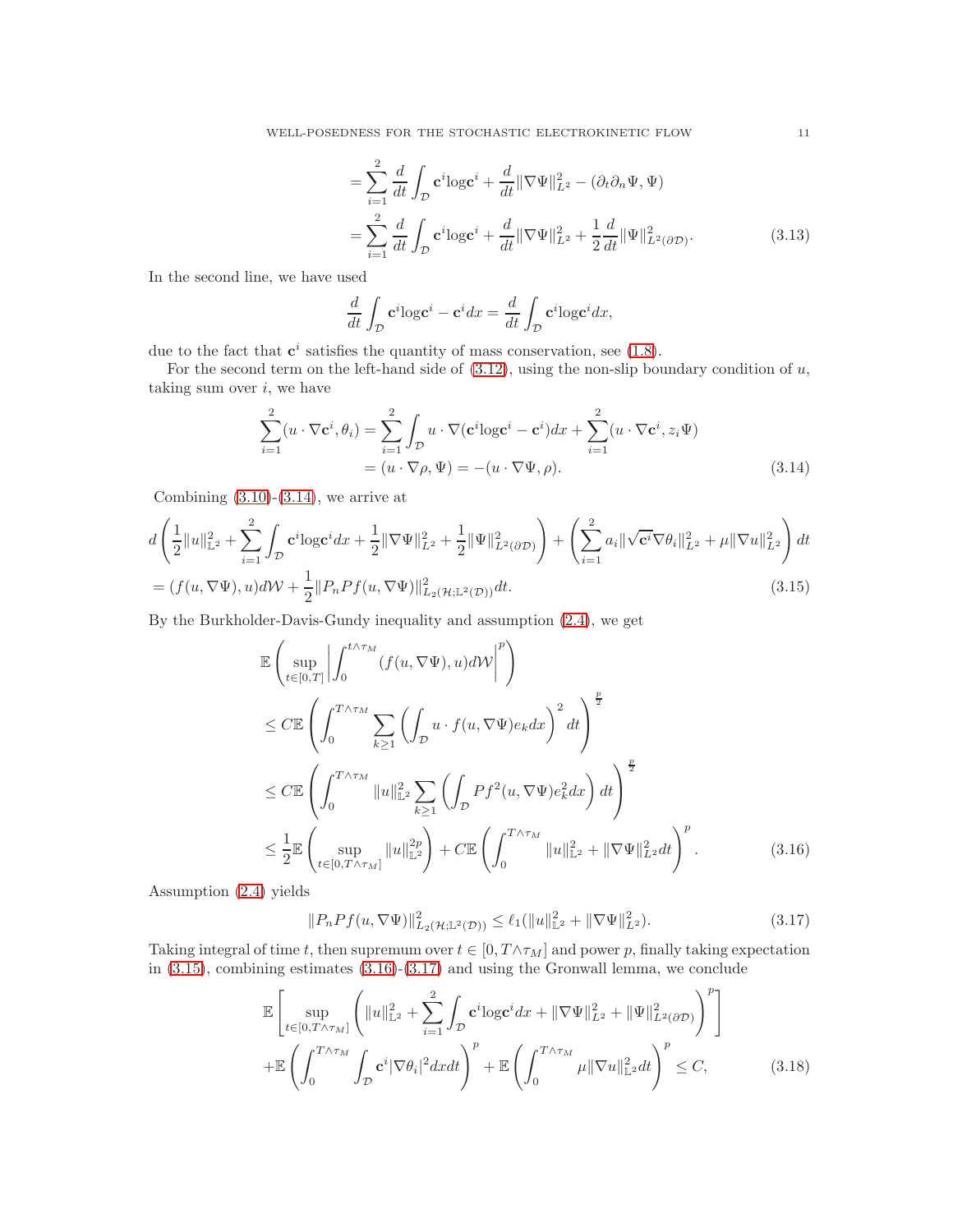$$
\begin{aligned}
&= \sum_{i=1}^{2} \frac{d}{dt} \int_{\mathcal{D}} \mathbf{c}^i \log \mathbf{c}^i + \frac{d}{dt} \|\nabla \Psi\|_{L^2}^2 - (\partial_t \partial_n \Psi, \Psi) \\
&= \sum_{i=1}^{2} \frac{d}{dt} \int_{\mathcal{D}} \mathbf{c}^i \log \mathbf{c}^i + \frac{d}{dt} \|\nabla \Psi\|_{L^2}^2 + \frac{1}{2} \frac{d}{dt} \|\Psi\|_{L^2(\partial \mathcal{D})}^2. 
\end{aligned}
\tag{3.13}
$$

In the second line, we have used

$$
\frac{d}{dt} \int_{\mathcal{D}} \mathbf{c}^i \log \mathbf{c}^i - \mathbf{c}^i dx = \frac{d}{dt} \int_{\mathcal{D}} \mathbf{c}^i \log \mathbf{c}^i dx,
$$

due to the fact that $\mathbf{c}^i$ satisfies the quantity of mass conservation, see (1.8).

For the second term on the left-hand side of (3.12), using the non-slip boundary condition of $u$, taking sum over $i$, we have

$$
\begin{aligned}
\sum_{i=1}^{2} (u \cdot \nabla \mathbf{c}^i, \theta_i) &= \sum_{i=1}^{2} \int_{\mathcal{D}} u \cdot \nabla (\mathbf{c}^i \log \mathbf{c}^i - \mathbf{c}^i) dx + \sum_{i=1}^{2} (u \cdot \nabla \mathbf{c}^i, z_i \Psi) \\
&= (u \cdot \nabla \rho, \Psi) = -(u \cdot \nabla \Psi, \rho).
\end{aligned}
\tag{3.14}
$$

Combining (3.10)-(3.14), we arrive at

$$
\begin{aligned}
&d\left( \frac{1}{2}\|u\|_{\mathbb{L}^2}^2 + \sum_{i=1}^{2} \int_{\mathcal{D}} \mathbf{c}^i \log \mathbf{c}^i dx + \frac{1}{2} \|\nabla \Psi\|_{L^2}^2 + \frac{1}{2} \|\Psi\|_{L^2(\partial \mathcal{D})}^2 \right) + \left( \sum_{i=1}^{2} a_i \|\sqrt{\mathbf{c}^i} \nabla \theta_i\|_{L^2}^2 + \mu \|\nabla u\|_{L^2}^2 \right) dt \\
&= (f(u, \nabla \Psi), u) d\mathcal{W} + \frac{1}{2} \|P_n P f(u, \nabla \Psi)\|_{L_2(\mathcal{H}; \mathbb{L}^2(\mathcal{D}))}^2 dt.
\end{aligned}
\tag{3.15}
$$

By the Burkholder-Davis-Gundy inequality and assumption (2.4), we get

$$
\begin{aligned}
&\mathbb{E}\left( \sup_{t \in [0,T]} \left| \int_0^{t \wedge \tau_M} (f(u, \nabla \Psi), u) d\mathcal{W} \right|^p \right) \\
&\leq C \mathbb{E} \left( \int_0^{T \wedge \tau_M} \sum_{k \geq 1} \left( \int_{\mathcal{D}} u \cdot f(u, \nabla \Psi) e_k dx \right)^2 dt \right)^{\frac{p}{2}} \\
&\leq C \mathbb{E} \left( \int_0^{T \wedge \tau_M} \|u\|_{\mathbb{L}^2}^2 \sum_{k \geq 1} \left( \int_{\mathcal{D}} P f^2(u, \nabla \Psi) e_k^2 dx \right) dt \right)^{\frac{p}{2}} \\
&\leq \frac{1}{2} \mathbb{E} \left( \sup_{t \in [0, T \wedge \tau_M]} \|u\|_{\mathbb{L}^2}^{2p} \right) + C \mathbb{E} \left( \int_0^{T \wedge \tau_M} \|u\|_{\mathbb{L}^2}^2 + \|\nabla \Psi\|_{L^2}^2 dt \right)^p.
\end{aligned}
\tag{3.16}
$$

Assumption (2.4) yields

$$
\|P_n P f(u, \nabla \Psi)\|_{L_2(\mathcal{H}; \mathbb{L}^2(\mathcal{D}))}^2 \leq \ell_1 (\|u\|_{\mathbb{L}^2}^2 + \|\nabla \Psi\|_{L^2}^2).
\tag{3.17}
$$

Taking integral of time $t$, then supremum over $t \in [0, T \wedge \tau_M]$ and power $p$, finally taking expectation in (3.15), combining estimates (3.16)-(3.17) and using the Gronwall lemma, we conclude

$$
\begin{aligned}
&\mathbb{E} \left[ \sup_{t \in [0, T \wedge \tau_M]} \left( \|u\|_{\mathbb{L}^2}^2 + \sum_{i=1}^{2} \int_{\mathcal{D}} \mathbf{c}^i \log \mathbf{c}^i dx + \|\nabla \Psi\|_{L^2}^2 + \|\Psi\|_{L^2(\partial \mathcal{D})}^2 \right)^p \right] \\
&+ \mathbb{E} \left( \int_0^{T \wedge \tau_M} \int_{\mathcal{D}} \mathbf{c}^i |\nabla \theta_i|^2 dx dt \right)^p + \mathbb{E} \left( \int_0^{T \wedge \tau_M} \mu \|\nabla u\|_{\mathbb{L}^2}^2 dt \right)^p \leq C,
\end{aligned}
\tag{3.18}
$$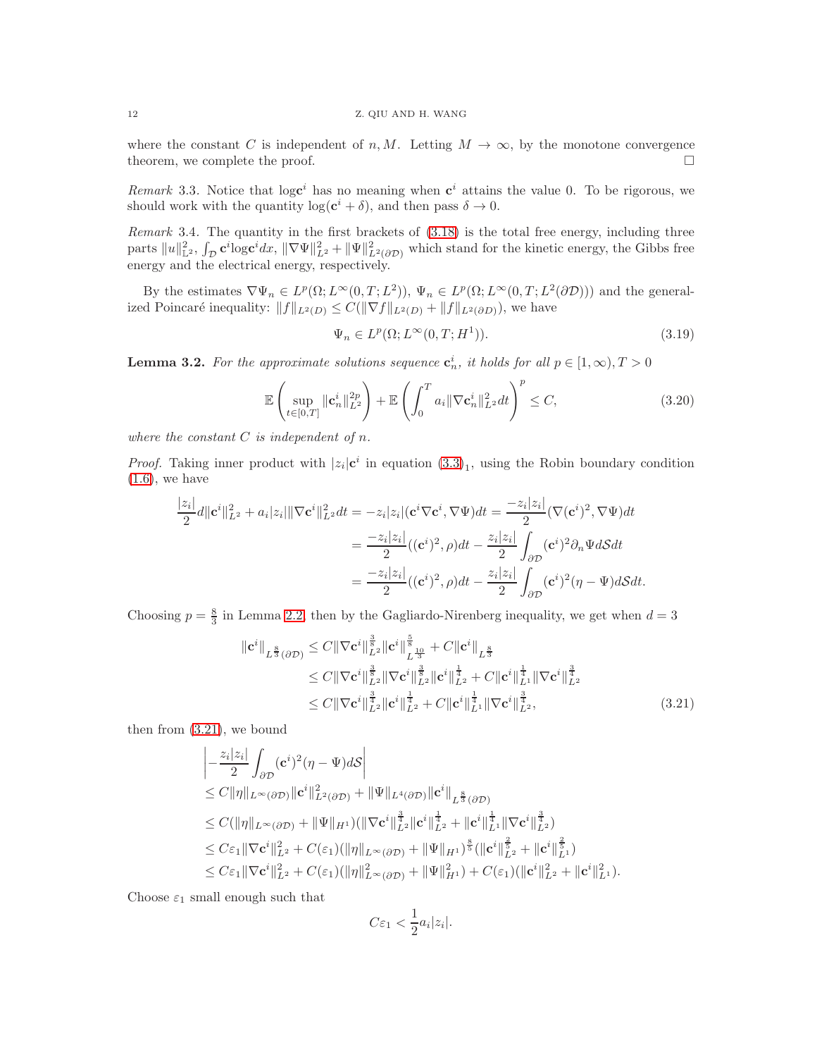where the constant $C$ is independent of $n, M$. Letting $M \to \infty$, by the monotone convergence theorem, we complete the proof. $\square$

*Remark* 3.3. Notice that $\log \mathbf{c}^i$ has no meaning when $\mathbf{c}^i$ attains the value 0. To be rigorous, we should work with the quantity $\log(\mathbf{c}^i + \delta)$, and then pass $\delta \to 0$.

*Remark* 3.4. The quantity in the first brackets of (3.18) is the total free energy, including three parts $\|u\|^2_{\mathbb{L}^2}$, $\int_{\mathcal{D}} \mathbf{c}^i \log \mathbf{c}^i dx$, $\|\nabla\Psi\|^2_{L^2} + \|\Psi\|^2_{L^2(\partial\mathcal{D})}$ which stand for the kinetic energy, the Gibbs free energy and the electrical energy, respectively.

By the estimates $\nabla\Psi_n \in L^p(\Omega; L^\infty(0,T;L^2))$, $\Psi_n \in L^p(\Omega; L^\infty(0,T;L^2(\partial\mathcal{D})))$ and the generalized Poincaré inequality: $\|f\|_{L^2(D)} \le C(\|\nabla f\|_{L^2(D)} + \|f\|_{L^2(\partial D)})$, we have

$$\Psi_n \in L^p(\Omega; L^\infty(0,T;H^1)). \tag{3.19}$$

**Lemma 3.2.** *For the approximate solutions sequence $\mathbf{c}^i_n$, it holds for all $p \in [1,\infty), T > 0$*

$$\mathbb{E}\left(\sup_{t\in[0,T]} \|\mathbf{c}^i_n\|^{2p}_{L^2}\right) + \mathbb{E}\left(\int_0^T a_i \|\nabla \mathbf{c}^i_n\|^2_{L^2} dt\right)^p \le C, \tag{3.20}$$

*where the constant $C$ is independent of $n$.*

*Proof.* Taking inner product with $|z_i|\mathbf{c}^i$ in equation $(3.3)_1$, using the Robin boundary condition (1.6), we have

$$\begin{aligned}
\frac{|z_i|}{2} d\|\mathbf{c}^i\|^2_{L^2} + a_i|z_i| \|\nabla \mathbf{c}^i\|^2_{L^2} dt &= -z_i|z_i|(\mathbf{c}^i \nabla \mathbf{c}^i, \nabla\Psi)dt = \frac{-z_i|z_i|}{2}(\nabla(\mathbf{c}^i)^2, \nabla\Psi)dt \\
&= \frac{-z_i|z_i|}{2}((\mathbf{c}^i)^2, \rho)dt - \frac{z_i|z_i|}{2}\int_{\partial\mathcal{D}} (\mathbf{c}^i)^2 \partial_n \Psi d\mathcal{S}dt \\
&= \frac{-z_i|z_i|}{2}((\mathbf{c}^i)^2, \rho)dt - \frac{z_i|z_i|}{2}\int_{\partial\mathcal{D}} (\mathbf{c}^i)^2 (\eta - \Psi) d\mathcal{S}dt.
\end{aligned}$$

Choosing $p = \frac{8}{3}$ in Lemma 2.2, then by the Gagliardo-Nirenberg inequality, we get when $d = 3$

$$\begin{aligned}
\|\mathbf{c}^i\|_{L^{\frac{8}{3}}(\partial\mathcal{D})} &\le C\|\nabla \mathbf{c}^i\|^{\frac{3}{8}}_{L^2} \|\mathbf{c}^i\|^{\frac{5}{8}}_{L^{\frac{10}{3}}} + C\|\mathbf{c}^i\|_{L^{\frac{8}{3}}} \\
&\le C\|\nabla \mathbf{c}^i\|^{\frac{3}{8}}_{L^2} \|\nabla \mathbf{c}^i\|^{\frac{3}{8}}_{L^2} \|\mathbf{c}^i\|^{\frac{1}{4}}_{L^2} + C\|\mathbf{c}^i\|^{\frac{1}{4}}_{L^1} \|\nabla \mathbf{c}^i\|^{\frac{3}{4}}_{L^2} \\
&\le C\|\nabla \mathbf{c}^i\|^{\frac{3}{4}}_{L^2} \|\mathbf{c}^i\|^{\frac{1}{4}}_{L^2} + C\|\mathbf{c}^i\|^{\frac{1}{4}}_{L^1} \|\nabla \mathbf{c}^i\|^{\frac{3}{4}}_{L^2},
\end{aligned} \tag{3.21}$$

then from (3.21), we bound

$$\begin{aligned}
&\left| -\frac{z_i|z_i|}{2} \int_{\partial\mathcal{D}} (\mathbf{c}^i)^2 (\eta - \Psi) d\mathcal{S} \right| \\
&\le C\|\eta\|_{L^\infty(\partial\mathcal{D})} \|\mathbf{c}^i\|^2_{L^2(\partial\mathcal{D})} + \|\Psi\|_{L^4(\partial\mathcal{D})} \|\mathbf{c}^i\|_{L^{\frac{8}{3}}(\partial\mathcal{D})} \\
&\le C(\|\eta\|_{L^\infty(\partial\mathcal{D})} + \|\Psi\|_{H^1})(\|\nabla \mathbf{c}^i\|^{\frac{3}{4}}_{L^2} \|\mathbf{c}^i\|^{\frac{1}{4}}_{L^2} + \|\mathbf{c}^i\|^{\frac{1}{4}}_{L^1} \|\nabla \mathbf{c}^i\|^{\frac{3}{4}}_{L^2}) \\
&\le C\varepsilon_1 \|\nabla \mathbf{c}^i\|^2_{L^2} + C(\varepsilon_1)(\|\eta\|_{L^\infty(\partial\mathcal{D})} + \|\Psi\|_{H^1})^{\frac{8}{5}} (\|\mathbf{c}^i\|^{\frac{2}{5}}_{L^2} + \|\mathbf{c}^i\|^{\frac{2}{5}}_{L^1}) \\
&\le C\varepsilon_1 \|\nabla \mathbf{c}^i\|^2_{L^2} + C(\varepsilon_1)(\|\eta\|^2_{L^\infty(\partial\mathcal{D})} + \|\Psi\|^2_{H^1}) + C(\varepsilon_1)(\|\mathbf{c}^i\|^2_{L^2} + \|\mathbf{c}^i\|^2_{L^1}).
\end{aligned}$$

Choose $\varepsilon_1$ small enough such that

$$C\varepsilon_1 < \frac{1}{2} a_i |z_i|.$$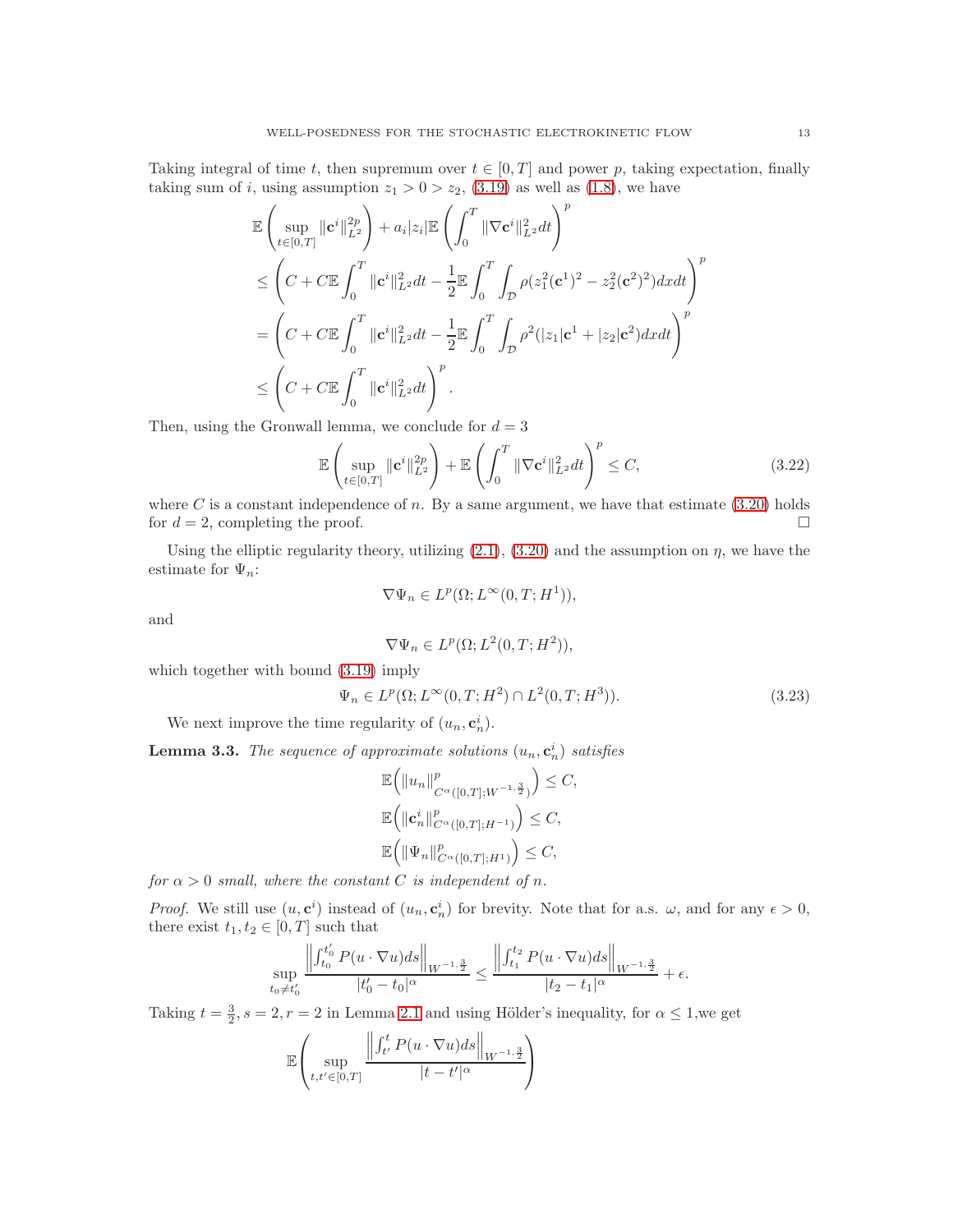Taking integral of time $t$, then supremum over $t \in [0,T]$ and power $p$, taking expectation, finally taking sum of $i$, using assumption $z_1 > 0 > z_2$, (3.19) as well as (1.8), we have

$$
\begin{aligned}
&\mathbb{E}\left(\sup_{t\in[0,T]}\|\mathbf{c}^i\|_{L^2}^{2p}\right) + a_i|z_i|\mathbb{E}\left(\int_0^T \|\nabla \mathbf{c}^i\|_{L^2}^2 dt\right)^p \\
&\leq \left(C + C\mathbb{E}\int_0^T \|\mathbf{c}^i\|_{L^2}^2 dt - \frac{1}{2}\mathbb{E}\int_0^T\int_{\mathcal{D}} \rho(z_1^2(\mathbf{c}^1)^2 - z_2^2(\mathbf{c}^2)^2)dxdt\right)^p \\
&= \left(C + C\mathbb{E}\int_0^T \|\mathbf{c}^i\|_{L^2}^2 dt - \frac{1}{2}\mathbb{E}\int_0^T\int_{\mathcal{D}} \rho^2(|z_1|\mathbf{c}^1 + |z_2|\mathbf{c}^2)dxdt\right)^p \\
&\leq \left(C + C\mathbb{E}\int_0^T \|\mathbf{c}^i\|_{L^2}^2 dt\right)^p.
\end{aligned}
$$

Then, using the Gronwall lemma, we conclude for $d = 3$

$$
\mathbb{E}\left(\sup_{t\in[0,T]}\|\mathbf{c}^i\|_{L^2}^{2p}\right) + \mathbb{E}\left(\int_0^T \|\nabla \mathbf{c}^i\|_{L^2}^2 dt\right)^p \leq C, \tag{3.22}
$$

where $C$ is a constant independence of $n$. By a same argument, we have that estimate (3.20) holds for $d = 2$, completing the proof. □

Using the elliptic regularity theory, utilizing (2.1), (3.20) and the assumption on $\eta$, we have the estimate for $\Psi_n$:

$$
\nabla\Psi_n \in L^p(\Omega; L^\infty(0,T; H^1)),
$$

and

$$
\nabla\Psi_n \in L^p(\Omega; L^2(0,T; H^2)),
$$

which together with bound (3.19) imply

$$
\Psi_n \in L^p(\Omega; L^\infty(0,T; H^2) \cap L^2(0,T; H^3)). \tag{3.23}
$$

We next improve the time regularity of $(u_n, \mathbf{c}_n^i)$.

**Lemma 3.3.** *The sequence of approximate solutions $(u_n, \mathbf{c}_n^i)$ satisfies*

$$
\mathbb{E}\Big(\|u_n\|_{C^\alpha([0,T];W^{-1,\frac{3}{2}})}^p\Big) \leq C,
$$

$$
\mathbb{E}\Big(\|\mathbf{c}_n^i\|_{C^\alpha([0,T];H^{-1})}^p\Big) \leq C,
$$

$$
\mathbb{E}\Big(\|\Psi_n\|_{C^\alpha([0,T];H^1)}^p\Big) \leq C,
$$

*for $\alpha > 0$ small, where the constant $C$ is independent of $n$.*

*Proof.* We still use $(u, \mathbf{c}^i)$ instead of $(u_n, \mathbf{c}_n^i)$ for brevity. Note that for a.s. $\omega$, and for any $\epsilon > 0$, there exist $t_1, t_2 \in [0,T]$ such that

$$
\sup_{t_0 \neq t_0'} \frac{\left\|\int_{t_0}^{t_0'} P(u\cdot\nabla u)ds\right\|_{W^{-1,\frac{3}{2}}}}{|t_0' - t_0|^\alpha} \leq \frac{\left\|\int_{t_1}^{t_2} P(u\cdot\nabla u)ds\right\|_{W^{-1,\frac{3}{2}}}}{|t_2 - t_1|^\alpha} + \epsilon.
$$

Taking $t = \frac{3}{2}, s = 2, r = 2$ in Lemma 2.1 and using Hölder's inequality, for $\alpha \leq 1$,we get

$$
\mathbb{E}\left(\sup_{t,t'\in[0,T]} \frac{\left\|\int_{t'}^{t} P(u\cdot\nabla u)ds\right\|_{W^{-1,\frac{3}{2}}}}{|t - t'|^\alpha}\right)
$$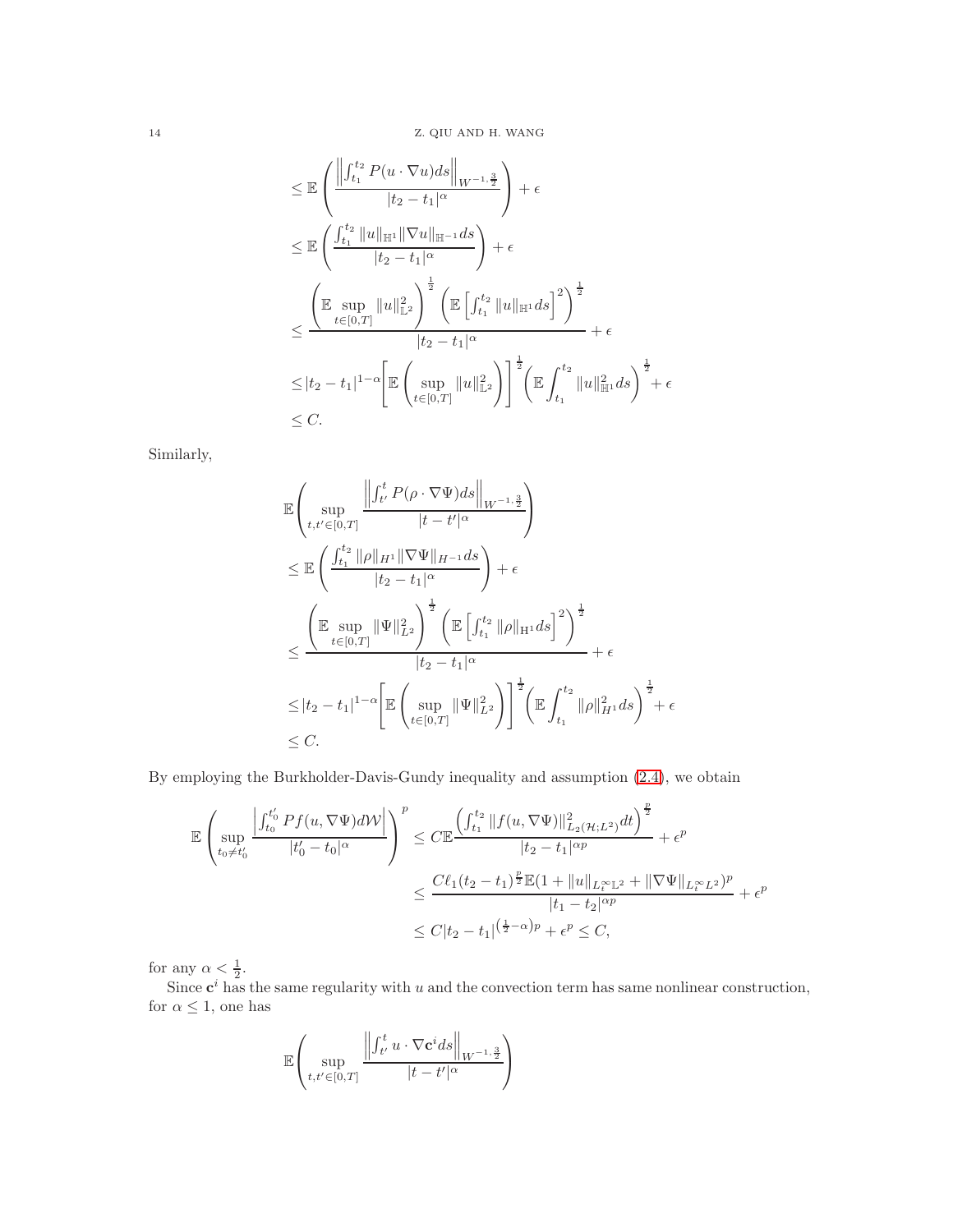$$
\begin{aligned}
&\le \mathbb{E}\left(\frac{\left\|\int_{t_1}^{t_2} P(u\cdot\nabla u)ds\right\|_{W^{-1,\frac{3}{2}}}}{|t_2-t_1|^{\alpha}}\right)+\epsilon\\
&\le \mathbb{E}\left(\frac{\int_{t_1}^{t_2}\|u\|_{\mathbb{H}^1}\|\nabla u\|_{\mathbb{H}^{-1}}ds}{|t_2-t_1|^{\alpha}}\right)+\epsilon\\
&\le \frac{\left(\mathbb{E}\sup\limits_{t\in[0,T]}\|u\|_{\mathbb{L}^2}^2\right)^{\frac{1}{2}}\left(\mathbb{E}\left[\int_{t_1}^{t_2}\|u\|_{\mathbb{H}^1}ds\right]^2\right)^{\frac{1}{2}}}{|t_2-t_1|^{\alpha}}+\epsilon\\
&\le |t_2-t_1|^{1-\alpha}\left[\mathbb{E}\left(\sup_{t\in[0,T]}\|u\|_{\mathbb{L}^2}^2\right)\right]^{\frac{1}{2}}\left(\mathbb{E}\int_{t_1}^{t_2}\|u\|_{\mathbb{H}^1}^2ds\right)^{\frac{1}{2}}+\epsilon\\
&\le C.
\end{aligned}
$$

Similarly,

$$
\begin{aligned}
&\mathbb{E}\left(\sup_{t,t'\in[0,T]}\frac{\left\|\int_{t'}^{t} P(\rho\cdot\nabla\Psi)ds\right\|_{W^{-1,\frac{3}{2}}}}{|t-t'|^{\alpha}}\right)\\
&\le \mathbb{E}\left(\frac{\int_{t_1}^{t_2}\|\rho\|_{H^1}\|\nabla\Psi\|_{H^{-1}}ds}{|t_2-t_1|^{\alpha}}\right)+\epsilon\\
&\le \frac{\left(\mathbb{E}\sup\limits_{t\in[0,T]}\|\Psi\|_{L^2}^2\right)^{\frac{1}{2}}\left(\mathbb{E}\left[\int_{t_1}^{t_2}\|\rho\|_{\mathrm{H}^1}ds\right]^2\right)^{\frac{1}{2}}}{|t_2-t_1|^{\alpha}}+\epsilon\\
&\le |t_2-t_1|^{1-\alpha}\left[\mathbb{E}\left(\sup_{t\in[0,T]}\|\Psi\|_{L^2}^2\right)\right]^{\frac{1}{2}}\left(\mathbb{E}\int_{t_1}^{t_2}\|\rho\|_{H^1}^2ds\right)^{\frac{1}{2}}+\epsilon\\
&\le C.
\end{aligned}
$$

By employing the Burkholder-Davis-Gundy inequality and assumption (2.4), we obtain

$$
\begin{aligned}
\mathbb{E}\left(\sup_{t_0\neq t_0'}\frac{\left|\int_{t_0}^{t_0'} Pf(u,\nabla\Psi)d\mathcal{W}\right|}{|t_0'-t_0|^{\alpha}}\right)^p &\le C\mathbb{E}\frac{\left(\int_{t_1}^{t_2}\|f(u,\nabla\Psi)\|_{L_2(\mathcal{H};L^2)}^2dt\right)^{\frac{p}{2}}}{|t_2-t_1|^{\alpha p}}+\epsilon^p\\
&\le \frac{C\ell_1(t_2-t_1)^{\frac{p}{2}}\mathbb{E}(1+\|u\|_{L_t^\infty\mathbb{L}^2}+\|\nabla\Psi\|_{L_t^\infty L^2})^p}{|t_1-t_2|^{\alpha p}}+\epsilon^p\\
&\le C|t_2-t_1|^{\left(\frac{1}{2}-\alpha\right)p}+\epsilon^p\le C,
\end{aligned}
$$

for any $\alpha<\frac{1}{2}$.

Since $\mathbf{c}^i$ has the same regularity with $u$ and the convection term has same nonlinear construction, for $\alpha\le 1$, one has

$$
\mathbb{E}\left(\sup_{t,t'\in[0,T]}\frac{\left\|\int_{t'}^{t} u\cdot\nabla\mathbf{c}^i ds\right\|_{W^{-1,\frac{3}{2}}}}{|t-t'|^{\alpha}}\right)
$$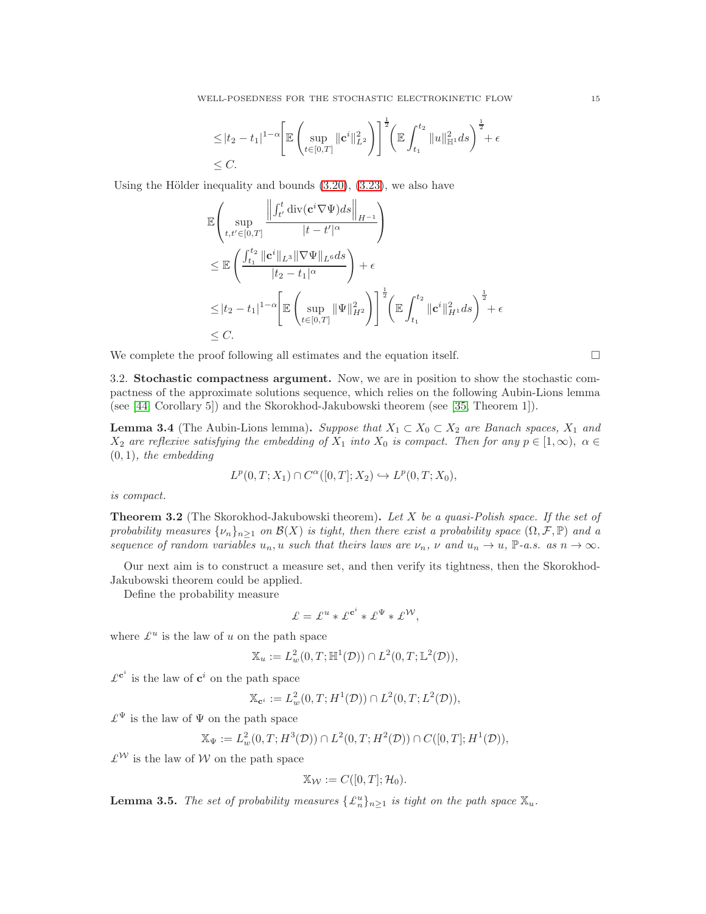$$
\leq |t_2 - t_1|^{1-\alpha}\left[\mathbb{E}\left(\sup_{t\in[0,T]}\|\mathbf{c}^i\|_{L^2}^2\right)\right]^{\frac{1}{2}}\left(\mathbb{E}\int_{t_1}^{t_2}\|u\|_{\mathbb{H}^1}^2 ds\right)^{\frac{1}{2}} + \epsilon
$$

$$
\leq C.
$$

Using the Hölder inequality and bounds (3.20), (3.23), we also have

$$
\mathbb{E}\left(\sup_{t,t'\in[0,T]}\frac{\left\|\int_{t'}^{t}\operatorname{div}(\mathbf{c}^i\nabla\Psi)ds\right\|_{H^{-1}}}{|t-t'|^\alpha}\right)
$$

$$
\leq \mathbb{E}\left(\frac{\int_{t_1}^{t_2}\|\mathbf{c}^i\|_{L^3}\|\nabla\Psi\|_{L^6}ds}{|t_2-t_1|^\alpha}\right) + \epsilon
$$

$$
\leq |t_2 - t_1|^{1-\alpha}\left[\mathbb{E}\left(\sup_{t\in[0,T]}\|\Psi\|_{H^2}^2\right)\right]^{\frac{1}{2}}\left(\mathbb{E}\int_{t_1}^{t_2}\|\mathbf{c}^i\|_{H^1}^2 ds\right)^{\frac{1}{2}} + \epsilon
$$

$$
\leq C.
$$

We complete the proof following all estimates and the equation itself. $\square$

3.2. **Stochastic compactness argument.** Now, we are in position to show the stochastic compactness of the approximate solutions sequence, which relies on the following Aubin-Lions lemma (see [44, Corollary 5]) and the Skorokhod-Jakubowski theorem (see [35, Theorem 1]).

**Lemma 3.4** (The Aubin-Lions lemma). *Suppose that $X_1 \subset X_0 \subset X_2$ are Banach spaces, $X_1$ and $X_2$ are reflexive satisfying the embedding of $X_1$ into $X_0$ is compact. Then for any $p \in [1,\infty)$, $\alpha \in (0,1)$, the embedding*

$$
L^p(0,T;X_1) \cap C^\alpha([0,T];X_2) \hookrightarrow L^p(0,T;X_0),
$$

*is compact.*

**Theorem 3.2** (The Skorokhod-Jakubowski theorem). *Let $X$ be a quasi-Polish space. If the set of probability measures $\{\nu_n\}_{n\geq 1}$ on $\mathcal{B}(X)$ is tight, then there exist a probability space $(\Omega,\mathcal{F},\mathbb{P})$ and a sequence of random variables $u_n, u$ such that theirs laws are $\nu_n$, $\nu$ and $u_n \to u$, $\mathbb{P}$-a.s. as $n \to \infty$.*

Our next aim is to construct a measure set, and then verify its tightness, then the Skorokhod-Jakubowski theorem could be applied.

Define the probability measure

$$
\pounds = \pounds^u * \pounds^{\mathbf{c}^i} * \pounds^\Psi * \pounds^{\mathcal{W}},
$$

where $\pounds^u$ is the law of $u$ on the path space

$$
\mathbb{X}_u := L_w^2(0,T;\mathbb{H}^1(\mathcal{D})) \cap L^2(0,T;\mathbb{L}^2(\mathcal{D})),
$$

$\pounds^{\mathbf{c}^i}$ is the law of $\mathbf{c}^i$ on the path space

$$
\mathbb{X}_{\mathbf{c}^i} := L_w^2(0,T;H^1(\mathcal{D})) \cap L^2(0,T;L^2(\mathcal{D})),
$$

$\pounds^\Psi$ is the law of $\Psi$ on the path space

$$
\mathbb{X}_\Psi := L_w^2(0,T;H^3(\mathcal{D})) \cap L^2(0,T;H^2(\mathcal{D})) \cap C([0,T];H^1(\mathcal{D})),
$$

$\pounds^{\mathcal{W}}$ is the law of $\mathcal{W}$ on the path space

$$
\mathbb{X}_{\mathcal{W}} := C([0,T];\mathcal{H}_0).
$$

**Lemma 3.5.** *The set of probability measures $\{\pounds_n^u\}_{n\geq 1}$ is tight on the path space $\mathbb{X}_u$.*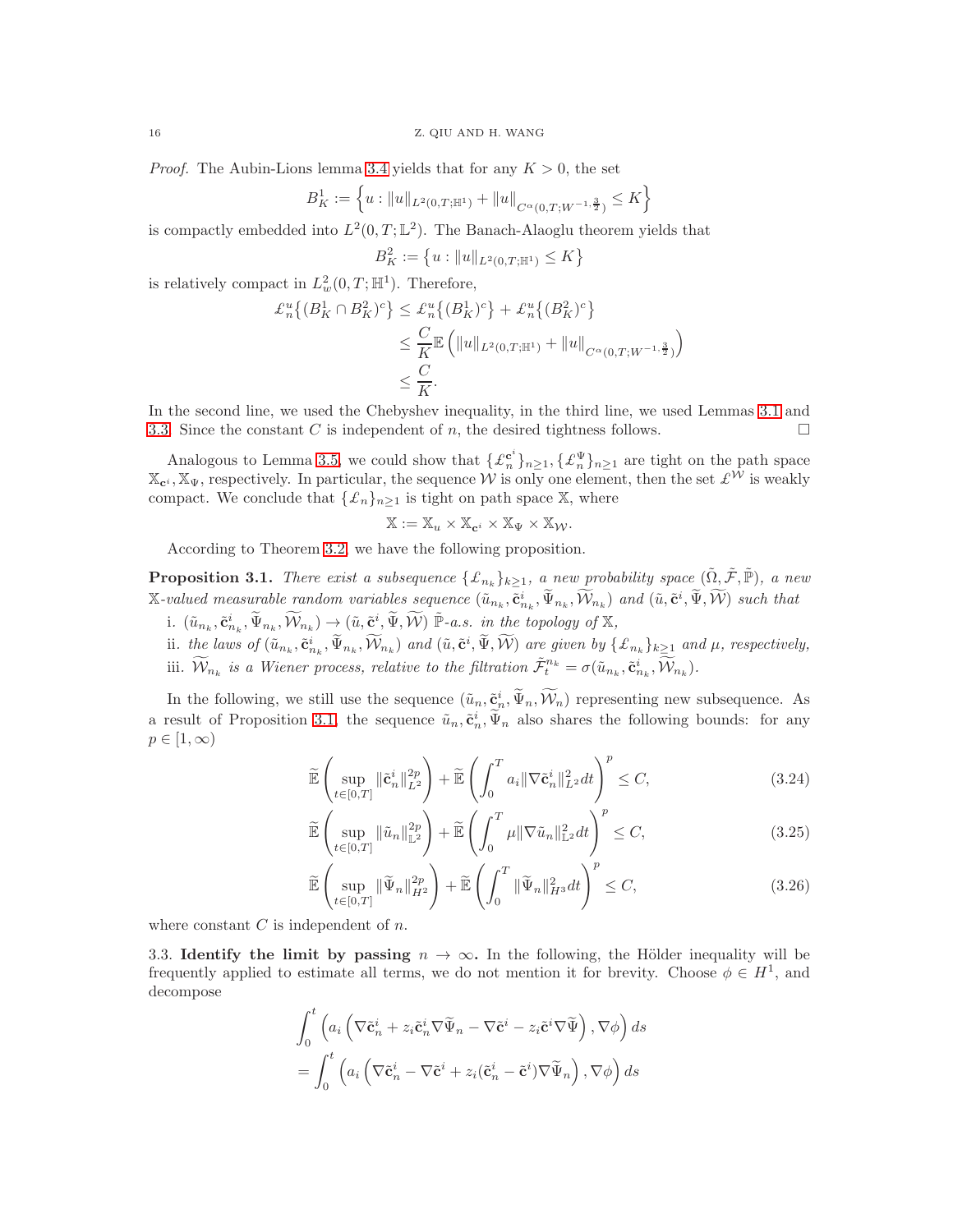*Proof.* The Aubin-Lions lemma 3.4 yields that for any $K > 0$, the set

$$B_K^1 := \left\{ u : \|u\|_{L^2(0,T;\mathbb{H}^1)} + \|u\|_{C^\alpha(0,T;W^{-1,\frac{3}{2}})} \le K \right\}$$

is compactly embedded into $L^2(0,T;\mathbb{L}^2)$. The Banach-Alaoglu theorem yields that

$$B_K^2 := \left\{ u : \|u\|_{L^2(0,T;\mathbb{H}^1)} \le K \right\}$$

is relatively compact in $L^2_w(0,T;\mathbb{H}^1)$. Therefore,

$$\begin{aligned}
\mathcal{L}_n^u\{(B_K^1 \cap B_K^2)^c\} &\le \mathcal{L}_n^u\{(B_K^1)^c\} + \mathcal{L}_n^u\{(B_K^2)^c\} \\
&\le \frac{C}{K}\mathbb{E}\left( \|u\|_{L^2(0,T;\mathbb{H}^1)} + \|u\|_{C^\alpha(0,T;W^{-1,\frac{3}{2}})} \right) \\
&\le \frac{C}{K}.
\end{aligned}$$

In the second line, we used the Chebyshev inequality, in the third line, we used Lemmas 3.1 and 3.3. Since the constant $C$ is independent of $n$, the desired tightness follows. $\square$

Analogous to Lemma 3.5, we could show that $\{\mathcal{L}_n^{\mathbf{c}^i}\}_{n\ge1}, \{\mathcal{L}_n^{\Psi}\}_{n\ge1}$ are tight on the path space $\mathbb{X}_{\mathbf{c}^i}, \mathbb{X}_\Psi$, respectively. In particular, the sequence $\mathcal{W}$ is only one element, then the set $\mathcal{L}^{\mathcal{W}}$ is weakly compact. We conclude that $\{\mathcal{L}_n\}_{n\ge1}$ is tight on path space $\mathbb{X}$, where

$$\mathbb{X} := \mathbb{X}_u \times \mathbb{X}_{\mathbf{c}^i} \times \mathbb{X}_\Psi \times \mathbb{X}_{\mathcal{W}}.$$

According to Theorem 3.2, we have the following proposition.

**Proposition 3.1.** *There exist a subsequence $\{\mathcal{L}_{n_k}\}_{k\ge1}$, a new probability space $(\tilde{\Omega}, \tilde{\mathcal{F}}, \tilde{\mathbb{P}})$, a new $\mathbb{X}$-valued measurable random variables sequence $(\tilde{u}_{n_k}, \tilde{\mathbf{c}}^i_{n_k}, \widetilde{\Psi}_{n_k}, \widetilde{\mathcal{W}}_{n_k})$ and $(\tilde{u}, \tilde{\mathbf{c}}^i, \widetilde{\Psi}, \widetilde{\mathcal{W}})$ such that*

i. *$(\tilde{u}_{n_k}, \tilde{\mathbf{c}}^i_{n_k}, \widetilde{\Psi}_{n_k}, \widetilde{\mathcal{W}}_{n_k}) \to (\tilde{u}, \tilde{\mathbf{c}}^i, \widetilde{\Psi}, \widetilde{\mathcal{W}})$ $\tilde{\mathbb{P}}$-a.s. in the topology of $\mathbb{X}$,*

ii. *the laws of $(\tilde{u}_{n_k}, \tilde{\mathbf{c}}^i_{n_k}, \widetilde{\Psi}_{n_k}, \widetilde{\mathcal{W}}_{n_k})$ and $(\tilde{u}, \tilde{\mathbf{c}}^i, \widetilde{\Psi}, \widetilde{\mathcal{W}})$ are given by $\{\mathcal{L}_{n_k}\}_{k\ge1}$ and $\mu$, respectively,*

iii. *$\widetilde{\mathcal{W}}_{n_k}$ is a Wiener process, relative to the filtration $\tilde{\mathcal{F}}_t^{n_k} = \sigma(\tilde{u}_{n_k}, \tilde{\mathbf{c}}^i_{n_k}, \widetilde{\mathcal{W}}_{n_k})$.*

In the following, we still use the sequence $(\tilde{u}_n, \tilde{\mathbf{c}}^i_n, \widetilde{\Psi}_n, \widetilde{\mathcal{W}}_n)$ representing new subsequence. As a result of Proposition 3.1, the sequence $\tilde{u}_n, \tilde{\mathbf{c}}^i_n, \widetilde{\Psi}_n$ also shares the following bounds: for any $p \in [1, \infty)$

$$\widetilde{\mathbb{E}}\left( \sup_{t\in[0,T]} \|\tilde{\mathbf{c}}^i_n\|_{L^2}^{2p} \right) + \widetilde{\mathbb{E}}\left( \int_0^T a_i \|\nabla \tilde{\mathbf{c}}^i_n\|_{L^2}^2 dt \right)^p \le C, \tag{3.24}$$

$$\widetilde{\mathbb{E}}\left( \sup_{t\in[0,T]} \|\tilde{u}_n\|_{\mathbb{L}^2}^{2p} \right) + \widetilde{\mathbb{E}}\left( \int_0^T \mu \|\nabla \tilde{u}_n\|_{\mathbb{L}^2}^2 dt \right)^p \le C, \tag{3.25}$$

$$\widetilde{\mathbb{E}}\left( \sup_{t\in[0,T]} \|\widetilde{\Psi}_n\|_{H^2}^{2p} \right) + \widetilde{\mathbb{E}}\left( \int_0^T \|\widetilde{\Psi}_n\|_{H^3}^2 dt \right)^p \le C, \tag{3.26}$$

where constant $C$ is independent of $n$.

3.3. **Identify the limit by passing $n \to \infty$.** In the following, the Hölder inequality will be frequently applied to estimate all terms, we do not mention it for brevity. Choose $\phi \in H^1$, and decompose

$$\begin{aligned}
&\int_0^t \left( a_i \left( \nabla \tilde{\mathbf{c}}^i_n + z_i \tilde{\mathbf{c}}^i_n \nabla \widetilde{\Psi}_n - \nabla \tilde{\mathbf{c}}^i - z_i \tilde{\mathbf{c}}^i \nabla \widetilde{\Psi} \right), \nabla \phi \right) ds \\
&= \int_0^t \left( a_i \left( \nabla \tilde{\mathbf{c}}^i_n - \nabla \tilde{\mathbf{c}}^i + z_i (\tilde{\mathbf{c}}^i_n - \tilde{\mathbf{c}}^i) \nabla \widetilde{\Psi}_n \right), \nabla \phi \right) ds
\end{aligned}$$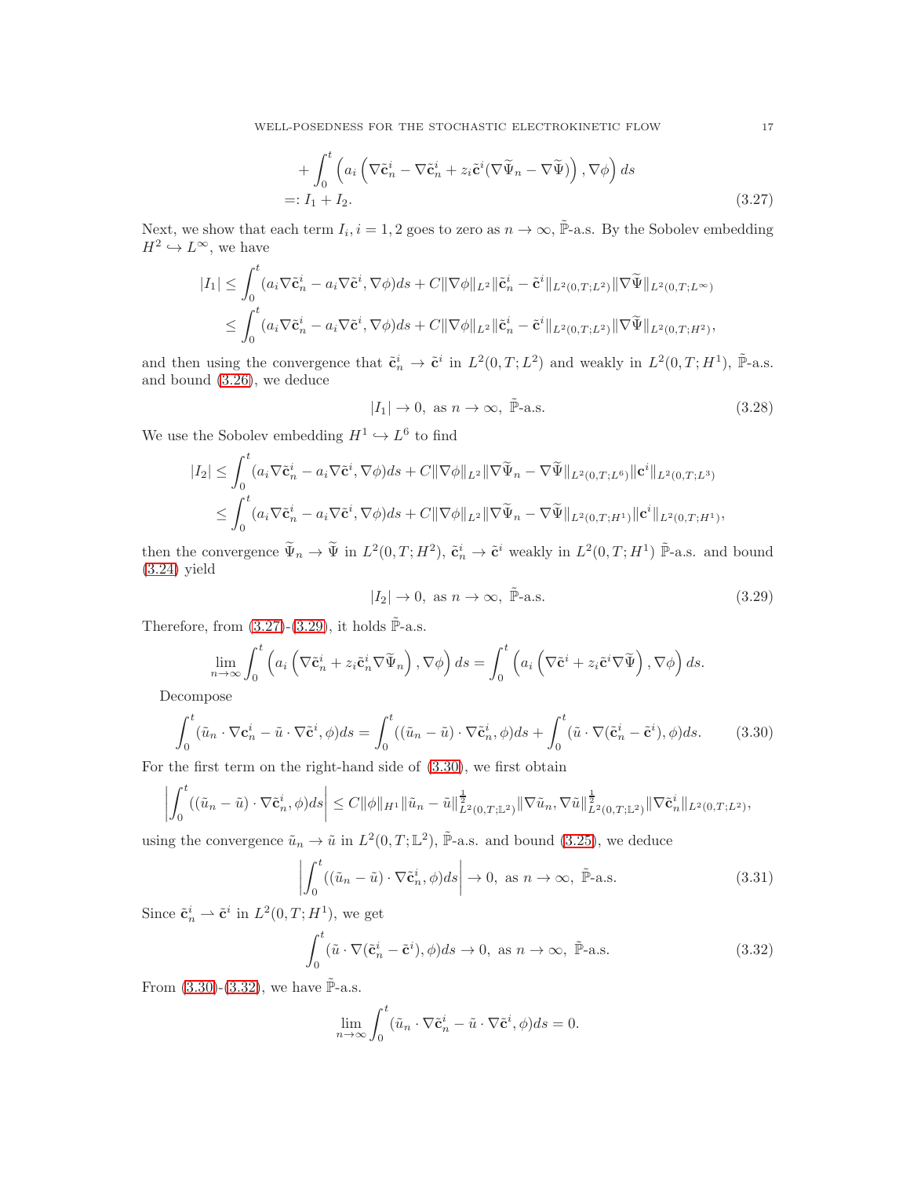$$
\begin{aligned}
&+\int_0^t \left(a_i\left(\nabla\tilde{\mathbf{c}}_n^i - \nabla\tilde{\mathbf{c}}_n^i + z_i\tilde{\mathbf{c}}^i(\nabla\widetilde{\Psi}_n - \nabla\widetilde{\Psi})\right), \nabla\phi\right) ds \\
=&: I_1 + I_2.
\end{aligned}
\tag{3.27}
$$

Next, we show that each term $I_i, i = 1, 2$ goes to zero as $n \to \infty$, $\tilde{\mathbb{P}}$-a.s. By the Sobolev embedding $H^2 \hookrightarrow L^\infty$, we have

$$
\begin{aligned}
|I_1| &\le \int_0^t (a_i\nabla\tilde{\mathbf{c}}_n^i - a_i\nabla\tilde{\mathbf{c}}^i, \nabla\phi)ds + C\|\nabla\phi\|_{L^2}\|\tilde{\mathbf{c}}_n^i - \tilde{\mathbf{c}}^i\|_{L^2(0,T;L^2)}\|\nabla\widetilde{\Psi}\|_{L^2(0,T;L^\infty)} \\
&\le \int_0^t (a_i\nabla\tilde{\mathbf{c}}_n^i - a_i\nabla\tilde{\mathbf{c}}^i, \nabla\phi)ds + C\|\nabla\phi\|_{L^2}\|\tilde{\mathbf{c}}_n^i - \tilde{\mathbf{c}}^i\|_{L^2(0,T;L^2)}\|\nabla\widetilde{\Psi}\|_{L^2(0,T;H^2)},
\end{aligned}
$$

and then using the convergence that $\tilde{\mathbf{c}}_n^i \to \tilde{\mathbf{c}}^i$ in $L^2(0,T;L^2)$ and weakly in $L^2(0,T;H^1)$, $\tilde{\mathbb{P}}$-a.s. and bound (3.26), we deduce

$$
|I_1| \to 0, \text{ as } n \to \infty, \ \tilde{\mathbb{P}}\text{-a.s.} \tag{3.28}
$$

We use the Sobolev embedding $H^1 \hookrightarrow L^6$ to find

$$
\begin{aligned}
|I_2| &\le \int_0^t (a_i\nabla\tilde{\mathbf{c}}_n^i - a_i\nabla\tilde{\mathbf{c}}^i, \nabla\phi)ds + C\|\nabla\phi\|_{L^2}\|\nabla\widetilde{\Psi}_n - \nabla\widetilde{\Psi}\|_{L^2(0,T;L^6)}\|\mathbf{c}^i\|_{L^2(0,T;L^3)} \\
&\le \int_0^t (a_i\nabla\tilde{\mathbf{c}}_n^i - a_i\nabla\tilde{\mathbf{c}}^i, \nabla\phi)ds + C\|\nabla\phi\|_{L^2}\|\nabla\widetilde{\Psi}_n - \nabla\widetilde{\Psi}\|_{L^2(0,T;H^1)}\|\mathbf{c}^i\|_{L^2(0,T;H^1)},
\end{aligned}
$$

then the convergence $\widetilde{\Psi}_n \to \widetilde{\Psi}$ in $L^2(0,T;H^2)$, $\tilde{\mathbf{c}}_n^i \to \tilde{\mathbf{c}}^i$ weakly in $L^2(0,T;H^1)$ $\tilde{\mathbb{P}}$-a.s. and bound (3.24) yield

$$
|I_2| \to 0, \text{ as } n \to \infty, \ \tilde{\mathbb{P}}\text{-a.s.} \tag{3.29}
$$

Therefore, from (3.27)-(3.29), it holds $\tilde{\mathbb{P}}$-a.s.

$$
\lim_{n\to\infty}\int_0^t \left(a_i\left(\nabla\tilde{\mathbf{c}}_n^i + z_i\tilde{\mathbf{c}}_n^i\nabla\widetilde{\Psi}_n\right), \nabla\phi\right) ds = \int_0^t \left(a_i\left(\nabla\tilde{\mathbf{c}}^i + z_i\tilde{\mathbf{c}}^i\nabla\widetilde{\Psi}\right), \nabla\phi\right) ds.
$$

Decompose

$$
\int_0^t (\tilde{u}_n \cdot \nabla\mathbf{c}_n^i - \tilde{u}\cdot\nabla\tilde{\mathbf{c}}^i, \phi)ds = \int_0^t ((\tilde{u}_n - \tilde{u})\cdot\nabla\tilde{\mathbf{c}}_n^i, \phi)ds + \int_0^t (\tilde{u}\cdot\nabla(\tilde{\mathbf{c}}_n^i - \tilde{\mathbf{c}}^i), \phi)ds. \tag{3.30}
$$

For the first term on the right-hand side of (3.30), we first obtain

$$
\left|\int_0^t ((\tilde{u}_n - \tilde{u})\cdot\nabla\tilde{\mathbf{c}}_n^i, \phi)ds\right| \le C\|\phi\|_{H^1}\|\tilde{u}_n - \tilde{u}\|_{L^2(0,T;\mathbb{L}^2)}^{\frac{1}{2}}\|\nabla\tilde{u}_n, \nabla\tilde{u}\|_{L^2(0,T;\mathbb{L}^2)}^{\frac{1}{2}}\|\nabla\tilde{\mathbf{c}}_n^i\|_{L^2(0,T;L^2)},
$$

using the convergence $\tilde{u}_n \to \tilde{u}$ in $L^2(0,T;\mathbb{L}^2)$, $\tilde{\mathbb{P}}$-a.s. and bound (3.25), we deduce

$$
\left|\int_0^t ((\tilde{u}_n - \tilde{u})\cdot\nabla\tilde{\mathbf{c}}_n^i, \phi)ds\right| \to 0, \text{ as } n \to \infty, \ \tilde{\mathbb{P}}\text{-a.s.} \tag{3.31}
$$

Since $\tilde{\mathbf{c}}_n^i \rightharpoonup \tilde{\mathbf{c}}^i$ in $L^2(0,T;H^1)$, we get

$$
\int_0^t (\tilde{u}\cdot\nabla(\tilde{\mathbf{c}}_n^i - \tilde{\mathbf{c}}^i), \phi)ds \to 0, \text{ as } n \to \infty, \ \tilde{\mathbb{P}}\text{-a.s.} \tag{3.32}
$$

From (3.30)-(3.32), we have $\tilde{\mathbb{P}}$-a.s.

$$
\lim_{n\to\infty}\int_0^t (\tilde{u}_n\cdot\nabla\tilde{\mathbf{c}}_n^i - \tilde{u}\cdot\nabla\tilde{\mathbf{c}}^i, \phi)ds = 0.
$$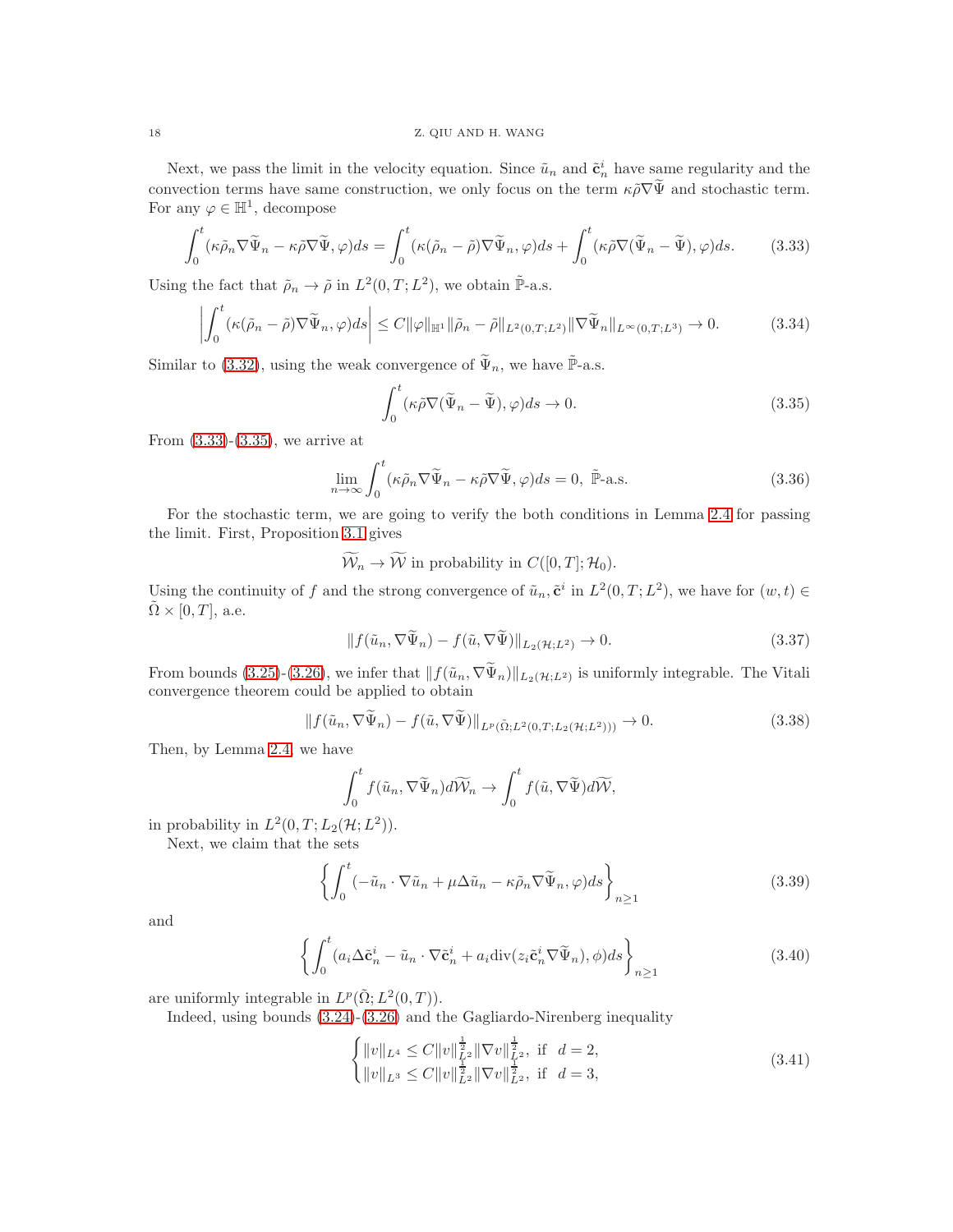Next, we pass the limit in the velocity equation. Since $\tilde{u}_n$ and $\tilde{\mathbf{c}}_n^i$ have same regularity and the convection terms have same construction, we only focus on the term $\kappa\tilde{\rho}\nabla\widetilde{\Psi}$ and stochastic term. For any $\varphi \in \mathbb{H}^1$, decompose

$$\int_0^t (\kappa\tilde{\rho}_n \nabla\widetilde{\Psi}_n - \kappa\tilde{\rho}\nabla\widetilde{\Psi}, \varphi)ds = \int_0^t (\kappa(\tilde{\rho}_n - \tilde{\rho})\nabla\widetilde{\Psi}_n, \varphi)ds + \int_0^t (\kappa\tilde{\rho}\nabla(\widetilde{\Psi}_n - \widetilde{\Psi}), \varphi)ds. \tag{3.33}$$

Using the fact that $\tilde{\rho}_n \to \tilde{\rho}$ in $L^2(0,T;L^2)$, we obtain $\tilde{\mathbb{P}}$-a.s.

$$\left|\int_0^t (\kappa(\tilde{\rho}_n - \tilde{\rho})\nabla\widetilde{\Psi}_n, \varphi)ds\right| \le C\|\varphi\|_{\mathbb{H}^1}\|\tilde{\rho}_n - \tilde{\rho}\|_{L^2(0,T;L^2)}\|\nabla\widetilde{\Psi}_n\|_{L^\infty(0,T;L^3)} \to 0. \tag{3.34}$$

Similar to (3.32), using the weak convergence of $\widetilde{\Psi}_n$, we have $\tilde{\mathbb{P}}$-a.s.

$$\int_0^t (\kappa\tilde{\rho}\nabla(\widetilde{\Psi}_n - \widetilde{\Psi}), \varphi)ds \to 0. \tag{3.35}$$

From (3.33)-(3.35), we arrive at

$$\lim_{n\to\infty}\int_0^t (\kappa\tilde{\rho}_n\nabla\widetilde{\Psi}_n - \kappa\tilde{\rho}\nabla\widetilde{\Psi}, \varphi)ds = 0, \ \tilde{\mathbb{P}}\text{-a.s.} \tag{3.36}$$

For the stochastic term, we are going to verify the both conditions in Lemma 2.4 for passing the limit. First, Proposition 3.1 gives

$$\widetilde{\mathcal{W}}_n \to \widetilde{\mathcal{W}} \text{ in probability in } C([0,T];\mathcal{H}_0).$$

Using the continuity of $f$ and the strong convergence of $\tilde{u}_n, \tilde{\mathbf{c}}^i$ in $L^2(0,T;L^2)$, we have for $(w,t) \in \tilde{\Omega}\times[0,T]$, a.e.

$$\|f(\tilde{u}_n, \nabla\widetilde{\Psi}_n) - f(\tilde{u}, \nabla\widetilde{\Psi})\|_{L_2(\mathcal{H};L^2)} \to 0. \tag{3.37}$$

From bounds (3.25)-(3.26), we infer that $\|f(\tilde{u}_n, \nabla\widetilde{\Psi}_n)\|_{L_2(\mathcal{H};L^2)}$ is uniformly integrable. The Vitali convergence theorem could be applied to obtain

$$\|f(\tilde{u}_n, \nabla\widetilde{\Psi}_n) - f(\tilde{u}, \nabla\widetilde{\Psi})\|_{L^p(\tilde{\Omega};L^2(0,T;L_2(\mathcal{H};L^2)))} \to 0. \tag{3.38}$$

Then, by Lemma 2.4, we have

$$\int_0^t f(\tilde{u}_n, \nabla\widetilde{\Psi}_n)d\widetilde{\mathcal{W}}_n \to \int_0^t f(\tilde{u}, \nabla\widetilde{\Psi})d\widetilde{\mathcal{W}},$$

in probability in $L^2(0,T;L_2(\mathcal{H};L^2))$.

Next, we claim that the sets

$$\left\{\int_0^t (-\tilde{u}_n\cdot\nabla\tilde{u}_n + \mu\Delta\tilde{u}_n - \kappa\tilde{\rho}_n\nabla\widetilde{\Psi}_n, \varphi)ds\right\}_{n\ge1} \tag{3.39}$$

and

$$\left\{\int_0^t (a_i\Delta\tilde{\mathbf{c}}_n^i - \tilde{u}_n\cdot\nabla\tilde{\mathbf{c}}_n^i + a_i\mathrm{div}(z_i\tilde{\mathbf{c}}_n^i\nabla\widetilde{\Psi}_n), \phi)ds\right\}_{n\ge1} \tag{3.40}$$

are uniformly integrable in $L^p(\tilde{\Omega};L^2(0,T))$.

Indeed, using bounds (3.24)-(3.26) and the Gagliardo-Nirenberg inequality

$$\begin{cases}\|v\|_{L^4} \le C\|v\|_{L^2}^{\frac{1}{2}}\|\nabla v\|_{L^2}^{\frac{1}{2}}, \text{ if } \ d=2,\\ \|v\|_{L^3} \le C\|v\|_{L^2}^{\frac{1}{2}}\|\nabla v\|_{L^2}^{\frac{1}{2}}, \text{ if } \ d=3,\end{cases} \tag{3.41}$$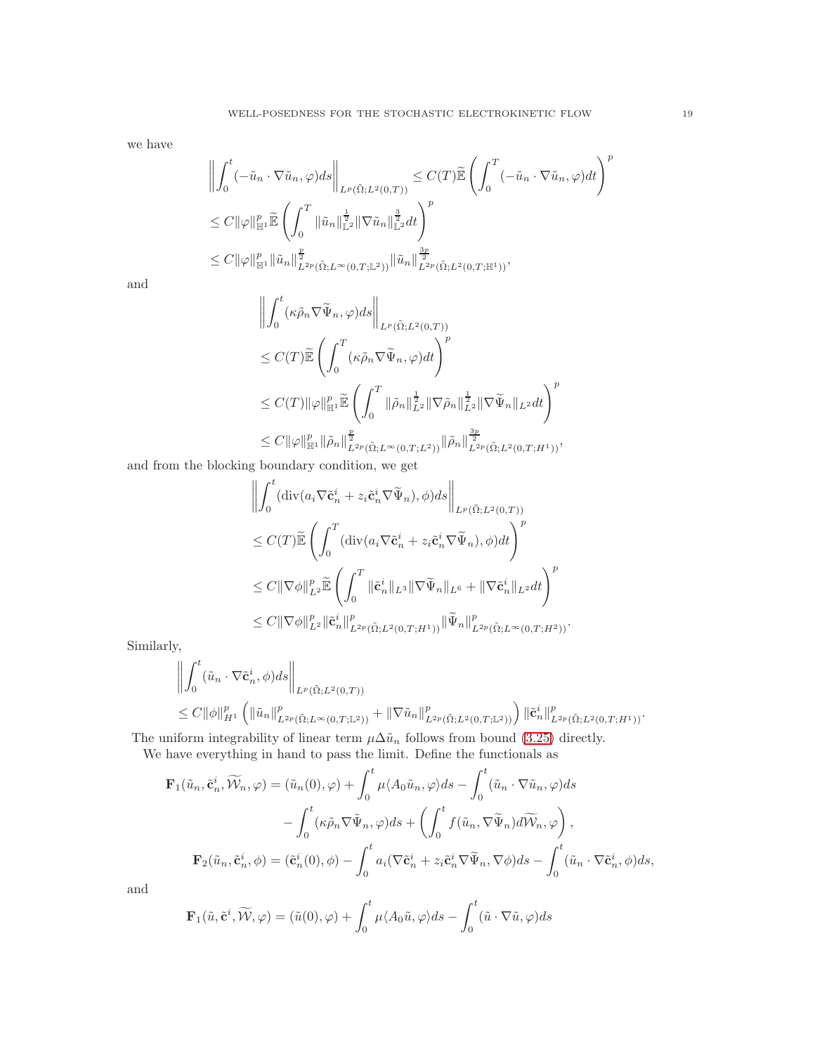we have

$$
\begin{aligned}
&\left\|\int_0^t(-\tilde{u}_n\cdot\nabla\tilde{u}_n,\varphi)ds\right\|_{L^p(\tilde{\Omega};L^2(0,T))}\le C(T)\widetilde{\mathbb{E}}\left(\int_0^T(-\tilde{u}_n\cdot\nabla\tilde{u}_n,\varphi)dt\right)^p\\
&\le C\|\varphi\|_{\mathbb{H}^1}^p\widetilde{\mathbb{E}}\left(\int_0^T\|\tilde{u}_n\|_{\mathbb{L}^2}^{\frac{1}{2}}\|\nabla\tilde{u}_n\|_{\mathbb{L}^2}^{\frac{3}{2}}dt\right)^p\\
&\le C\|\varphi\|_{\mathbb{H}^1}^p\|\tilde{u}_n\|_{L^{2p}(\tilde{\Omega};L^\infty(0,T;\mathbb{L}^2))}^{\frac{p}{2}}\|\tilde{u}_n\|_{L^{2p}(\tilde{\Omega};L^2(0,T;\mathbb{H}^1))}^{\frac{3p}{2}},
\end{aligned}
$$

and

$$
\begin{aligned}
&\left\|\int_0^t(\kappa\tilde{\rho}_n\nabla\widetilde{\Psi}_n,\varphi)ds\right\|_{L^p(\tilde{\Omega};L^2(0,T))}\\
&\le C(T)\widetilde{\mathbb{E}}\left(\int_0^T(\kappa\tilde{\rho}_n\nabla\widetilde{\Psi}_n,\varphi)dt\right)^p\\
&\le C(T)\|\varphi\|_{\mathbb{H}^1}^p\widetilde{\mathbb{E}}\left(\int_0^T\|\tilde{\rho}_n\|_{L^2}^{\frac{1}{2}}\|\nabla\tilde{\rho}_n\|_{L^2}^{\frac{1}{2}}\|\nabla\widetilde{\Psi}_n\|_{L^2}dt\right)^p\\
&\le C\|\varphi\|_{\mathbb{H}^1}^p\|\tilde{\rho}_n\|_{L^{2p}(\tilde{\Omega};L^\infty(0,T;L^2))}^{\frac{p}{2}}\|\tilde{\rho}_n\|_{L^{2p}(\tilde{\Omega};L^2(0,T;H^1))}^{\frac{3p}{2}},
\end{aligned}
$$

and from the blocking boundary condition, we get

$$
\begin{aligned}
&\left\|\int_0^t(\mathrm{div}(a_i\nabla\tilde{\mathbf{c}}_n^i+z_i\tilde{\mathbf{c}}_n^i\nabla\widetilde{\Psi}_n),\phi)ds\right\|_{L^p(\tilde{\Omega};L^2(0,T))}\\
&\le C(T)\widetilde{\mathbb{E}}\left(\int_0^T(\mathrm{div}(a_i\nabla\tilde{\mathbf{c}}_n^i+z_i\tilde{\mathbf{c}}_n^i\nabla\widetilde{\Psi}_n),\phi)dt\right)^p\\
&\le C\|\nabla\phi\|_{L^2}^p\widetilde{\mathbb{E}}\left(\int_0^T\|\tilde{\mathbf{c}}_n^i\|_{L^3}\|\nabla\widetilde{\Psi}_n\|_{L^6}+\|\nabla\tilde{\mathbf{c}}_n^i\|_{L^2}dt\right)^p\\
&\le C\|\nabla\phi\|_{L^2}^p\|\tilde{\mathbf{c}}_n^i\|_{L^{2p}(\tilde{\Omega};L^2(0,T;H^1))}^p\|\widetilde{\Psi}_n\|_{L^{2p}(\tilde{\Omega};L^\infty(0,T;H^2))}^p.
\end{aligned}
$$

Similarly,

$$
\begin{aligned}
&\left\|\int_0^t(\tilde{u}_n\cdot\nabla\tilde{\mathbf{c}}_n^i,\phi)ds\right\|_{L^p(\tilde{\Omega};L^2(0,T))}\\
&\le C\|\phi\|_{H^1}^p\left(\|\tilde{u}_n\|_{L^{2p}(\tilde{\Omega};L^\infty(0,T;\mathbb{L}^2))}^p+\|\nabla\tilde{u}_n\|_{L^{2p}(\tilde{\Omega};L^2(0,T;\mathbb{L}^2))}^p\right)\|\tilde{\mathbf{c}}_n^i\|_{L^{2p}(\tilde{\Omega};L^2(0,T;H^1))}^p.
\end{aligned}
$$

The uniform integrability of linear term $\mu\Delta\tilde{u}_n$ follows from bound (3.25) directly.

We have everything in hand to pass the limit. Define the functionals as

$$
\begin{aligned}
\mathbf{F}_1(\tilde{u}_n,\tilde{\mathbf{c}}_n^i,\widetilde{\mathcal{W}}_n,\varphi)&=(\tilde{u}_n(0),\varphi)+\int_0^t\mu\langle A_0\tilde{u}_n,\varphi\rangle ds-\int_0^t(\tilde{u}_n\cdot\nabla\tilde{u}_n,\varphi)ds\\
&\quad-\int_0^t(\kappa\tilde{\rho}_n\nabla\tilde{\Psi}_n,\varphi)ds+\left(\int_0^t f(\tilde{u}_n,\nabla\widetilde{\Psi}_n)d\widetilde{\mathcal{W}}_n,\varphi\right),\\
\mathbf{F}_2(\tilde{u}_n,\tilde{\mathbf{c}}_n^i,\phi)&=(\tilde{\mathbf{c}}_n^i(0),\phi)-\int_0^t a_i(\nabla\tilde{\mathbf{c}}_n^i+z_i\tilde{\mathbf{c}}_n^i\nabla\widetilde{\Psi}_n,\nabla\phi)ds-\int_0^t(\tilde{u}_n\cdot\nabla\tilde{\mathbf{c}}_n^i,\phi)ds,
\end{aligned}
$$

and

$$
\mathbf{F}_1(\tilde{u},\tilde{\mathbf{c}}^i,\widetilde{\mathcal{W}},\varphi)=(\tilde{u}(0),\varphi)+\int_0^t\mu\langle A_0\tilde{u},\varphi\rangle ds-\int_0^t(\tilde{u}\cdot\nabla\tilde{u},\varphi)ds
$$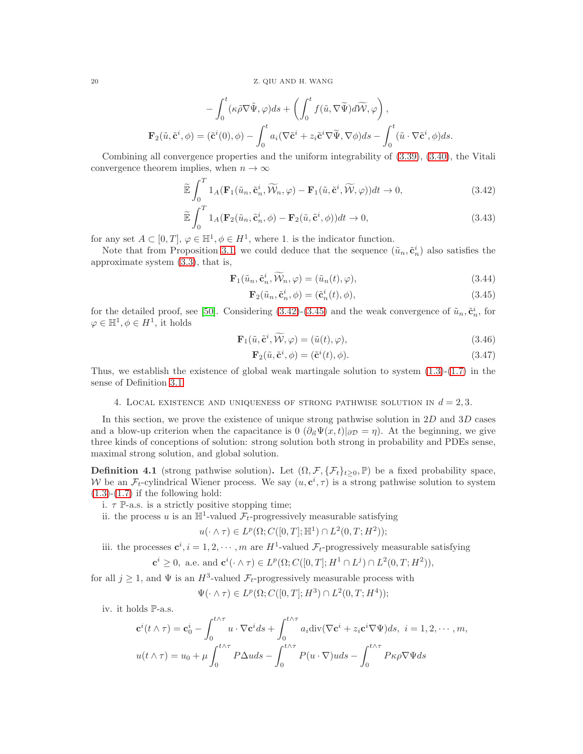$$
-\int_0^t (\kappa\tilde{\rho}\nabla\tilde{\Psi},\varphi)ds + \left(\int_0^t f(\tilde{u},\nabla\widetilde{\Psi})d\widetilde{\mathcal{W}},\varphi\right),
$$

$$
\mathbf{F}_2(\tilde{u},\tilde{\mathbf{c}}^i,\phi) = (\tilde{\mathbf{c}}^i(0),\phi) - \int_0^t a_i(\nabla\tilde{\mathbf{c}}^i + z_i\tilde{\mathbf{c}}^i\nabla\widetilde{\Psi},\nabla\phi)ds - \int_0^t (\tilde{u}\cdot\nabla\tilde{\mathbf{c}}^i,\phi)ds.
$$

Combining all convergence properties and the uniform integrability of (3.39), (3.40), the Vitali convergence theorem implies, when $n\to\infty$

$$
\widetilde{\mathbb{E}}\int_0^T 1_A(\mathbf{F}_1(\tilde{u}_n,\tilde{\mathbf{c}}_n^i,\widetilde{\mathcal{W}}_n,\varphi) - \mathbf{F}_1(\tilde{u},\tilde{\mathbf{c}}^i,\widetilde{\mathcal{W}},\varphi))dt \to 0, \tag{3.42}
$$

$$
\widetilde{\mathbb{E}}\int_0^T 1_A(\mathbf{F}_2(\tilde{u}_n,\tilde{\mathbf{c}}_n^i,\phi) - \mathbf{F}_2(\tilde{u},\tilde{\mathbf{c}}^i,\phi))dt \to 0, \tag{3.43}
$$

for any set $A\subset[0,T]$, $\varphi\in\mathbb{H}^1$, $\phi\in H^1$, where $1.$ is the indicator function.

Note that from Proposition 3.1, we could deduce that the sequence $(\tilde{u}_n,\tilde{\mathbf{c}}_n^i)$ also satisfies the approximate system (3.3), that is,

$$
\mathbf{F}_1(\tilde{u}_n,\tilde{\mathbf{c}}_n^i,\widetilde{\mathcal{W}}_n,\varphi) = (\tilde{u}_n(t),\varphi), \tag{3.44}
$$

$$
\mathbf{F}_2(\tilde{u}_n,\tilde{\mathbf{c}}_n^i,\phi) = (\tilde{\mathbf{c}}_n^i(t),\phi), \tag{3.45}
$$

for the detailed proof, see [50]. Considering (3.42)-(3.45) and the weak convergence of $\tilde{u}_n,\tilde{\mathbf{c}}_n^i$, for $\varphi\in\mathbb{H}^1,\phi\in H^1$, it holds

$$
\mathbf{F}_1(\tilde{u},\tilde{\mathbf{c}}^i,\widetilde{\mathcal{W}},\varphi) = (\tilde{u}(t),\varphi), \tag{3.46}
$$

$$
\mathbf{F}_2(\tilde{u},\tilde{\mathbf{c}}^i,\phi) = (\tilde{\mathbf{c}}^i(t),\phi). \tag{3.47}
$$

Thus, we establish the existence of global weak martingale solution to system (1.3)-(1.7) in the sense of Definition 3.1.

## 4. Local existence and uniqueness of strong pathwise solution in $d=2,3$.

In this section, we prove the existence of unique strong pathwise solution in $2D$ and $3D$ cases and a blow-up criterion when the capacitance is 0 ($\partial_{\vec{n}}\Psi(x,t)|_{\partial\mathcal{D}} = \eta$). At the beginning, we give three kinds of conceptions of solution: strong solution both strong in probability and PDEs sense, maximal strong solution, and global solution.

**Definition 4.1** (strong pathwise solution)**.** Let $(\Omega,\mathcal{F},\{\mathcal{F}_t\}_{t\geq 0},\mathbb{P})$ be a fixed probability space, $\mathcal{W}$ be an $\mathcal{F}_t$-cylindrical Wiener process. We say $(u,\mathbf{c}^i,\tau)$ is a strong pathwise solution to system (1.3)-(1.7) if the following hold:

i. $\tau$ $\mathbb{P}$-a.s. is a strictly positive stopping time;

ii. the process $u$ is an $\mathbb{H}^1$-valued $\mathcal{F}_t$-progressively measurable satisfying

$$
u(\cdot\wedge\tau)\in L^p(\Omega;C([0,T];\mathbb{H}^1)\cap L^2(0,T;H^2));
$$

iii. the processes $\mathbf{c}^i, i=1,2,\cdots,m$ are $H^1$-valued $\mathcal{F}_t$-progressively measurable satisfying

$$
\mathbf{c}^i\geq 0, \text{ a.e. and } \mathbf{c}^i(\cdot\wedge\tau)\in L^p(\Omega;C([0,T];H^1\cap L^j)\cap L^2(0,T;H^2)),
$$

for all $j\geq 1$, and $\Psi$ is an $H^3$-valued $\mathcal{F}_t$-progressively measurable process with

$$
\Psi(\cdot\wedge\tau)\in L^p(\Omega;C([0,T];H^3)\cap L^2(0,T;H^4));
$$

iv. it holds $\mathbb{P}$-a.s.

$$
\mathbf{c}^i(t\wedge\tau) = \mathbf{c}_0^i - \int_0^{t\wedge\tau} u\cdot\nabla\mathbf{c}^i ds + \int_0^{t\wedge\tau} a_i\mathrm{div}(\nabla\mathbf{c}^i + z_i\mathbf{c}^i\nabla\Psi)ds,\ i=1,2,\cdots,m,
$$

$$
u(t\wedge\tau) = u_0 + \mu\int_0^{t\wedge\tau} P\Delta u ds - \int_0^{t\wedge\tau} P(u\cdot\nabla)u ds - \int_0^{t\wedge\tau} P\kappa\rho\nabla\Psi ds
$$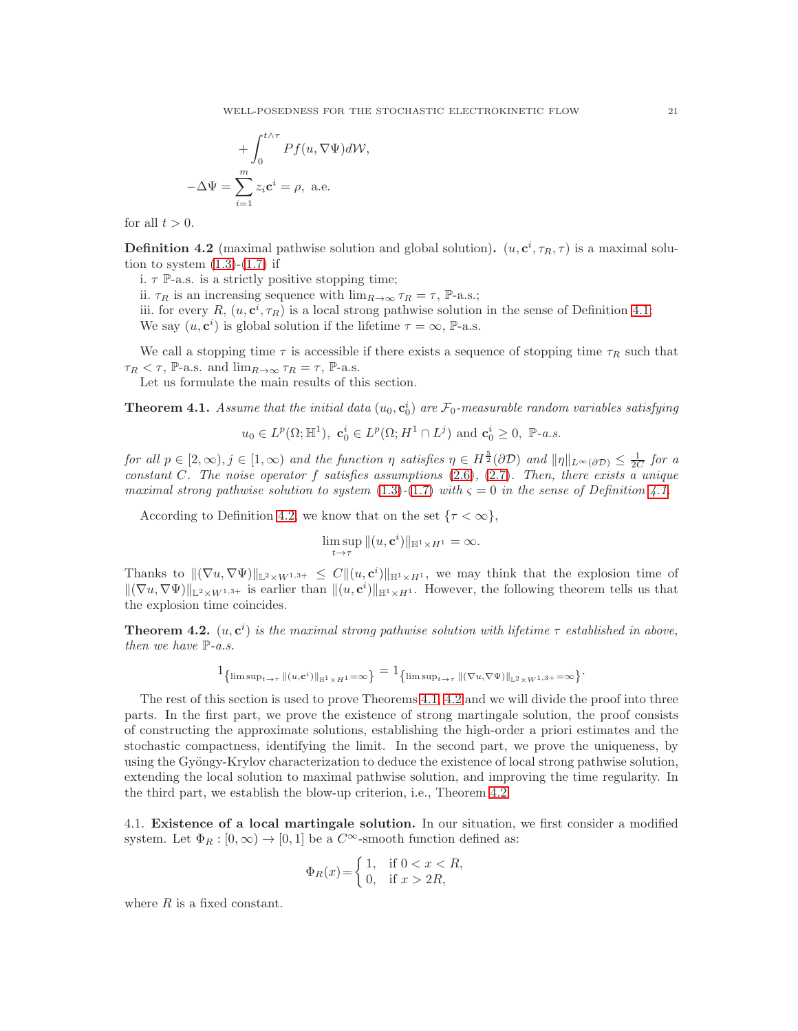$$+\int_0^{t\wedge\tau} Pf(u,\nabla\Psi)d\mathcal{W},$$

$$-\Delta\Psi=\sum_{i=1}^{m} z_i\mathbf{c}^i=\rho, \text{ a.e.}$$

for all $t>0$.

**Definition 4.2** (maximal pathwise solution and global solution)**.** $(u,\mathbf{c}^i,\tau_R,\tau)$ is a maximal solution to system (1.3)-(1.7) if

i. $\tau$ $\mathbb{P}$-a.s. is a strictly positive stopping time;

ii. $\tau_R$ is an increasing sequence with $\lim_{R\to\infty}\tau_R=\tau$, $\mathbb{P}$-a.s.;

iii. for every $R$, $(u,\mathbf{c}^i,\tau_R)$ is a local strong pathwise solution in the sense of Definition 4.1;

We say $(u,\mathbf{c}^i)$ is global solution if the lifetime $\tau=\infty$, $\mathbb{P}$-a.s.

We call a stopping time $\tau$ is accessible if there exists a sequence of stopping time $\tau_R$ such that $\tau_R<\tau$, $\mathbb{P}$-a.s. and $\lim_{R\to\infty}\tau_R=\tau$, $\mathbb{P}$-a.s.

Let us formulate the main results of this section.

**Theorem 4.1.** *Assume that the initial data $(u_0,\mathbf{c}_0^i)$ are $\mathcal{F}_0$-measurable random variables satisfying*

$$u_0\in L^p(\Omega;\mathbb{H}^1),\ \mathbf{c}_0^i\in L^p(\Omega;H^1\cap L^j) \text{ and } \mathbf{c}_0^i\geq 0,\ \mathbb{P}\text{-a.s.}$$

*for all $p\in[2,\infty), j\in[1,\infty)$ and the function $\eta$ satisfies $\eta\in H^{\frac{5}{2}}(\partial\mathcal{D})$ and $\|\eta\|_{L^\infty(\partial\mathcal{D})}\leq\frac{1}{2C}$ for a constant $C$. The noise operator $f$ satisfies assumptions (2.6), (2.7). Then, there exists a unique maximal strong pathwise solution to system (1.3)-(1.7) with $\varsigma=0$ in the sense of Definition 4.1.*

According to Definition 4.2, we know that on the set $\{\tau<\infty\}$,

$$\limsup_{t\to\tau}\|(u,\mathbf{c}^i)\|_{\mathbb{H}^1\times H^1}=\infty.$$

Thanks to $\|(\nabla u,\nabla\Psi)\|_{\mathbb{L}^2\times W^{1,3+}}\leq C\|(u,\mathbf{c}^i)\|_{\mathbb{H}^1\times H^1}$, we may think that the explosion time of $\|(\nabla u,\nabla\Psi)\|_{\mathbb{L}^2\times W^{1,3+}}$ is earlier than $\|(u,\mathbf{c}^i)\|_{\mathbb{H}^1\times H^1}$. However, the following theorem tells us that the explosion time coincides.

**Theorem 4.2.** *$(u,\mathbf{c}^i)$ is the maximal strong pathwise solution with lifetime $\tau$ established in above, then we have $\mathbb{P}$-a.s.*

$$1_{\{\limsup_{t\to\tau}\|(u,\mathbf{c}^i)\|_{\mathbb{H}^1\times H^1}=\infty\}}=1_{\{\limsup_{t\to\tau}\|(\nabla u,\nabla\Psi)\|_{\mathbb{L}^2\times W^{1,3+}}=\infty\}}.$$

The rest of this section is used to prove Theorems 4.1, 4.2 and we will divide the proof into three parts. In the first part, we prove the existence of strong martingale solution, the proof consists of constructing the approximate solutions, establishing the high-order a priori estimates and the stochastic compactness, identifying the limit. In the second part, we prove the uniqueness, by using the Gyöngy-Krylov characterization to deduce the existence of local strong pathwise solution, extending the local solution to maximal pathwise solution, and improving the time regularity. In the third part, we establish the blow-up criterion, i.e., Theorem 4.2.

### 4.1. Existence of a local martingale solution.

In our situation, we first consider a modified system. Let $\Phi_R:[0,\infty)\to[0,1]$ be a $C^\infty$-smooth function defined as:

$$\Phi_R(x)=\begin{cases}1, & \text{if } 0<x<R,\\ 0, & \text{if } x>2R,\end{cases}$$

where $R$ is a fixed constant.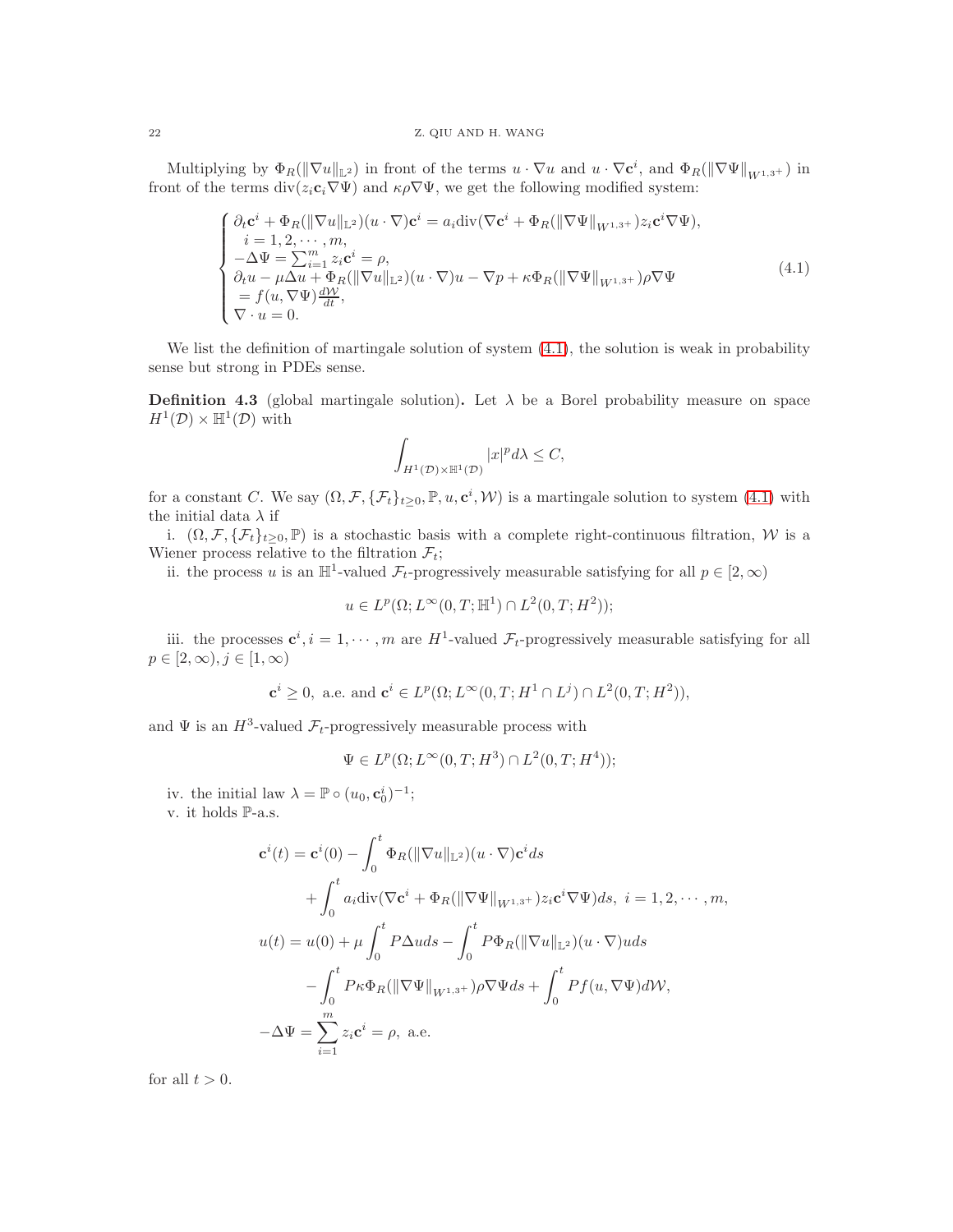Multiplying by $\Phi_R(\|\nabla u\|_{\mathbb{L}^2})$ in front of the terms $u \cdot \nabla u$ and $u \cdot \nabla \mathbf{c}^i$, and $\Phi_R(\|\nabla \Psi\|_{W^{1,3+}})$ in front of the terms $\mathrm{div}(z_i \mathbf{c}_i \nabla \Psi)$ and $\kappa \rho \nabla \Psi$, we get the following modified system:

$$
\begin{cases}
\partial_t \mathbf{c}^i + \Phi_R(\|\nabla u\|_{\mathbb{L}^2})(u \cdot \nabla)\mathbf{c}^i = a_i \mathrm{div}(\nabla \mathbf{c}^i + \Phi_R(\|\nabla \Psi\|_{W^{1,3+}}) z_i \mathbf{c}^i \nabla \Psi), \\
\quad i = 1, 2, \cdots, m, \\
-\Delta \Psi = \sum_{i=1}^m z_i \mathbf{c}^i = \rho, \\
\partial_t u - \mu \Delta u + \Phi_R(\|\nabla u\|_{\mathbb{L}^2})(u \cdot \nabla) u - \nabla p + \kappa \Phi_R(\|\nabla \Psi\|_{W^{1,3+}}) \rho \nabla \Psi \\
= f(u, \nabla \Psi) \frac{d\mathcal{W}}{dt}, \\
\nabla \cdot u = 0.
\end{cases}
\tag{4.1}
$$

We list the definition of martingale solution of system (4.1), the solution is weak in probability sense but strong in PDEs sense.

**Definition 4.3** (global martingale solution)**.** Let $\lambda$ be a Borel probability measure on space $H^1(\mathcal{D}) \times \mathbb{H}^1(\mathcal{D})$ with

$$
\int_{H^1(\mathcal{D}) \times \mathbb{H}^1(\mathcal{D})} |x|^p d\lambda \le C,
$$

for a constant $C$. We say $(\Omega, \mathcal{F}, \{\mathcal{F}_t\}_{t \ge 0}, \mathbb{P}, u, \mathbf{c}^i, \mathcal{W})$ is a martingale solution to system (4.1) with the initial data $\lambda$ if

i. $(\Omega, \mathcal{F}, \{\mathcal{F}_t\}_{t \ge 0}, \mathbb{P})$ is a stochastic basis with a complete right-continuous filtration, $\mathcal{W}$ is a Wiener process relative to the filtration $\mathcal{F}_t$;

ii. the process $u$ is an $\mathbb{H}^1$-valued $\mathcal{F}_t$-progressively measurable satisfying for all $p \in [2, \infty)$

$$
u \in L^p(\Omega; L^\infty(0, T; \mathbb{H}^1) \cap L^2(0, T; H^2));
$$

iii. the processes $\mathbf{c}^i, i = 1, \cdots, m$ are $H^1$-valued $\mathcal{F}_t$-progressively measurable satisfying for all $p \in [2, \infty), j \in [1, \infty)$

$$
\mathbf{c}^i \ge 0, \text{ a.e. and } \mathbf{c}^i \in L^p(\Omega; L^\infty(0, T; H^1 \cap L^j) \cap L^2(0, T; H^2)),
$$

and $\Psi$ is an $H^3$-valued $\mathcal{F}_t$-progressively measurable process with

$$
\Psi \in L^p(\Omega; L^\infty(0, T; H^3) \cap L^2(0, T; H^4));
$$

iv. the initial law $\lambda = \mathbb{P} \circ (u_0, \mathbf{c}_0^i)^{-1}$;

v. it holds $\mathbb{P}$-a.s.

$$
\begin{aligned}
\mathbf{c}^i(t) &= \mathbf{c}^i(0) - \int_0^t \Phi_R(\|\nabla u\|_{\mathbb{L}^2})(u \cdot \nabla)\mathbf{c}^i ds \\
&\quad + \int_0^t a_i \mathrm{div}(\nabla \mathbf{c}^i + \Phi_R(\|\nabla \Psi\|_{W^{1,3+}}) z_i \mathbf{c}^i \nabla \Psi) ds, \ i = 1, 2, \cdots, m, \\
u(t) &= u(0) + \mu \int_0^t P \Delta u ds - \int_0^t P \Phi_R(\|\nabla u\|_{\mathbb{L}^2})(u \cdot \nabla) u ds \\
&\quad - \int_0^t P \kappa \Phi_R(\|\nabla \Psi\|_{W^{1,3+}}) \rho \nabla \Psi ds + \int_0^t P f(u, \nabla \Psi) d\mathcal{W}, \\
-\Delta \Psi &= \sum_{i=1}^m z_i \mathbf{c}^i = \rho, \text{ a.e.}
\end{aligned}
$$

for all $t > 0$.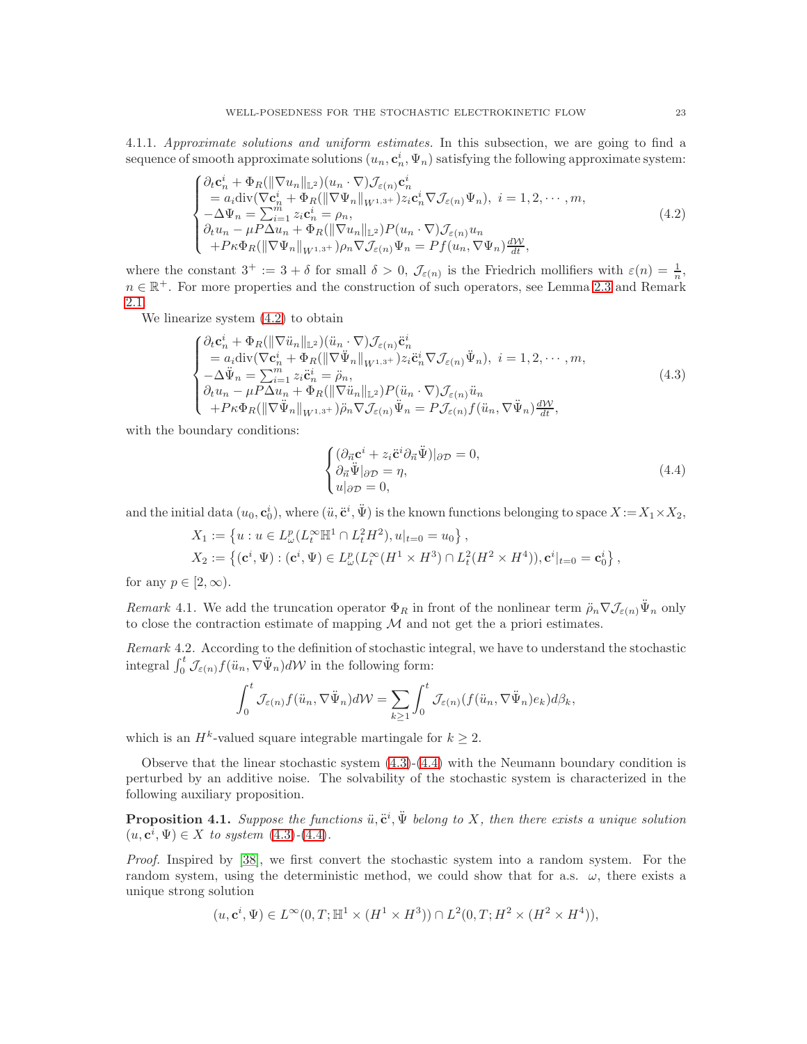4.1.1. *Approximate solutions and uniform estimates.* In this subsection, we are going to find a sequence of smooth approximate solutions $(u_n, \mathbf{c}_n^i, \Psi_n)$ satisfying the following approximate system:

$$
\begin{cases}
\partial_t \mathbf{c}_n^i + \Phi_R(\|\nabla u_n\|_{\mathbb{L}^2})(u_n \cdot \nabla)\mathcal{J}_{\varepsilon(n)}\mathbf{c}_n^i \\
\quad = a_i \mathrm{div}(\nabla \mathbf{c}_n^i + \Phi_R(\|\nabla \Psi_n\|_{W^{1,3^+}}) z_i \mathbf{c}_n^i \nabla \mathcal{J}_{\varepsilon(n)}\Psi_n), \ i = 1, 2, \cdots, m, \\
-\Delta \Psi_n = \sum_{i=1}^m z_i \mathbf{c}_n^i = \rho_n, \\
\partial_t u_n - \mu P \Delta u_n + \Phi_R(\|\nabla u_n\|_{\mathbb{L}^2}) P(u_n \cdot \nabla)\mathcal{J}_{\varepsilon(n)} u_n \\
\quad + P\kappa \Phi_R(\|\nabla \Psi_n\|_{W^{1,3^+}})\rho_n \nabla \mathcal{J}_{\varepsilon(n)}\Psi_n = P f(u_n, \nabla \Psi_n)\frac{d\mathcal{W}}{dt},
\end{cases}
\tag{4.2}
$$

where the constant $3^+ := 3 + \delta$ for small $\delta > 0$, $\mathcal{J}_{\varepsilon(n)}$ is the Friedrich mollifiers with $\varepsilon(n) = \frac{1}{n}$, $n \in \mathbb{R}^+$. For more properties and the construction of such operators, see Lemma 2.3 and Remark 2.1.

We linearize system (4.2) to obtain

$$
\begin{cases}
\partial_t \mathbf{c}_n^i + \Phi_R(\|\nabla \ddot{u}_n\|_{\mathbb{L}^2})(\ddot{u}_n \cdot \nabla)\mathcal{J}_{\varepsilon(n)}\ddot{\mathbf{c}}_n^i \\
\quad = a_i \mathrm{div}(\nabla \mathbf{c}_n^i + \Phi_R(\|\nabla \ddot{\Psi}_n\|_{W^{1,3^+}}) z_i \ddot{\mathbf{c}}_n^i \nabla \mathcal{J}_{\varepsilon(n)}\ddot{\Psi}_n), \ i = 1, 2, \cdots, m, \\
-\Delta \ddot{\Psi}_n = \sum_{i=1}^m z_i \ddot{\mathbf{c}}_n^i = \ddot{\rho}_n, \\
\partial_t u_n - \mu P \Delta u_n + \Phi_R(\|\nabla \ddot{u}_n\|_{\mathbb{L}^2}) P(\ddot{u}_n \cdot \nabla)\mathcal{J}_{\varepsilon(n)} \ddot{u}_n \\
\quad + P\kappa \Phi_R(\|\nabla \ddot{\Psi}_n\|_{W^{1,3^+}})\ddot{\rho}_n \nabla \mathcal{J}_{\varepsilon(n)}\ddot{\Psi}_n = P \mathcal{J}_{\varepsilon(n)} f(\ddot{u}_n, \nabla \ddot{\Psi}_n)\frac{d\mathcal{W}}{dt},
\end{cases}
\tag{4.3}
$$

with the boundary conditions:

$$
\begin{cases}
(\partial_{\vec{n}} \mathbf{c}^i + z_i \ddot{\mathbf{c}}^i \partial_{\vec{n}} \ddot{\Psi})|_{\partial \mathcal{D}} = 0, \\
\partial_{\vec{n}} \ddot{\Psi}|_{\partial \mathcal{D}} = \eta, \\
u|_{\partial \mathcal{D}} = 0,
\end{cases}
\tag{4.4}
$$

and the initial data $(u_0, \mathbf{c}_0^i)$, where $(\ddot{u}, \ddot{\mathbf{c}}^i, \ddot{\Psi})$ is the known functions belonging to space $X := X_1 \times X_2$,

$$
X_1 := \left\{ u : u \in L_\omega^p(L_t^\infty \mathbb{H}^1 \cap L_t^2 H^2), u|_{t=0} = u_0 \right\},
$$

$$
X_2 := \left\{ (\mathbf{c}^i, \Psi) : (\mathbf{c}^i, \Psi) \in L_\omega^p(L_t^\infty(H^1 \times H^3) \cap L_t^2(H^2 \times H^4)), \mathbf{c}^i|_{t=0} = \mathbf{c}_0^i \right\},
$$

for any $p \in [2, \infty)$.

*Remark* 4.1. We add the truncation operator $\Phi_R$ in front of the nonlinear term $\ddot{\rho}_n \nabla \mathcal{J}_{\varepsilon(n)} \ddot{\Psi}_n$ only to close the contraction estimate of mapping $\mathcal{M}$ and not get the a priori estimates.

*Remark* 4.2. According to the definition of stochastic integral, we have to understand the stochastic integral $\int_0^t \mathcal{J}_{\varepsilon(n)} f(\ddot{u}_n, \nabla \ddot{\Psi}_n) d\mathcal{W}$ in the following form:

$$
\int_0^t \mathcal{J}_{\varepsilon(n)} f(\ddot{u}_n, \nabla \ddot{\Psi}_n) d\mathcal{W} = \sum_{k \geq 1} \int_0^t \mathcal{J}_{\varepsilon(n)}(f(\ddot{u}_n, \nabla \ddot{\Psi}_n) e_k) d\beta_k,
$$

which is an $H^k$-valued square integrable martingale for $k \geq 2$.

Observe that the linear stochastic system (4.3)-(4.4) with the Neumann boundary condition is perturbed by an additive noise. The solvability of the stochastic system is characterized in the following auxiliary proposition.

**Proposition 4.1.** *Suppose the functions $\ddot{u}, \ddot{\mathbf{c}}^i, \ddot{\Psi}$ belong to $X$, then there exists a unique solution $(u, \mathbf{c}^i, \Psi) \in X$ to system (4.3)-(4.4).*

*Proof.* Inspired by [38], we first convert the stochastic system into a random system. For the random system, using the deterministic method, we could show that for a.s. $\omega$, there exists a unique strong solution

$$
(u, \mathbf{c}^i, \Psi) \in L^\infty(0, T; \mathbb{H}^1 \times (H^1 \times H^3)) \cap L^2(0, T; H^2 \times (H^2 \times H^4)),
$$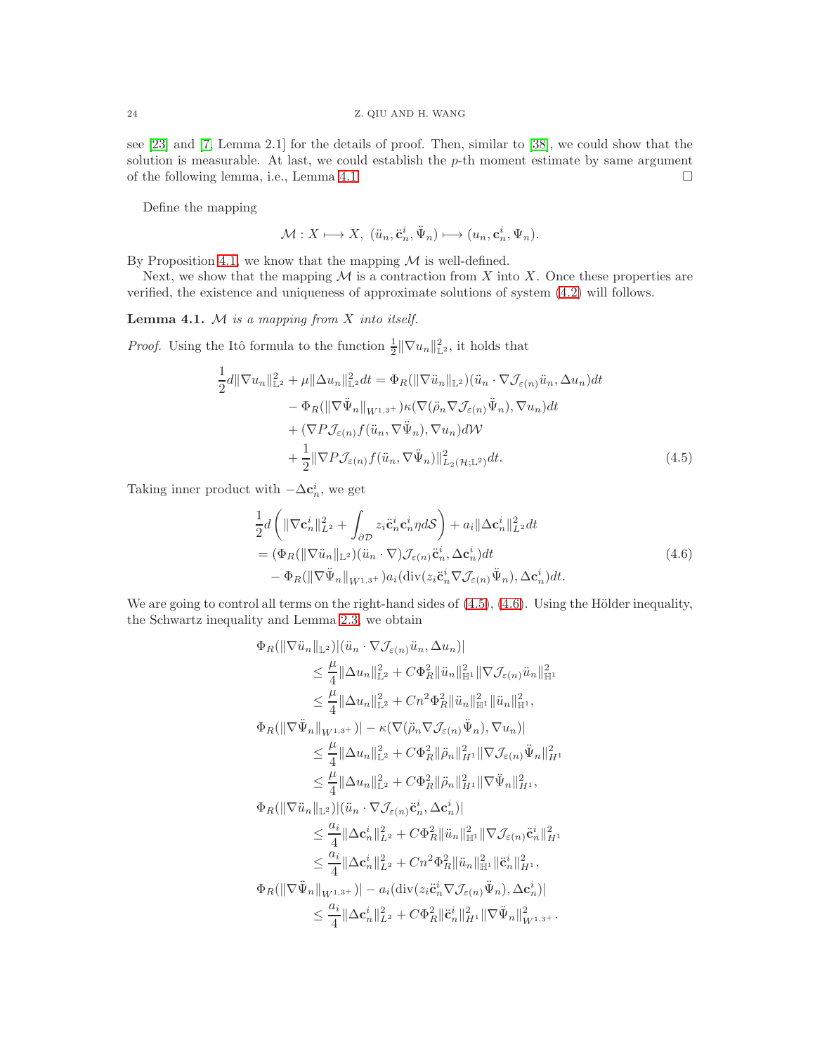see [23] and [7, Lemma 2.1] for the details of proof. Then, similar to [38], we could show that the solution is measurable. At last, we could establish the $p$-th moment estimate by same argument of the following lemma, i.e., Lemma 4.1. $\square$

Define the mapping

$$\mathcal{M}: X \longmapsto X,\ (\ddot{u}_n, \ddot{\mathbf{c}}_n^i, \ddot{\Psi}_n) \longmapsto (u_n, \mathbf{c}_n^i, \Psi_n).$$

By Proposition 4.1, we know that the mapping $\mathcal{M}$ is well-defined.

Next, we show that the mapping $\mathcal{M}$ is a contraction from $X$ into $X$. Once these properties are verified, the existence and uniqueness of approximate solutions of system (4.2) will follows.

**Lemma 4.1.** *$\mathcal{M}$ is a mapping from $X$ into itself.*

*Proof.* Using the Itô formula to the function $\frac{1}{2}\|\nabla u_n\|_{\mathbb{L}^2}^2$, it holds that

$$\begin{aligned}
\frac{1}{2}d\|\nabla u_n\|_{\mathbb{L}^2}^2 + \mu\|\Delta u_n\|_{\mathbb{L}^2}^2 dt &= \Phi_R(\|\nabla \ddot{u}_n\|_{\mathbb{L}^2})(\ddot{u}_n \cdot \nabla \mathcal{J}_{\varepsilon(n)}\ddot{u}_n, \Delta u_n)dt \\
&\quad - \Phi_R(\|\nabla \ddot{\Psi}_n\|_{W^{1,3+}})\kappa(\nabla(\ddot{\rho}_n \nabla \mathcal{J}_{\varepsilon(n)}\ddot{\Psi}_n), \nabla u_n)dt \\
&\quad + (\nabla P \mathcal{J}_{\varepsilon(n)} f(\ddot{u}_n, \nabla \ddot{\Psi}_n), \nabla u_n)d\mathcal{W} \\
&\quad + \frac{1}{2}\|\nabla P \mathcal{J}_{\varepsilon(n)} f(\ddot{u}_n, \nabla \ddot{\Psi}_n)\|_{L_2(\mathcal{H};\mathbb{L}^2)}^2 dt.
\end{aligned} \tag{4.5}$$

Taking inner product with $-\Delta \mathbf{c}_n^i$, we get

$$\begin{aligned}
&\frac{1}{2}d\left(\|\nabla \mathbf{c}_n^i\|_{L^2}^2 + \int_{\partial\mathcal{D}} z_i \ddot{\mathbf{c}}_n^i \mathbf{c}_n^i \eta d\mathcal{S}\right) + a_i\|\Delta \mathbf{c}_n^i\|_{L^2}^2 dt \\
&= (\Phi_R(\|\nabla \ddot{u}_n\|_{\mathbb{L}^2})(\ddot{u}_n \cdot \nabla)\mathcal{J}_{\varepsilon(n)}\ddot{\mathbf{c}}_n^i, \Delta \mathbf{c}_n^i)dt \\
&\quad - \Phi_R(\|\nabla \ddot{\Psi}_n\|_{W^{1,3+}})a_i(\operatorname{div}(z_i \ddot{\mathbf{c}}_n^i \nabla \mathcal{J}_{\varepsilon(n)}\ddot{\Psi}_n), \Delta \mathbf{c}_n^i)dt.
\end{aligned} \tag{4.6}$$

We are going to control all terms on the right-hand sides of (4.5), (4.6). Using the Hölder inequality, the Schwartz inequality and Lemma 2.3, we obtain

$$\begin{aligned}
&\Phi_R(\|\nabla \ddot{u}_n\|_{\mathbb{L}^2})|(\ddot{u}_n \cdot \nabla \mathcal{J}_{\varepsilon(n)}\ddot{u}_n, \Delta u_n)| \\
&\qquad \le \frac{\mu}{4}\|\Delta u_n\|_{\mathbb{L}^2}^2 + C\Phi_R^2\|\ddot{u}_n\|_{\mathbb{H}^1}^2\|\nabla \mathcal{J}_{\varepsilon(n)}\ddot{u}_n\|_{\mathbb{H}^1}^2 \\
&\qquad \le \frac{\mu}{4}\|\Delta u_n\|_{\mathbb{L}^2}^2 + Cn^2\Phi_R^2\|\ddot{u}_n\|_{\mathbb{H}^1}^2\|\ddot{u}_n\|_{\mathbb{H}^1}^2, \\
&\Phi_R(\|\nabla \ddot{\Psi}_n\|_{W^{1,3+}})| - \kappa(\nabla(\ddot{\rho}_n \nabla \mathcal{J}_{\varepsilon(n)}\ddot{\Psi}_n), \nabla u_n)| \\
&\qquad \le \frac{\mu}{4}\|\Delta u_n\|_{\mathbb{L}^2}^2 + C\Phi_R^2\|\ddot{\rho}_n\|_{H^1}^2\|\nabla \mathcal{J}_{\varepsilon(n)}\ddot{\Psi}_n\|_{H^1}^2 \\
&\qquad \le \frac{\mu}{4}\|\Delta u_n\|_{\mathbb{L}^2}^2 + C\Phi_R^2\|\ddot{\rho}_n\|_{H^1}^2\|\nabla \ddot{\Psi}_n\|_{H^1}^2, \\
&\Phi_R(\|\nabla \ddot{u}_n\|_{\mathbb{L}^2})|(\ddot{u}_n \cdot \nabla \mathcal{J}_{\varepsilon(n)}\ddot{\mathbf{c}}_n^i, \Delta \mathbf{c}_n^i)| \\
&\qquad \le \frac{a_i}{4}\|\Delta \mathbf{c}_n^i\|_{L^2}^2 + C\Phi_R^2\|\ddot{u}_n\|_{\mathbb{H}^1}^2\|\nabla \mathcal{J}_{\varepsilon(n)}\ddot{\mathbf{c}}_n^i\|_{H^1}^2 \\
&\qquad \le \frac{a_i}{4}\|\Delta \mathbf{c}_n^i\|_{L^2}^2 + Cn^2\Phi_R^2\|\ddot{u}_n\|_{\mathbb{H}^1}^2\|\ddot{\mathbf{c}}_n^i\|_{H^1}^2, \\
&\Phi_R(\|\nabla \ddot{\Psi}_n\|_{W^{1,3+}})| - a_i(\operatorname{div}(z_i \ddot{\mathbf{c}}_n^i \nabla \mathcal{J}_{\varepsilon(n)}\ddot{\Psi}_n), \Delta \mathbf{c}_n^i)| \\
&\qquad \le \frac{a_i}{4}\|\Delta \mathbf{c}_n^i\|_{L^2}^2 + C\Phi_R^2\|\ddot{\mathbf{c}}_n^i\|_{H^1}^2\|\nabla \ddot{\Psi}_n\|_{W^{1,3+}}^2.
\end{aligned}$$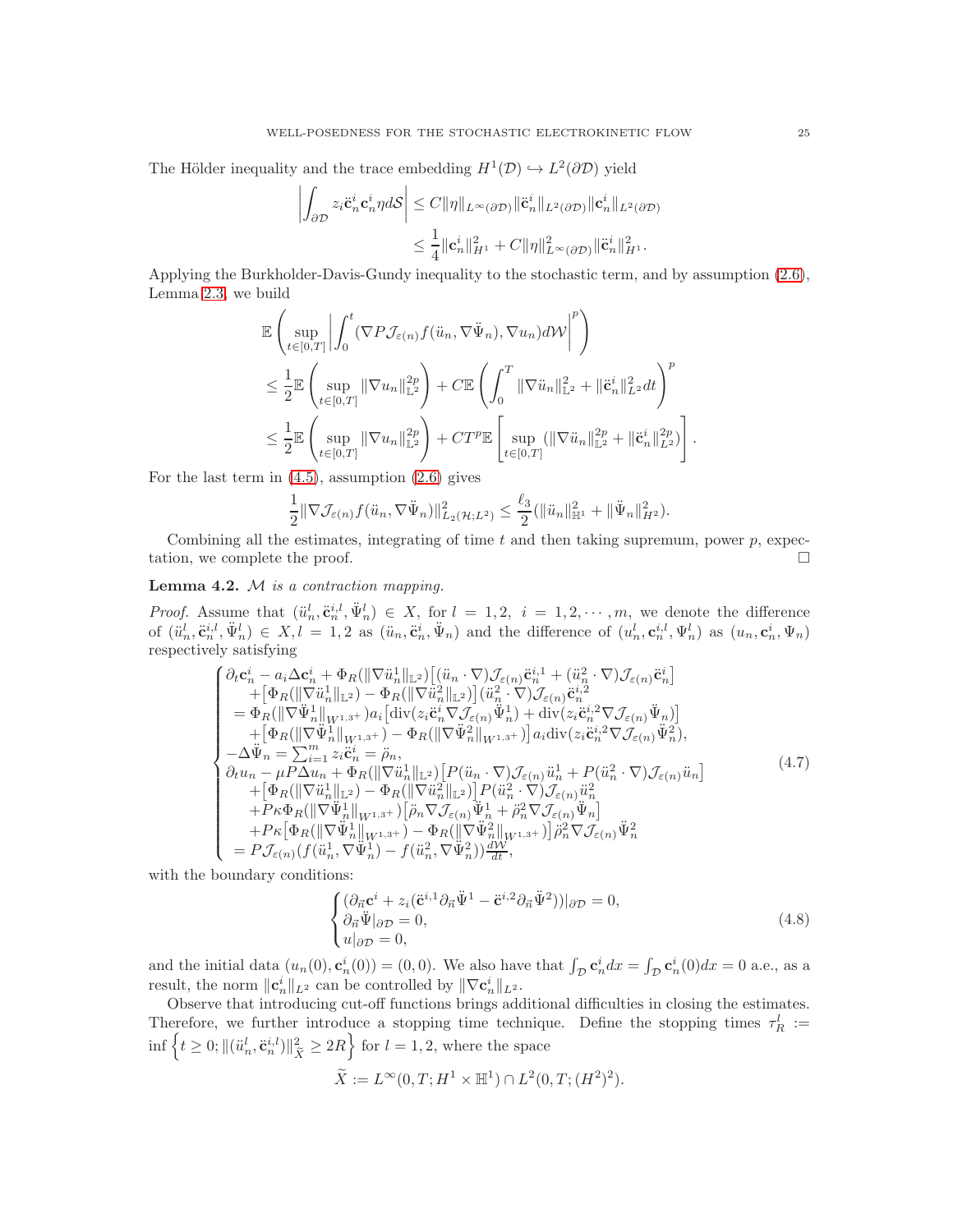The Hölder inequality and the trace embedding $H^1(\mathcal{D}) \hookrightarrow L^2(\partial\mathcal{D})$ yield

$$
\begin{aligned}
\left| \int_{\partial\mathcal{D}} z_i \ddot{\mathbf{c}}_n^i \mathbf{c}_n^i \eta d\mathcal{S} \right| &\le C\|\eta\|_{L^\infty(\partial\mathcal{D})} \|\ddot{\mathbf{c}}_n^i\|_{L^2(\partial\mathcal{D})} \|\mathbf{c}_n^i\|_{L^2(\partial\mathcal{D})} \\
&\le \frac{1}{4}\|\mathbf{c}_n^i\|_{H^1}^2 + C\|\eta\|_{L^\infty(\partial\mathcal{D})}^2 \|\ddot{\mathbf{c}}_n^i\|_{H^1}^2.
\end{aligned}
$$

Applying the Burkholder-Davis-Gundy inequality to the stochastic term, and by assumption (2.6), Lemma 2.3, we build

$$
\begin{aligned}
&\mathbb{E}\left( \sup_{t\in[0,T]} \left| \int_0^t (\nabla P \mathcal{J}_{\varepsilon(n)} f(\ddot{u}_n, \nabla \ddot{\Psi}_n), \nabla u_n) d\mathcal{W} \right|^p \right) \\
&\le \frac{1}{2}\mathbb{E}\left( \sup_{t\in[0,T]} \|\nabla u_n\|_{\mathbb{L}^2}^{2p} \right) + C\mathbb{E}\left( \int_0^T \|\nabla \ddot{u}_n\|_{\mathbb{L}^2}^2 + \|\ddot{\mathbf{c}}_n^i\|_{L^2}^2 dt \right)^p \\
&\le \frac{1}{2}\mathbb{E}\left( \sup_{t\in[0,T]} \|\nabla u_n\|_{\mathbb{L}^2}^{2p} \right) + CT^p \mathbb{E}\left[ \sup_{t\in[0,T]} (\|\nabla \ddot{u}_n\|_{\mathbb{L}^2}^{2p} + \|\ddot{\mathbf{c}}_n^i\|_{L^2}^{2p}) \right].
\end{aligned}
$$

For the last term in (4.5), assumption (2.6) gives

$$
\frac{1}{2}\|\nabla \mathcal{J}_{\varepsilon(n)} f(\ddot{u}_n, \nabla \ddot{\Psi}_n)\|_{L_2(\mathcal{H};L^2)}^2 \le \frac{\ell_3}{2}(\|\ddot{u}_n\|_{\mathbb{H}^1}^2 + \|\ddot{\Psi}_n\|_{H^2}^2).
$$

Combining all the estimates, integrating of time $t$ and then taking supremum, power $p$, expectation, we complete the proof. $\square$

**Lemma 4.2.** $\mathcal{M}$ *is a contraction mapping.*

*Proof.* Assume that $(\ddot{u}_n^l, \ddot{\mathbf{c}}_n^{i,l}, \ddot{\Psi}_n^l) \in X$, for $l = 1, 2$, $i = 1, 2, \cdots, m$, we denote the difference of $(\ddot{u}_n^l, \ddot{\mathbf{c}}_n^{i,l}, \ddot{\Psi}_n^l) \in X, l = 1, 2$ as $(\ddot{u}_n, \ddot{\mathbf{c}}_n^i, \ddot{\Psi}_n)$ and the difference of $(u_n^l, \mathbf{c}_n^{i,l}, \Psi_n^l)$ as $(u_n, \mathbf{c}_n^i, \Psi_n)$ respectively satisfying

$$
\begin{cases}
\partial_t \mathbf{c}_n^i - a_i \Delta \mathbf{c}_n^i + \Phi_R(\|\nabla \ddot{u}_n^1\|_{\mathbb{L}^2})\big[(\ddot{u}_n \cdot \nabla)\mathcal{J}_{\varepsilon(n)} \ddot{\mathbf{c}}_n^{i,1} + (\ddot{u}_n^2 \cdot \nabla)\mathcal{J}_{\varepsilon(n)} \ddot{\mathbf{c}}_n^i\big] \\
\quad + \big[\Phi_R(\|\nabla \ddot{u}_n^1\|_{\mathbb{L}^2}) - \Phi_R(\|\nabla \ddot{u}_n^2\|_{\mathbb{L}^2})\big](\ddot{u}_n^2 \cdot \nabla)\mathcal{J}_{\varepsilon(n)} \ddot{\mathbf{c}}_n^{i,2} \\
\quad = \Phi_R(\|\nabla \ddot{\Psi}_n^1\|_{W^{1,3^+}}) a_i \big[\mathrm{div}(z_i \ddot{\mathbf{c}}_n^i \nabla \mathcal{J}_{\varepsilon(n)} \ddot{\Psi}_n^1) + \mathrm{div}(z_i \ddot{\mathbf{c}}_n^{i,2} \nabla \mathcal{J}_{\varepsilon(n)} \ddot{\Psi}_n)\big] \\
\quad + \big[\Phi_R(\|\nabla \ddot{\Psi}_n^1\|_{W^{1,3^+}}) - \Phi_R(\|\nabla \ddot{\Psi}_n^2\|_{W^{1,3^+}})\big] a_i \mathrm{div}(z_i \ddot{\mathbf{c}}_n^{i,2} \nabla \mathcal{J}_{\varepsilon(n)} \ddot{\Psi}_n^2), \\
-\Delta \ddot{\Psi}_n = \sum_{i=1}^m z_i \ddot{\mathbf{c}}_n^i = \ddot{\rho}_n, \\
\partial_t u_n - \mu P \Delta u_n + \Phi_R(\|\nabla \ddot{u}_n^1\|_{\mathbb{L}^2})\big[P(\ddot{u}_n \cdot \nabla)\mathcal{J}_{\varepsilon(n)} \ddot{u}_n^1 + P(\ddot{u}_n^2 \cdot \nabla)\mathcal{J}_{\varepsilon(n)} \ddot{u}_n\big] \\
\quad + \big[\Phi_R(\|\nabla \ddot{u}_n^1\|_{\mathbb{L}^2}) - \Phi_R(\|\nabla \ddot{u}_n^2\|_{\mathbb{L}^2})\big] P(\ddot{u}_n^2 \cdot \nabla)\mathcal{J}_{\varepsilon(n)} \ddot{u}_n^2 \\
\quad + P\kappa \Phi_R(\|\nabla \ddot{\Psi}_n^1\|_{W^{1,3^+}})\big[\ddot{\rho}_n \nabla \mathcal{J}_{\varepsilon(n)} \ddot{\Psi}_n^1 + \ddot{\rho}_n^2 \nabla \mathcal{J}_{\varepsilon(n)} \ddot{\Psi}_n\big] \\
\quad + P\kappa \big[\Phi_R(\|\nabla \ddot{\Psi}_n^1\|_{W^{1,3^+}}) - \Phi_R(\|\nabla \ddot{\Psi}_n^2\|_{W^{1,3^+}})\big] \ddot{\rho}_n^2 \nabla \mathcal{J}_{\varepsilon(n)} \ddot{\Psi}_n^2 \\
\quad = P\mathcal{J}_{\varepsilon(n)}(f(\ddot{u}_n^1, \nabla \ddot{\Psi}_n^1) - f(\ddot{u}_n^2, \nabla \ddot{\Psi}_n^2))\frac{d\mathcal{W}}{dt},
\end{cases}
\tag{4.7}
$$

with the boundary conditions:

$$
\begin{cases}
(\partial_{\vec{n}} \mathbf{c}^i + z_i(\ddot{\mathbf{c}}^{i,1} \partial_{\vec{n}} \ddot{\Psi}^1 - \ddot{\mathbf{c}}^{i,2} \partial_{\vec{n}} \ddot{\Psi}^2))|_{\partial\mathcal{D}} = 0, \\
\partial_{\vec{n}} \ddot{\Psi}|_{\partial\mathcal{D}} = 0, \\
u|_{\partial\mathcal{D}} = 0,
\end{cases}
\tag{4.8}
$$

and the initial data $(u_n(0), \mathbf{c}_n^i(0)) = (0, 0)$. We also have that $\int_{\mathcal{D}} \mathbf{c}_n^i dx = \int_{\mathcal{D}} \mathbf{c}_n^i(0) dx = 0$ a.e., as a result, the norm $\|\mathbf{c}_n^i\|_{L^2}$ can be controlled by $\|\nabla \mathbf{c}_n^i\|_{L^2}$.

Observe that introducing cut-off functions brings additional difficulties in closing the estimates. Therefore, we further introduce a stopping time technique. Define the stopping times $\tau_R^l := \inf\left\{t \ge 0; \|(\ddot{u}_n^l, \ddot{\mathbf{c}}_n^{i,l})\|_{\widetilde{X}}^2 \ge 2R\right\}$ for $l = 1, 2$, where the space

$$
\widetilde{X} := L^\infty(0, T; H^1 \times \mathbb{H}^1) \cap L^2(0, T; (H^2)^2).
$$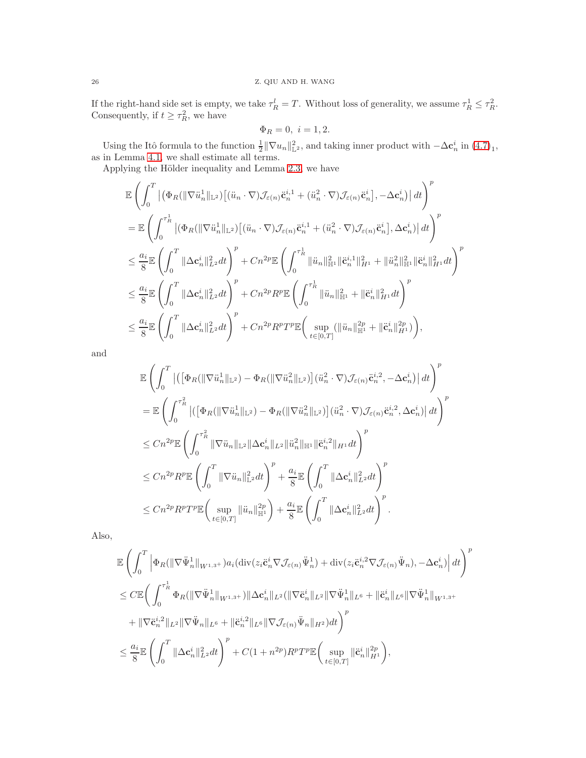If the right-hand side set is empty, we take $\tau_R^l = T$. Without loss of generality, we assume $\tau_R^1 \le \tau_R^2$. Consequently, if $t \ge \tau_R^2$, we have

$$\Phi_R = 0, \ \ i = 1, 2.$$

Using the Itô formula to the function $\frac{1}{2}\|\nabla u_n\|_{\mathbb{L}^2}^2$, and taking inner product with $-\Delta \mathbf{c}_n^i$ in (4.7)$_1$, as in Lemma 4.1, we shall estimate all terms.

Applying the Hölder inequality and Lemma 2.3, we have

$$
\begin{aligned}
&\mathbb{E}\left(\int_0^T \left|\left(\Phi_R(\|\nabla \ddot{u}_n^1\|_{\mathbb{L}^2})\left[(\ddot{u}_n \cdot \nabla)\mathcal{J}_{\varepsilon(n)}\ddot{\mathbf{c}}_n^{i,1} + (\ddot{u}_n^2 \cdot \nabla)\mathcal{J}_{\varepsilon(n)}\ddot{\mathbf{c}}_n^i\right], -\Delta \mathbf{c}_n^i\right)\right| dt\right)^p \\
&= \mathbb{E}\left(\int_0^{\tau_R^1} \left|(\Phi_R(\|\nabla \ddot{u}_n^1\|_{\mathbb{L}^2})\left[(\ddot{u}_n \cdot \nabla)\mathcal{J}_{\varepsilon(n)}\ddot{\mathbf{c}}_n^{i,1} + (\ddot{u}_n^2 \cdot \nabla)\mathcal{J}_{\varepsilon(n)}\ddot{\mathbf{c}}_n^i\right], \Delta \mathbf{c}_n^i)\right| dt\right)^p \\
&\le \frac{a_i}{8}\mathbb{E}\left(\int_0^T \|\Delta \mathbf{c}_n^i\|_{L^2}^2 dt\right)^p + Cn^{2p}\mathbb{E}\left(\int_0^{\tau_R^1} \|\ddot{u}_n\|_{\mathbb{H}^1}^2 \|\ddot{\mathbf{c}}_n^{i,1}\|_{H^1}^2 + \|\ddot{u}_n^2\|_{\mathbb{H}^1}^2 \|\ddot{\mathbf{c}}_n^i\|_{H^1}^2 dt\right)^p \\
&\le \frac{a_i}{8}\mathbb{E}\left(\int_0^T \|\Delta \mathbf{c}_n^i\|_{L^2}^2 dt\right)^p + Cn^{2p}R^p\mathbb{E}\left(\int_0^{\tau_R^1} \|\ddot{u}_n\|_{\mathbb{H}^1}^2 + \|\ddot{\mathbf{c}}_n^i\|_{H^1}^2 dt\right)^p \\
&\le \frac{a_i}{8}\mathbb{E}\left(\int_0^T \|\Delta \mathbf{c}_n^i\|_{L^2}^2 dt\right)^p + Cn^{2p}R^pT^p\mathbb{E}\bigg(\sup_{t\in[0,T]}(\|\ddot{u}_n\|_{\mathbb{H}^1}^{2p} + \|\ddot{\mathbf{c}}_n^i\|_{H^1}^{2p})\bigg),
\end{aligned}
$$

and

$$
\begin{aligned}
&\mathbb{E}\left(\int_0^T \left|\left(\left[\Phi_R(\|\nabla \ddot{u}_n^1\|_{\mathbb{L}^2}) - \Phi_R(\|\nabla \ddot{u}_n^2\|_{\mathbb{L}^2})\right](\ddot{u}_n^2 \cdot \nabla)\mathcal{J}_{\varepsilon(n)}\ddot{\mathbf{c}}_n^{i,2}, -\Delta \mathbf{c}_n^i\right)\right| dt\right)^p \\
&= \mathbb{E}\left(\int_0^{\tau_R^2} \left|\left(\left[\Phi_R(\|\nabla \ddot{u}_n^1\|_{\mathbb{L}^2}) - \Phi_R(\|\nabla \ddot{u}_n^2\|_{\mathbb{L}^2})\right](\ddot{u}_n^2 \cdot \nabla)\mathcal{J}_{\varepsilon(n)}\ddot{\mathbf{c}}_n^{i,2}, \Delta \mathbf{c}_n^i\right)\right| dt\right)^p \\
&\le Cn^{2p}\mathbb{E}\left(\int_0^{\tau_R^2} \|\nabla \ddot{u}_n\|_{\mathbb{L}^2}\|\Delta \mathbf{c}_n^i\|_{L^2}\|\ddot{u}_n^2\|_{\mathbb{H}^1}\|\ddot{\mathbf{c}}_n^{i,2}\|_{H^1} dt\right)^p \\
&\le Cn^{2p}R^p\mathbb{E}\left(\int_0^T \|\nabla \ddot{u}_n\|_{\mathbb{L}^2}^2 dt\right)^p + \frac{a_i}{8}\mathbb{E}\left(\int_0^T \|\Delta \mathbf{c}_n^i\|_{L^2}^2 dt\right)^p \\
&\le Cn^{2p}R^pT^p\mathbb{E}\bigg(\sup_{t\in[0,T]}\|\ddot{u}_n\|_{\mathbb{H}^1}^{2p}\bigg) + \frac{a_i}{8}\mathbb{E}\left(\int_0^T \|\Delta \mathbf{c}_n^i\|_{L^2}^2 dt\right)^p.
\end{aligned}
$$

Also,

$$
\begin{aligned}
&\mathbb{E}\left(\int_0^T \left|\Phi_R(\|\nabla \ddot{\Psi}_n^1\|_{W^{1,3^+}})a_i(\mathrm{div}(z_i\ddot{\mathbf{c}}_n^i\nabla \mathcal{J}_{\varepsilon(n)}\ddot{\Psi}_n^1) + \mathrm{div}(z_i\ddot{\mathbf{c}}_n^{i,2}\nabla \mathcal{J}_{\varepsilon(n)}\ddot{\Psi}_n), -\Delta \mathbf{c}_n^i)\right| dt\right)^p \\
&\le C\mathbb{E}\bigg(\int_0^{\tau_R^1} \Phi_R(\|\nabla \ddot{\Psi}_n^1\|_{W^{1,3^+}})\|\Delta \mathbf{c}_n^i\|_{L^2}(\|\nabla \ddot{\mathbf{c}}_n^i\|_{L^2}\|\nabla \ddot{\Psi}_n^1\|_{L^6} + \|\ddot{\mathbf{c}}_n^i\|_{L^6}\|\nabla \ddot{\Psi}_n^1\|_{W^{1,3^+}} \\
&\quad + \|\nabla \ddot{\mathbf{c}}_n^{i,2}\|_{L^2}\|\nabla \ddot{\Psi}_n\|_{L^6} + \|\ddot{\mathbf{c}}_n^{i,2}\|_{L^6}\|\nabla \mathcal{J}_{\varepsilon(n)}\ddot{\Psi}_n\|_{H^2})dt\bigg)^p \\
&\le \frac{a_i}{8}\mathbb{E}\left(\int_0^T \|\Delta \mathbf{c}_n^i\|_{L^2}^2 dt\right)^p + C(1+n^{2p})R^pT^p\mathbb{E}\bigg(\sup_{t\in[0,T]}\|\ddot{\mathbf{c}}_n^i\|_{H^1}^{2p}\bigg),
\end{aligned}
$$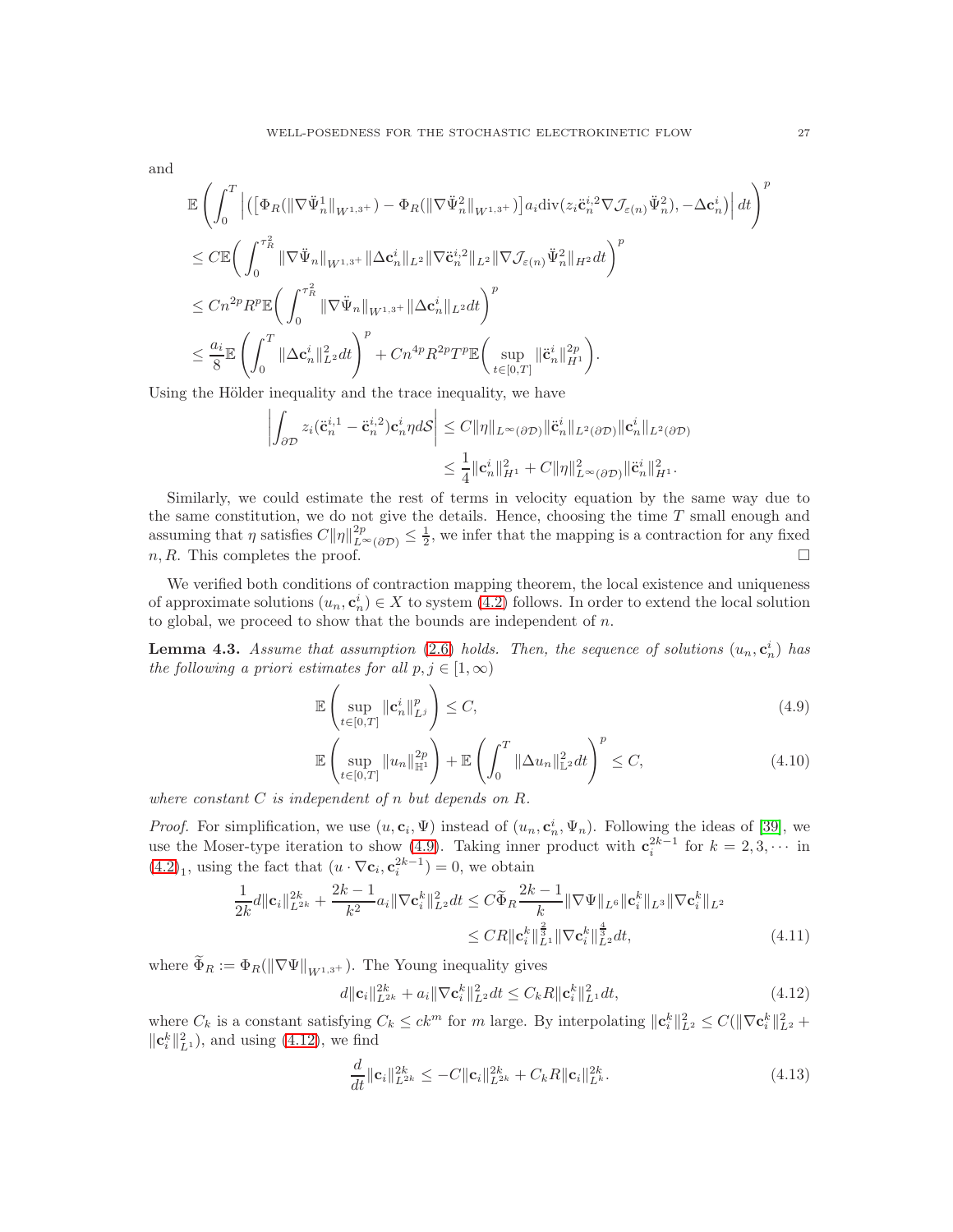and

$$
\begin{aligned}
&\mathbb{E}\left(\int_0^T \left|\left(\left[\Phi_R(\|\nabla\ddot{\Psi}_n^1\|_{W^{1,3^+}}) - \Phi_R(\|\nabla\ddot{\Psi}_n^2\|_{W^{1,3^+}})\right]a_i \mathrm{div}(z_i \ddot{\mathbf{c}}_n^{i,2}\nabla\mathcal{J}_{\varepsilon(n)}\ddot{\Psi}_n^2), -\Delta\mathbf{c}_n^i\right)\right| dt\right)^p \\
&\leq C\mathbb{E}\bigg(\int_0^{\tau_R^2} \|\nabla\ddot{\Psi}_n\|_{W^{1,3^+}}\|\Delta\mathbf{c}_n^i\|_{L^2}\|\nabla\ddot{\mathbf{c}}_n^{i,2}\|_{L^2}\|\nabla\mathcal{J}_{\varepsilon(n)}\ddot{\Psi}_n^2\|_{H^2}dt\bigg)^p \\
&\leq Cn^{2p}R^p\mathbb{E}\bigg(\int_0^{\tau_R^2}\|\nabla\ddot{\Psi}_n\|_{W^{1,3^+}}\|\Delta\mathbf{c}_n^i\|_{L^2}dt\bigg)^p \\
&\leq \frac{a_i}{8}\mathbb{E}\left(\int_0^T\|\Delta\mathbf{c}_n^i\|_{L^2}^2dt\right)^p + Cn^{4p}R^{2p}T^p\mathbb{E}\bigg(\sup_{t\in[0,T]}\|\ddot{\mathbf{c}}_n^i\|_{H^1}^{2p}\bigg).
\end{aligned}
$$

Using the Hölder inequality and the trace inequality, we have

$$
\begin{aligned}
\left|\int_{\partial\mathcal{D}} z_i(\ddot{\mathbf{c}}_n^{i,1} - \ddot{\mathbf{c}}_n^{i,2})\mathbf{c}_n^i\eta d\mathcal{S}\right| &\leq C\|\eta\|_{L^\infty(\partial\mathcal{D})}\|\ddot{\mathbf{c}}_n^i\|_{L^2(\partial\mathcal{D})}\|\mathbf{c}_n^i\|_{L^2(\partial\mathcal{D})} \\
&\leq \frac{1}{4}\|\mathbf{c}_n^i\|_{H^1}^2 + C\|\eta\|_{L^\infty(\partial\mathcal{D})}^2\|\ddot{\mathbf{c}}_n^i\|_{H^1}^2.
\end{aligned}
$$

Similarly, we could estimate the rest of terms in velocity equation by the same way due to the same constitution, we do not give the details. Hence, choosing the time $T$ small enough and assuming that $\eta$ satisfies $C\|\eta\|_{L^\infty(\partial\mathcal{D})}^{2p} \leq \frac{1}{2}$, we infer that the mapping is a contraction for any fixed $n, R$. This completes the proof. □

We verified both conditions of contraction mapping theorem, the local existence and uniqueness of approximate solutions $(u_n, \mathbf{c}_n^i) \in X$ to system (4.2) follows. In order to extend the local solution to global, we proceed to show that the bounds are independent of $n$.

**Lemma 4.3.** *Assume that assumption (2.6) holds. Then, the sequence of solutions $(u_n, \mathbf{c}_n^i)$ has the following a priori estimates for all $p, j \in [1, \infty)$*

$$
\mathbb{E}\left(\sup_{t\in[0,T]}\|\mathbf{c}_n^i\|_{L^j}^p\right) \leq C, \tag{4.9}
$$

$$
\mathbb{E}\left(\sup_{t\in[0,T]}\|u_n\|_{\mathbb{H}^1}^{2p}\right) + \mathbb{E}\left(\int_0^T\|\Delta u_n\|_{\mathbb{L}^2}^2dt\right)^p \leq C, \tag{4.10}
$$

*where constant $C$ is independent of $n$ but depends on $R$.*

*Proof.* For simplification, we use $(u, \mathbf{c}_i, \Psi)$ instead of $(u_n, \mathbf{c}_n^i, \Psi_n)$. Following the ideas of [39], we use the Moser-type iteration to show (4.9). Taking inner product with $\mathbf{c}_i^{2k-1}$ for $k = 2, 3, \cdots$ in $(4.2)_1$, using the fact that $(u\cdot\nabla\mathbf{c}_i, \mathbf{c}_i^{2k-1}) = 0$, we obtain

$$
\begin{aligned}
\frac{1}{2k}d\|\mathbf{c}_i\|_{L^{2k}}^{2k} + \frac{2k-1}{k^2}a_i\|\nabla\mathbf{c}_i^k\|_{L^2}^2dt &\leq C\widetilde{\Phi}_R\frac{2k-1}{k}\|\nabla\Psi\|_{L^6}\|\mathbf{c}_i^k\|_{L^3}\|\nabla\mathbf{c}_i^k\|_{L^2} \\
&\leq CR\|\mathbf{c}_i^k\|_{L^1}^{\frac{2}{3}}\|\nabla\mathbf{c}_i^k\|_{L^2}^{\frac{4}{3}}dt,
\end{aligned} \tag{4.11}
$$

where $\widetilde{\Phi}_R := \Phi_R(\|\nabla\Psi\|_{W^{1,3^+}})$. The Young inequality gives

$$
d\|\mathbf{c}_i\|_{L^{2k}}^{2k} + a_i\|\nabla\mathbf{c}_i^k\|_{L^2}^2dt \leq C_kR\|\mathbf{c}_i^k\|_{L^1}^2dt, \tag{4.12}
$$

where $C_k$ is a constant satisfying $C_k \leq ck^m$ for $m$ large. By interpolating $\|\mathbf{c}_i^k\|_{L^2}^2 \leq C(\|\nabla\mathbf{c}_i^k\|_{L^2}^2 + \|\mathbf{c}_i^k\|_{L^1}^2)$, and using (4.12), we find

$$
\frac{d}{dt}\|\mathbf{c}_i\|_{L^{2k}}^{2k} \leq -C\|\mathbf{c}_i\|_{L^{2k}}^{2k} + C_kR\|\mathbf{c}_i\|_{L^k}^{2k}. \tag{4.13}
$$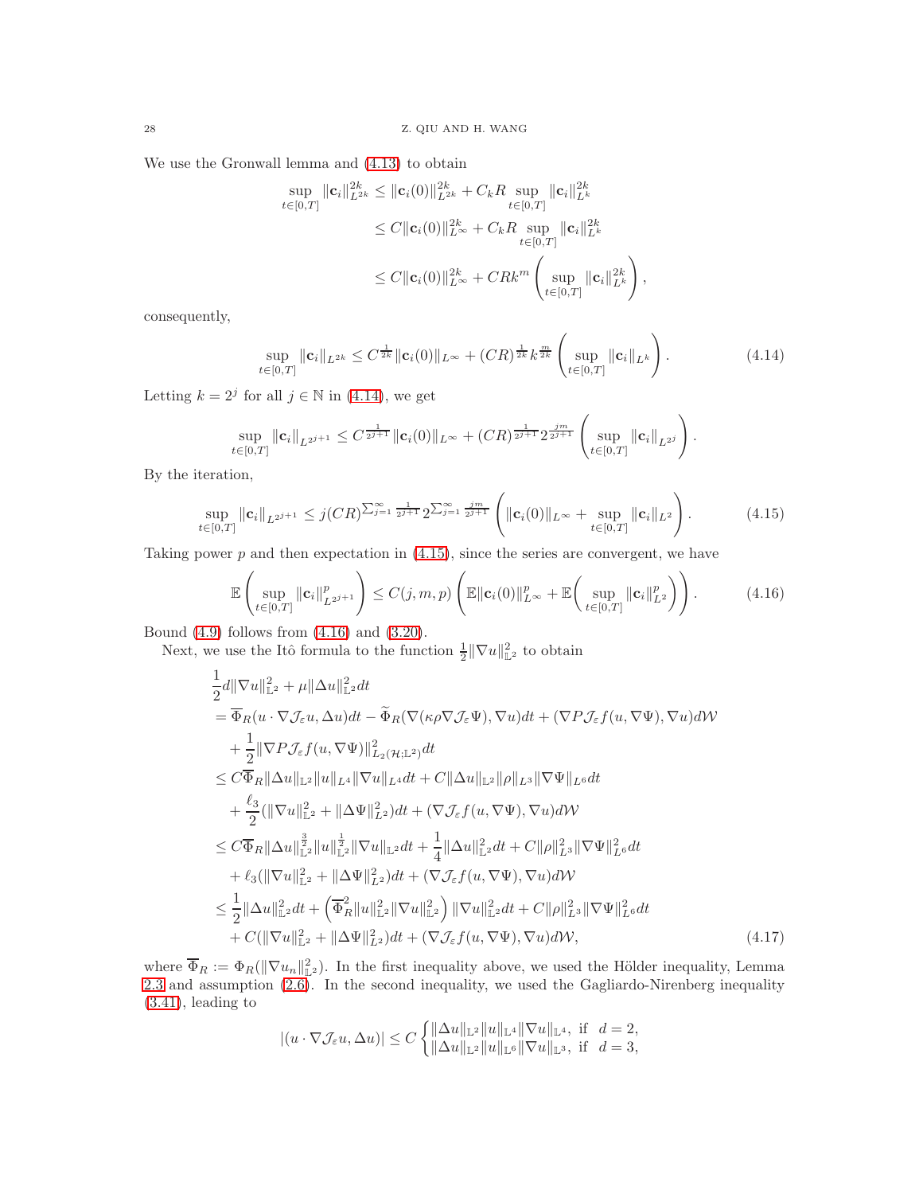We use the Gronwall lemma and (4.13) to obtain

$$
\begin{aligned}
\sup_{t\in[0,T]} \|\mathbf{c}_i\|_{L^{2k}}^{2k} &\le \|\mathbf{c}_i(0)\|_{L^{2k}}^{2k} + C_k R \sup_{t\in[0,T]} \|\mathbf{c}_i\|_{L^k}^{2k} \\
&\le C\|\mathbf{c}_i(0)\|_{L^\infty}^{2k} + C_k R \sup_{t\in[0,T]} \|\mathbf{c}_i\|_{L^k}^{2k} \\
&\le C\|\mathbf{c}_i(0)\|_{L^\infty}^{2k} + CRk^m \left( \sup_{t\in[0,T]} \|\mathbf{c}_i\|_{L^k}^{2k} \right),
\end{aligned}
$$

consequently,

$$
\sup_{t\in[0,T]} \|\mathbf{c}_i\|_{L^{2k}} \le C^{\frac{1}{2k}} \|\mathbf{c}_i(0)\|_{L^\infty} + (CR)^{\frac{1}{2k}} k^{\frac{m}{2k}} \left( \sup_{t\in[0,T]} \|\mathbf{c}_i\|_{L^k} \right). \tag{4.14}
$$

Letting $k = 2^j$ for all $j \in \mathbb{N}$ in (4.14), we get

$$
\sup_{t\in[0,T]} \|\mathbf{c}_i\|_{L^{2^{j+1}}} \le C^{\frac{1}{2^{j+1}}} \|\mathbf{c}_i(0)\|_{L^\infty} + (CR)^{\frac{1}{2^{j+1}}} 2^{\frac{jm}{2^{j+1}}} \left( \sup_{t\in[0,T]} \|\mathbf{c}_i\|_{L^{2^j}} \right).
$$

By the iteration,

$$
\sup_{t\in[0,T]} \|\mathbf{c}_i\|_{L^{2^{j+1}}} \le j(CR)^{\sum_{j=1}^\infty \frac{1}{2^{j+1}}} 2^{\sum_{j=1}^\infty \frac{jm}{2^{j+1}}} \left( \|\mathbf{c}_i(0)\|_{L^\infty} + \sup_{t\in[0,T]} \|\mathbf{c}_i\|_{L^2} \right). \tag{4.15}
$$

Taking power $p$ and then expectation in (4.15), since the series are convergent, we have

$$
\mathbb{E}\left( \sup_{t\in[0,T]} \|\mathbf{c}_i\|_{L^{2^{j+1}}}^p \right) \le C(j,m,p) \left( \mathbb{E}\|\mathbf{c}_i(0)\|_{L^\infty}^p + \mathbb{E}\Big( \sup_{t\in[0,T]} \|\mathbf{c}_i\|_{L^2}^p \Big) \right). \tag{4.16}
$$

Bound (4.9) follows from (4.16) and (3.20).

Next, we use the Itô formula to the function $\frac{1}{2}\|\nabla u\|_{\mathbb{L}^2}^2$ to obtain

$$
\begin{aligned}
&\frac{1}{2} d\|\nabla u\|_{\mathbb{L}^2}^2 + \mu \|\Delta u\|_{\mathbb{L}^2}^2 dt \\
&= \overline{\Phi}_R (u\cdot\nabla \mathcal{J}_\varepsilon u, \Delta u) dt - \widetilde{\Phi}_R (\nabla(\kappa\rho\nabla\mathcal{J}_\varepsilon \Psi), \nabla u) dt + (\nabla P \mathcal{J}_\varepsilon f(u,\nabla\Psi), \nabla u) d\mathcal{W} \\
&\quad + \frac{1}{2} \|\nabla P\mathcal{J}_\varepsilon f(u,\nabla\Psi)\|_{L_2(\mathcal{H};\mathbb{L}^2)}^2 dt \\
&\le C\overline{\Phi}_R \|\Delta u\|_{\mathbb{L}^2} \|u\|_{L^4} \|\nabla u\|_{L^4} dt + C\|\Delta u\|_{\mathbb{L}^2} \|\rho\|_{L^3} \|\nabla \Psi\|_{L^6} dt \\
&\quad + \frac{\ell_3}{2} (\|\nabla u\|_{\mathbb{L}^2}^2 + \|\Delta \Psi\|_{L^2}^2) dt + (\nabla \mathcal{J}_\varepsilon f(u,\nabla\Psi), \nabla u) d\mathcal{W} \\
&\le C\overline{\Phi}_R \|\Delta u\|_{\mathbb{L}^2}^{\frac{3}{2}} \|u\|_{\mathbb{L}^2}^{\frac{1}{2}} \|\nabla u\|_{\mathbb{L}^2} dt + \frac{1}{4} \|\Delta u\|_{\mathbb{L}^2}^2 dt + C\|\rho\|_{L^3}^2 \|\nabla\Psi\|_{L^6}^2 dt \\
&\quad + \ell_3 (\|\nabla u\|_{\mathbb{L}^2}^2 + \|\Delta\Psi\|_{L^2}^2) dt + (\nabla\mathcal{J}_\varepsilon f(u,\nabla\Psi),\nabla u) d\mathcal{W} \\
&\le \frac{1}{2} \|\Delta u\|_{\mathbb{L}^2}^2 dt + \left( \overline{\Phi}_R^2 \|u\|_{\mathbb{L}^2}^2 \|\nabla u\|_{\mathbb{L}^2}^2 \right) \|\nabla u\|_{\mathbb{L}^2}^2 dt + C\|\rho\|_{L^3}^2 \|\nabla\Psi\|_{L^6}^2 dt \\
&\quad + C(\|\nabla u\|_{\mathbb{L}^2}^2 + \|\Delta\Psi\|_{L^2}^2) dt + (\nabla \mathcal{J}_\varepsilon f(u,\nabla\Psi),\nabla u) d\mathcal{W},
\end{aligned} \tag{4.17}
$$

where $\overline{\Phi}_R := \Phi_R(\|\nabla u_n\|_{\mathbb{L}^2}^2)$. In the first inequality above, we used the Hölder inequality, Lemma 2.3 and assumption (2.6). In the second inequality, we used the Gagliardo-Nirenberg inequality (3.41), leading to

$$
|(u\cdot\nabla\mathcal{J}_\varepsilon u, \Delta u)| \le C \begin{cases} \|\Delta u\|_{\mathbb{L}^2} \|u\|_{\mathbb{L}^4} \|\nabla u\|_{\mathbb{L}^4}, & \text{if } \ d = 2, \\ \|\Delta u\|_{\mathbb{L}^2} \|u\|_{\mathbb{L}^6} \|\nabla u\|_{\mathbb{L}^3}, & \text{if } \ d = 3, \end{cases}
$$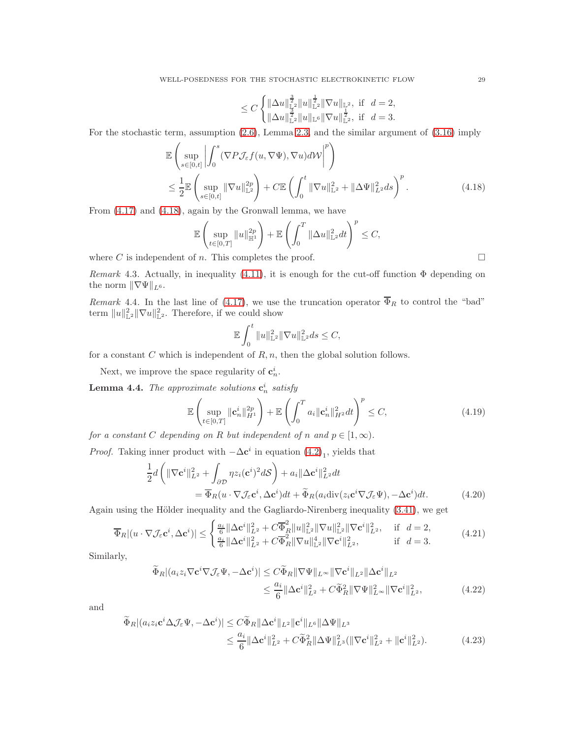$$\leq C\begin{cases}\|\Delta u\|_{\mathbb{L}^2}^{\frac{3}{2}}\|u\|_{\mathbb{L}^2}^{\frac{1}{2}}\|\nabla u\|_{\mathbb{L}^2}, \text{ if } d=2,\\ \|\Delta u\|_{\mathbb{L}^2}^{\frac{3}{2}}\|u\|_{\mathbb{L}^6}\|\nabla u\|_{\mathbb{L}^2}^{\frac{1}{2}}, \text{ if } d=3.\end{cases}$$

For the stochastic term, assumption (2.6), Lemma 2.3, and the similar argument of (3.16) imply

$$\begin{aligned}&\mathbb{E}\left(\sup_{s\in[0,t]}\left|\int_0^s(\nabla P\mathcal{J}_\varepsilon f(u,\nabla\Psi),\nabla u)d\mathcal{W}\right|^p\right)\\&\leq\frac{1}{2}\mathbb{E}\left(\sup_{s\in[0,t]}\|\nabla u\|_{\mathbb{L}^2}^{2p}\right)+C\mathbb{E}\left(\int_0^t\|\nabla u\|_{\mathbb{L}^2}^2+\|\Delta\Psi\|_{L^2}^2ds\right)^p.\end{aligned}\tag{4.18}$$

From (4.17) and (4.18), again by the Gronwall lemma, we have

$$\mathbb{E}\left(\sup_{t\in[0,T]}\|u\|_{\mathbb{H}^1}^{2p}\right)+\mathbb{E}\left(\int_0^T\|\Delta u\|_{\mathbb{L}^2}^2dt\right)^p\leq C,$$

where $C$ is independent of $n$. This completes the proof. □

*Remark* 4.3. Actually, in inequality (4.11), it is enough for the cut-off function $\Phi$ depending on the norm $\|\nabla\Psi\|_{L^6}$.

*Remark* 4.4. In the last line of (4.17), we use the truncation operator $\overline{\Phi}_R$ to control the "bad" term $\|u\|_{\mathbb{L}^2}^2\|\nabla u\|_{\mathbb{L}^2}^2$. Therefore, if we could show

$$\mathbb{E}\int_0^t\|u\|_{\mathbb{L}^2}^2\|\nabla u\|_{\mathbb{L}^2}^2ds\leq C,$$

for a constant $C$ which is independent of $R,n$, then the global solution follows.

Next, we improve the space regularity of $\mathbf{c}_n^i$.

**Lemma 4.4.** *The approximate solutions $\mathbf{c}_n^i$ satisfy*

$$\mathbb{E}\left(\sup_{t\in[0,T]}\|\mathbf{c}_n^i\|_{H^1}^{2p}\right)+\mathbb{E}\left(\int_0^T a_i\|\mathbf{c}_n^i\|_{H^2}^2dt\right)^p\leq C,\tag{4.19}$$

*for a constant $C$ depending on $R$ but independent of $n$ and $p\in[1,\infty)$.*

*Proof.* Taking inner product with $-\Delta\mathbf{c}^i$ in equation $(4.2)_1$, yields that

$$\begin{aligned}&\frac{1}{2}d\left(\|\nabla\mathbf{c}^i\|_{L^2}^2+\int_{\partial\mathcal{D}}\eta z_i(\mathbf{c}^i)^2d\mathcal{S}\right)+a_i\|\Delta\mathbf{c}^i\|_{L^2}^2dt\\&\quad=\overline{\Phi}_R(u\cdot\nabla\mathcal{J}_\varepsilon\mathbf{c}^i,\Delta\mathbf{c}^i)dt+\widetilde{\Phi}_R(a_i\mathrm{div}(z_i\mathbf{c}^i\nabla\mathcal{J}_\varepsilon\Psi),-\Delta\mathbf{c}^i)dt.\end{aligned}\tag{4.20}$$

Again using the Hölder inequality and the Gagliardo-Nirenberg inequality (3.41), we get

$$\overline{\Phi}_R|(u\cdot\nabla\mathcal{J}_\varepsilon\mathbf{c}^i,\Delta\mathbf{c}^i)|\leq\begin{cases}\frac{a_i}{6}\|\Delta\mathbf{c}^i\|_{L^2}^2+C\overline{\Phi}_R^2\|u\|_{\mathbb{L}^2}^2\|\nabla u\|_{\mathbb{L}^2}^2\|\nabla\mathbf{c}^i\|_{L^2}^2, & \text{if } d=2,\\ \frac{a_i}{6}\|\Delta\mathbf{c}^i\|_{L^2}^2+C\overline{\Phi}_R^2\|\nabla u\|_{\mathbb{L}^2}^4\|\nabla\mathbf{c}^i\|_{L^2}^2, & \text{if } d=3.\end{cases}\tag{4.21}$$

Similarly,

$$\begin{aligned}\widetilde{\Phi}_R|(a_iz_i\nabla\mathbf{c}^i\nabla\mathcal{J}_\varepsilon\Psi,-\Delta\mathbf{c}^i)|&\leq C\widetilde{\Phi}_R\|\nabla\Psi\|_{L^\infty}\|\nabla\mathbf{c}^i\|_{L^2}\|\Delta\mathbf{c}^i\|_{L^2}\\&\leq\frac{a_i}{6}\|\Delta\mathbf{c}^i\|_{L^2}^2+C\widetilde{\Phi}_R^2\|\nabla\Psi\|_{L^\infty}^2\|\nabla\mathbf{c}^i\|_{L^2}^2,\end{aligned}\tag{4.22}$$

and

$$\begin{aligned}\widetilde{\Phi}_R|(a_iz_i\mathbf{c}^i\Delta\mathcal{J}_\varepsilon\Psi,-\Delta\mathbf{c}^i)|&\leq C\widetilde{\Phi}_R\|\Delta\mathbf{c}^i\|_{L^2}\|\mathbf{c}^i\|_{L^6}\|\Delta\Psi\|_{L^3}\\&\leq\frac{a_i}{6}\|\Delta\mathbf{c}^i\|_{L^2}^2+C\widetilde{\Phi}_R^2\|\Delta\Psi\|_{L^3}^2(\|\nabla\mathbf{c}^i\|_{L^2}^2+\|\mathbf{c}^i\|_{L^2}^2).\end{aligned}\tag{4.23}$$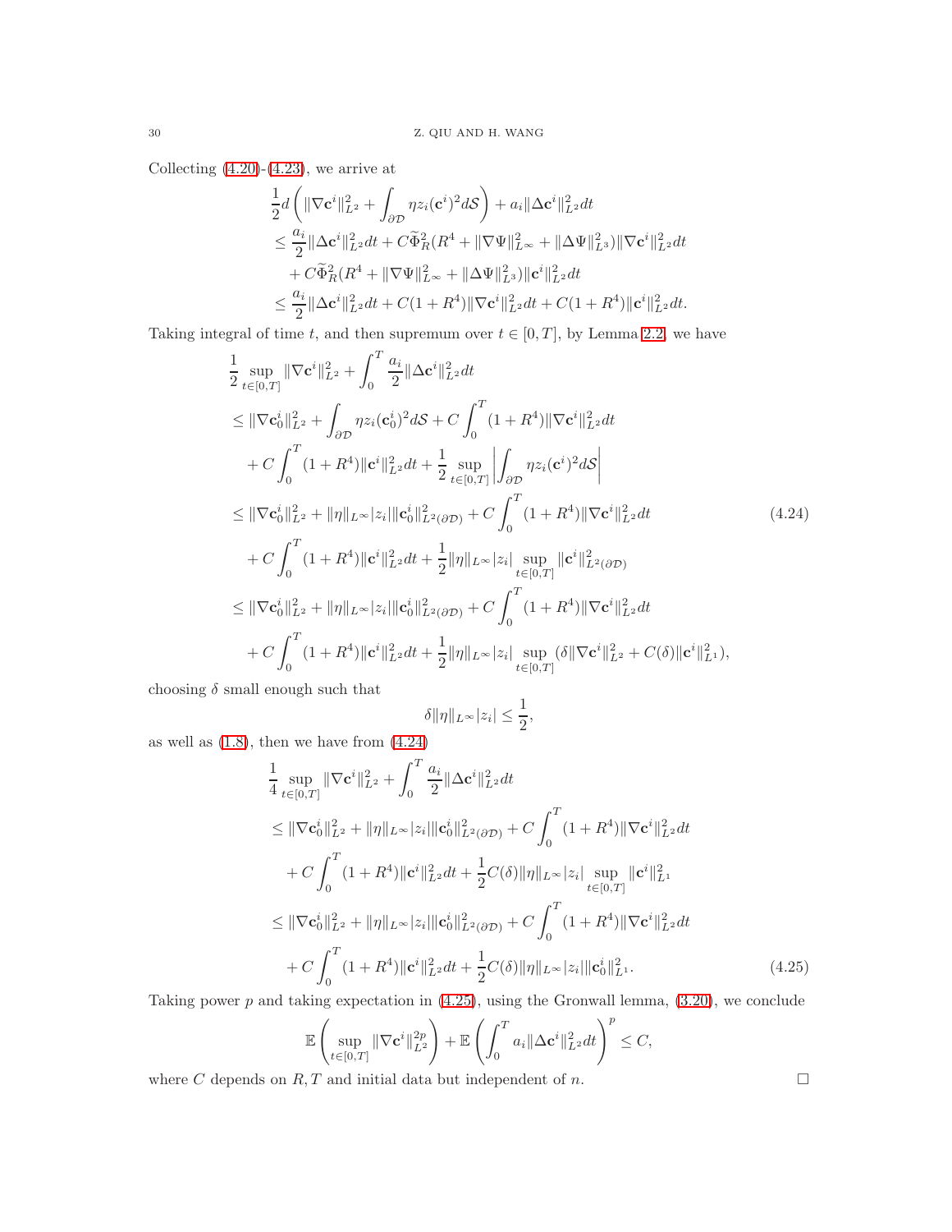Collecting (4.20)-(4.23), we arrive at

$$
\begin{aligned}
&\frac{1}{2}d\left(\|\nabla \mathbf{c}^i\|_{L^2}^2+\int_{\partial\mathcal{D}}\eta z_i(\mathbf{c}^i)^2d\mathcal{S}\right)+a_i\|\Delta\mathbf{c}^i\|_{L^2}^2dt\\
&\le \frac{a_i}{2}\|\Delta\mathbf{c}^i\|_{L^2}^2dt+C\widetilde{\Phi}_R^2(R^4+\|\nabla\Psi\|_{L^\infty}^2+\|\Delta\Psi\|_{L^3}^2)\|\nabla\mathbf{c}^i\|_{L^2}^2dt\\
&\quad+C\widetilde{\Phi}_R^2(R^4+\|\nabla\Psi\|_{L^\infty}^2+\|\Delta\Psi\|_{L^3}^2)\|\mathbf{c}^i\|_{L^2}^2dt\\
&\le \frac{a_i}{2}\|\Delta\mathbf{c}^i\|_{L^2}^2dt+C(1+R^4)\|\nabla\mathbf{c}^i\|_{L^2}^2dt+C(1+R^4)\|\mathbf{c}^i\|_{L^2}^2dt.
\end{aligned}
$$

Taking integral of time $t$, and then supremum over $t\in[0,T]$, by Lemma 2.2, we have

$$
\begin{aligned}
&\frac{1}{2}\sup_{t\in[0,T]}\|\nabla\mathbf{c}^i\|_{L^2}^2+\int_0^T\frac{a_i}{2}\|\Delta\mathbf{c}^i\|_{L^2}^2dt\\
&\le \|\nabla\mathbf{c}_0^i\|_{L^2}^2+\int_{\partial\mathcal{D}}\eta z_i(\mathbf{c}_0^i)^2d\mathcal{S}+C\int_0^T(1+R^4)\|\nabla\mathbf{c}^i\|_{L^2}^2dt\\
&\quad+C\int_0^T(1+R^4)\|\mathbf{c}^i\|_{L^2}^2dt+\frac{1}{2}\sup_{t\in[0,T]}\left|\int_{\partial\mathcal{D}}\eta z_i(\mathbf{c}^i)^2d\mathcal{S}\right|\\
&\le \|\nabla\mathbf{c}_0^i\|_{L^2}^2+\|\eta\|_{L^\infty}|z_i|\|\mathbf{c}_0^i\|_{L^2(\partial\mathcal{D})}^2+C\int_0^T(1+R^4)\|\nabla\mathbf{c}^i\|_{L^2}^2dt\\
&\quad+C\int_0^T(1+R^4)\|\mathbf{c}^i\|_{L^2}^2dt+\frac{1}{2}\|\eta\|_{L^\infty}|z_i|\sup_{t\in[0,T]}\|\mathbf{c}^i\|_{L^2(\partial\mathcal{D})}^2\\
&\le \|\nabla\mathbf{c}_0^i\|_{L^2}^2+\|\eta\|_{L^\infty}|z_i|\|\mathbf{c}_0^i\|_{L^2(\partial\mathcal{D})}^2+C\int_0^T(1+R^4)\|\nabla\mathbf{c}^i\|_{L^2}^2dt\\
&\quad+C\int_0^T(1+R^4)\|\mathbf{c}^i\|_{L^2}^2dt+\frac{1}{2}\|\eta\|_{L^\infty}|z_i|\sup_{t\in[0,T]}(\delta\|\nabla\mathbf{c}^i\|_{L^2}^2+C(\delta)\|\mathbf{c}^i\|_{L^1}^2),
\end{aligned}
\tag{4.24}
$$

choosing $\delta$ small enough such that

$$
\delta\|\eta\|_{L^\infty}|z_i|\le\frac{1}{2},
$$

as well as (1.8), then we have from (4.24)

$$
\begin{aligned}
&\frac{1}{4}\sup_{t\in[0,T]}\|\nabla\mathbf{c}^i\|_{L^2}^2+\int_0^T\frac{a_i}{2}\|\Delta\mathbf{c}^i\|_{L^2}^2dt\\
&\le \|\nabla\mathbf{c}_0^i\|_{L^2}^2+\|\eta\|_{L^\infty}|z_i|\|\mathbf{c}_0^i\|_{L^2(\partial\mathcal{D})}^2+C\int_0^T(1+R^4)\|\nabla\mathbf{c}^i\|_{L^2}^2dt\\
&\quad+C\int_0^T(1+R^4)\|\mathbf{c}^i\|_{L^2}^2dt+\frac{1}{2}C(\delta)\|\eta\|_{L^\infty}|z_i|\sup_{t\in[0,T]}\|\mathbf{c}^i\|_{L^1}^2\\
&\le \|\nabla\mathbf{c}_0^i\|_{L^2}^2+\|\eta\|_{L^\infty}|z_i|\|\mathbf{c}_0^i\|_{L^2(\partial\mathcal{D})}^2+C\int_0^T(1+R^4)\|\nabla\mathbf{c}^i\|_{L^2}^2dt\\
&\quad+C\int_0^T(1+R^4)\|\mathbf{c}^i\|_{L^2}^2dt+\frac{1}{2}C(\delta)\|\eta\|_{L^\infty}|z_i|\|\mathbf{c}_0^i\|_{L^1}^2.
\end{aligned}
\tag{4.25}
$$

Taking power $p$ and taking expectation in (4.25), using the Gronwall lemma, (3.20), we conclude

$$
\mathbb{E}\left(\sup_{t\in[0,T]}\|\nabla\mathbf{c}^i\|_{L^2}^{2p}\right)+\mathbb{E}\left(\int_0^T a_i\|\Delta\mathbf{c}^i\|_{L^2}^2dt\right)^p\le C,
$$

where $C$ depends on $R,T$ and initial data but independent of $n$. $\square$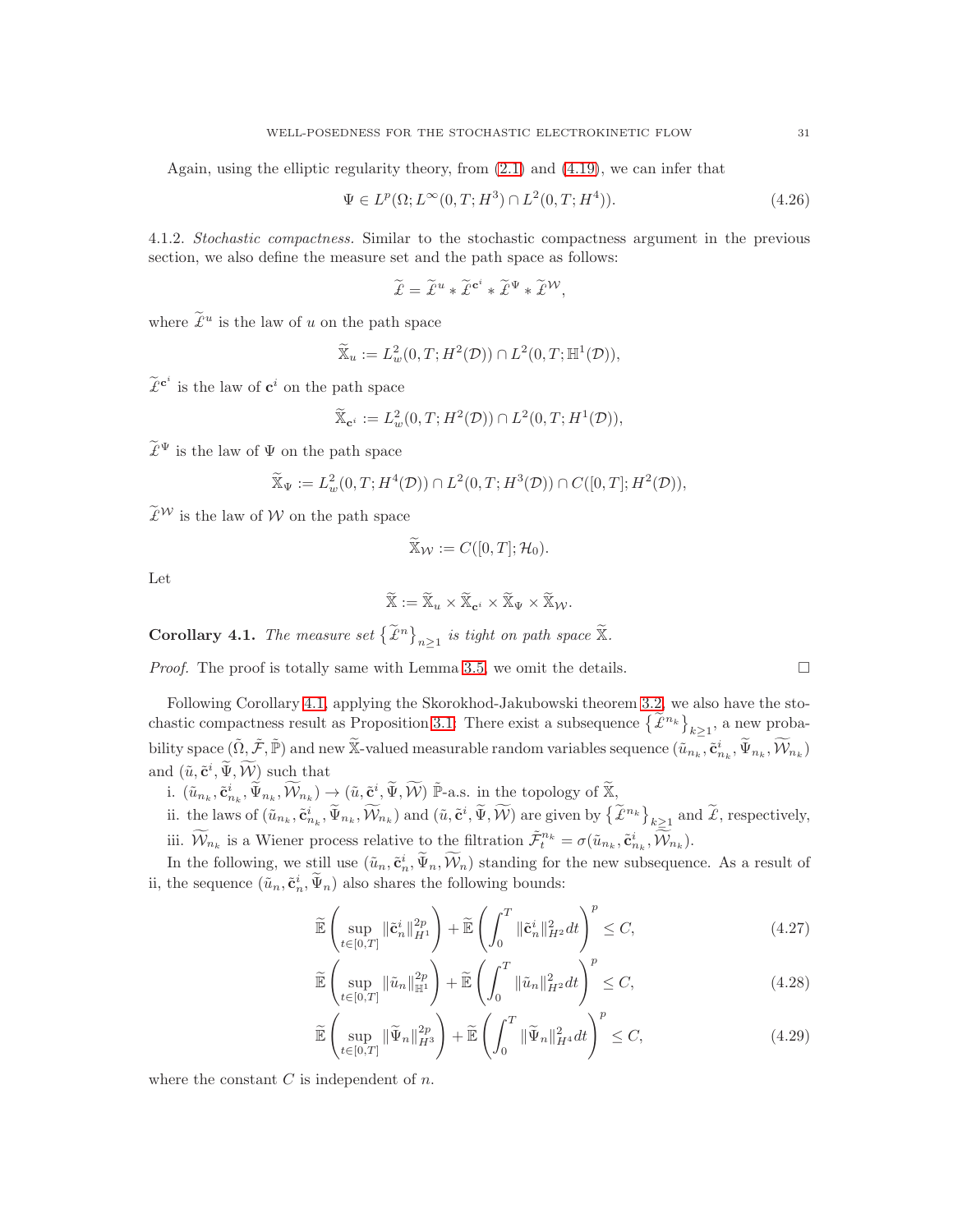Again, using the elliptic regularity theory, from (2.1) and (4.19), we can infer that

$$\Psi \in L^p(\Omega; L^\infty(0,T; H^3) \cap L^2(0,T; H^4)). \tag{4.26}$$

4.1.2. *Stochastic compactness.* Similar to the stochastic compactness argument in the previous section, we also define the measure set and the path space as follows:

$$\widetilde{\mathscr{L}} = \widetilde{\mathscr{L}}^u * \widetilde{\mathscr{L}}^{\mathbf{c}^i} * \widetilde{\mathscr{L}}^\Psi * \widetilde{\mathscr{L}}^{\mathcal{W}},$$

where $\widetilde{\mathscr{L}}^u$ is the law of $u$ on the path space

$$\widetilde{\mathbb{X}}_u := L^2_w(0,T; H^2(\mathcal{D})) \cap L^2(0,T; \mathbb{H}^1(\mathcal{D})),$$

$\widetilde{\mathscr{L}}^{\mathbf{c}^i}$ is the law of $\mathbf{c}^i$ on the path space

$$\widetilde{\mathbb{X}}_{\mathbf{c}^i} := L^2_w(0,T; H^2(\mathcal{D})) \cap L^2(0,T; H^1(\mathcal{D})),$$

$\widetilde{\mathscr{L}}^\Psi$ is the law of $\Psi$ on the path space

$$\widetilde{\mathbb{X}}_\Psi := L^2_w(0,T; H^4(\mathcal{D})) \cap L^2(0,T; H^3(\mathcal{D})) \cap C([0,T]; H^2(\mathcal{D})),$$

$\widetilde{\mathscr{L}}^{\mathcal{W}}$ is the law of $\mathcal{W}$ on the path space

$$\widetilde{\mathbb{X}}_{\mathcal{W}} := C([0,T]; \mathcal{H}_0).$$

Let

$$\widetilde{\mathbb{X}} := \widetilde{\mathbb{X}}_u \times \widetilde{\mathbb{X}}_{\mathbf{c}^i} \times \widetilde{\mathbb{X}}_\Psi \times \widetilde{\mathbb{X}}_{\mathcal{W}}.$$

**Corollary 4.1.** *The measure set $\{\widetilde{\mathscr{L}}^n\}_{n\geq 1}$ is tight on path space $\widetilde{\mathbb{X}}$.*

*Proof.* The proof is totally same with Lemma 3.5, we omit the details. □

Following Corollary 4.1, applying the Skorokhod-Jakubowski theorem 3.2, we also have the stochastic compactness result as Proposition 3.1: There exist a subsequence $\{\widetilde{\mathscr{L}}^{n_k}\}_{k\geq 1}$, a new probability space $(\tilde{\Omega}, \tilde{\mathcal{F}}, \tilde{\mathbb{P}})$ and new $\widetilde{\mathbb{X}}$-valued measurable random variables sequence $(\tilde{u}_{n_k}, \tilde{\mathbf{c}}^i_{n_k}, \widetilde{\Psi}_{n_k}, \widetilde{\mathcal{W}}_{n_k})$ and $(\tilde{u}, \tilde{\mathbf{c}}^i, \widetilde{\Psi}, \widetilde{\mathcal{W}})$ such that

i. $(\tilde{u}_{n_k}, \tilde{\mathbf{c}}^i_{n_k}, \widetilde{\Psi}_{n_k}, \widetilde{\mathcal{W}}_{n_k}) \to (\tilde{u}, \tilde{\mathbf{c}}^i, \widetilde{\Psi}, \widetilde{\mathcal{W}})$ $\tilde{\mathbb{P}}$-a.s. in the topology of $\widetilde{\mathbb{X}}$,

ii. the laws of $(\tilde{u}_{n_k}, \tilde{\mathbf{c}}^i_{n_k}, \widetilde{\Psi}_{n_k}, \widetilde{\mathcal{W}}_{n_k})$ and $(\tilde{u}, \tilde{\mathbf{c}}^i, \widetilde{\Psi}, \widetilde{\mathcal{W}})$ are given by $\{\widetilde{\mathscr{L}}^{n_k}\}_{k\geq 1}$ and $\widetilde{\mathscr{L}}$, respectively,

iii. $\widetilde{\mathcal{W}}_{n_k}$ is a Wiener process relative to the filtration $\tilde{\mathcal{F}}^{n_k}_t = \sigma(\tilde{u}_{n_k}, \tilde{\mathbf{c}}^i_{n_k}, \widetilde{\mathcal{W}}_{n_k})$.

In the following, we still use $(\tilde{u}_n, \tilde{\mathbf{c}}^i_n, \widetilde{\Psi}_n, \widetilde{\mathcal{W}}_n)$ standing for the new subsequence. As a result of ii, the sequence $(\tilde{u}_n, \tilde{\mathbf{c}}^i_n, \widetilde{\Psi}_n)$ also shares the following bounds:

$$\widetilde{\mathbb{E}}\left(\sup_{t\in[0,T]} \|\tilde{\mathbf{c}}^i_n\|^{2p}_{H^1}\right) + \widetilde{\mathbb{E}}\left(\int_0^T \|\tilde{\mathbf{c}}^i_n\|^2_{H^2} dt\right)^p \leq C, \tag{4.27}$$

$$\widetilde{\mathbb{E}}\left(\sup_{t\in[0,T]} \|\tilde{u}_n\|^{2p}_{\mathbb{H}^1}\right) + \widetilde{\mathbb{E}}\left(\int_0^T \|\tilde{u}_n\|^2_{H^2} dt\right)^p \leq C, \tag{4.28}$$

$$\widetilde{\mathbb{E}}\left(\sup_{t\in[0,T]} \|\widetilde{\Psi}_n\|^{2p}_{H^3}\right) + \widetilde{\mathbb{E}}\left(\int_0^T \|\widetilde{\Psi}_n\|^2_{H^4} dt\right)^p \leq C, \tag{4.29}$$

where the constant $C$ is independent of $n$.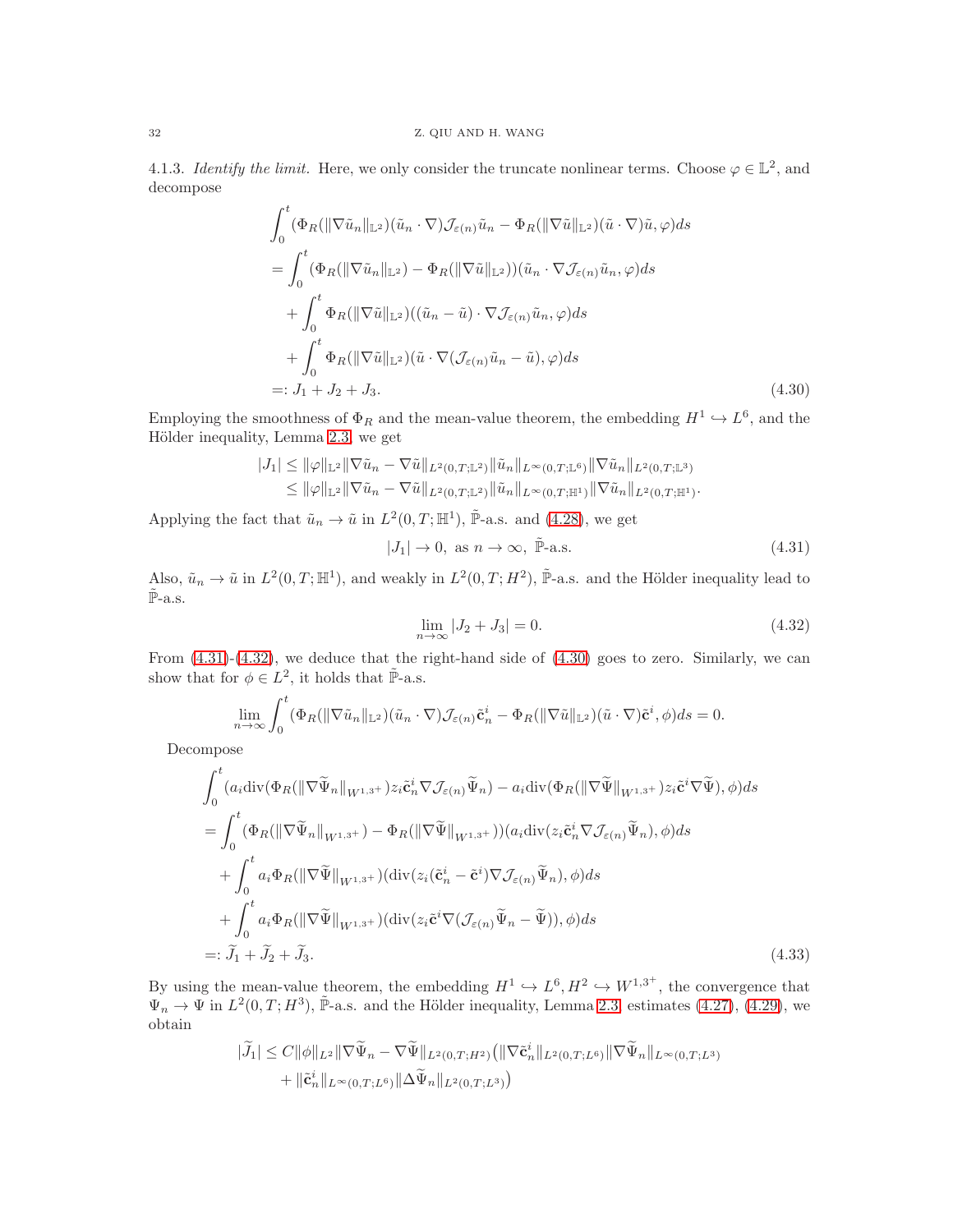4.1.3. *Identify the limit.* Here, we only consider the truncate nonlinear terms. Choose $\varphi \in \mathbb{L}^2$, and decompose

$$
\begin{aligned}
&\int_0^t (\Phi_R(\|\nabla \tilde{u}_n\|_{\mathbb{L}^2})(\tilde{u}_n \cdot \nabla)\mathcal{J}_{\varepsilon(n)}\tilde{u}_n - \Phi_R(\|\nabla \tilde{u}\|_{\mathbb{L}^2})(\tilde{u}\cdot\nabla)\tilde{u}, \varphi)ds \\
&= \int_0^t (\Phi_R(\|\nabla \tilde{u}_n\|_{\mathbb{L}^2}) - \Phi_R(\|\nabla \tilde{u}\|_{\mathbb{L}^2}))(\tilde{u}_n \cdot \nabla \mathcal{J}_{\varepsilon(n)}\tilde{u}_n, \varphi)ds \\
&\quad + \int_0^t \Phi_R(\|\nabla \tilde{u}\|_{\mathbb{L}^2})((\tilde{u}_n - \tilde{u})\cdot \nabla \mathcal{J}_{\varepsilon(n)}\tilde{u}_n, \varphi)ds \\
&\quad + \int_0^t \Phi_R(\|\nabla \tilde{u}\|_{\mathbb{L}^2})(\tilde{u}\cdot \nabla(\mathcal{J}_{\varepsilon(n)}\tilde{u}_n - \tilde{u}), \varphi)ds \\
&=: J_1 + J_2 + J_3. 
\end{aligned} \tag{4.30}
$$

Employing the smoothness of $\Phi_R$ and the mean-value theorem, the embedding $H^1 \hookrightarrow L^6$, and the Hölder inequality, Lemma 2.3, we get

$$
\begin{aligned}
|J_1| &\leq \|\varphi\|_{\mathbb{L}^2}\|\nabla\tilde{u}_n - \nabla\tilde{u}\|_{L^2(0,T;\mathbb{L}^2)}\|\tilde{u}_n\|_{L^\infty(0,T;\mathbb{L}^6)}\|\nabla\tilde{u}_n\|_{L^2(0,T;\mathbb{L}^3)} \\
&\leq \|\varphi\|_{\mathbb{L}^2}\|\nabla\tilde{u}_n - \nabla\tilde{u}\|_{L^2(0,T;\mathbb{L}^2)}\|\tilde{u}_n\|_{L^\infty(0,T;\mathbb{H}^1)}\|\nabla\tilde{u}_n\|_{L^2(0,T;\mathbb{H}^1)}.
\end{aligned}
$$

Applying the fact that $\tilde{u}_n \to \tilde{u}$ in $L^2(0,T;\mathbb{H}^1)$, $\tilde{\mathbb{P}}$-a.s. and (4.28), we get

$$
|J_1| \to 0, \text{ as } n \to \infty, \ \tilde{\mathbb{P}}\text{-a.s.} \tag{4.31}
$$

Also, $\tilde{u}_n \to \tilde{u}$ in $L^2(0,T;\mathbb{H}^1)$, and weakly in $L^2(0,T;H^2)$, $\tilde{\mathbb{P}}$-a.s. and the Hölder inequality lead to $\tilde{\mathbb{P}}$-a.s.

$$
\lim_{n\to\infty}|J_2 + J_3| = 0. \tag{4.32}
$$

From (4.31)-(4.32), we deduce that the right-hand side of (4.30) goes to zero. Similarly, we can show that for $\phi \in L^2$, it holds that $\tilde{\mathbb{P}}$-a.s.

$$
\lim_{n\to\infty}\int_0^t (\Phi_R(\|\nabla\tilde{u}_n\|_{\mathbb{L}^2})(\tilde{u}_n\cdot\nabla)\mathcal{J}_{\varepsilon(n)}\tilde{\mathbf{c}}_n^i - \Phi_R(\|\nabla\tilde{u}\|_{\mathbb{L}^2})(\tilde{u}\cdot\nabla)\tilde{\mathbf{c}}^i, \phi)ds = 0.
$$

Decompose

$$
\begin{aligned}
&\int_0^t (a_i \mathrm{div}(\Phi_R(\|\nabla\widetilde{\Psi}_n\|_{W^{1,3^+}})z_i\tilde{\mathbf{c}}_n^i\nabla\mathcal{J}_{\varepsilon(n)}\widetilde{\Psi}_n) - a_i\mathrm{div}(\Phi_R(\|\nabla\widetilde{\Psi}\|_{W^{1,3^+}})z_i\tilde{\mathbf{c}}^i\nabla\widetilde{\Psi}), \phi)ds \\
&= \int_0^t (\Phi_R(\|\nabla\widetilde{\Psi}_n\|_{W^{1,3^+}}) - \Phi_R(\|\nabla\widetilde{\Psi}\|_{W^{1,3^+}}))(a_i\mathrm{div}(z_i\tilde{\mathbf{c}}_n^i\nabla\mathcal{J}_{\varepsilon(n)}\widetilde{\Psi}_n), \phi)ds \\
&\quad + \int_0^t a_i\Phi_R(\|\nabla\widetilde{\Psi}\|_{W^{1,3^+}})(\mathrm{div}(z_i(\tilde{\mathbf{c}}_n^i - \tilde{\mathbf{c}}^i)\nabla\mathcal{J}_{\varepsilon(n)}\widetilde{\Psi}_n), \phi)ds \\
&\quad + \int_0^t a_i\Phi_R(\|\nabla\widetilde{\Psi}\|_{W^{1,3^+}})(\mathrm{div}(z_i\tilde{\mathbf{c}}^i\nabla(\mathcal{J}_{\varepsilon(n)}\widetilde{\Psi}_n - \widetilde{\Psi})), \phi)ds \\
&=: \widetilde{J}_1 + \widetilde{J}_2 + \widetilde{J}_3.
\end{aligned} \tag{4.33}
$$

By using the mean-value theorem, the embedding $H^1 \hookrightarrow L^6, H^2 \hookrightarrow W^{1,3^+}$, the convergence that $\Psi_n \to \Psi$ in $L^2(0,T;H^3)$, $\tilde{\mathbb{P}}$-a.s. and the Hölder inequality, Lemma 2.3, estimates (4.27), (4.29), we obtain

$$
\begin{aligned}
|\widetilde{J}_1| &\leq C\|\phi\|_{L^2}\|\nabla\widetilde{\Psi}_n - \nabla\widetilde{\Psi}\|_{L^2(0,T;H^2)}\big(\|\nabla\tilde{\mathbf{c}}_n^i\|_{L^2(0,T;L^6)}\|\nabla\widetilde{\Psi}_n\|_{L^\infty(0,T;L^3)} \\
&\quad + \|\tilde{\mathbf{c}}_n^i\|_{L^\infty(0,T;L^6)}\|\Delta\widetilde{\Psi}_n\|_{L^2(0,T;L^3)}\big)
\end{aligned}
$$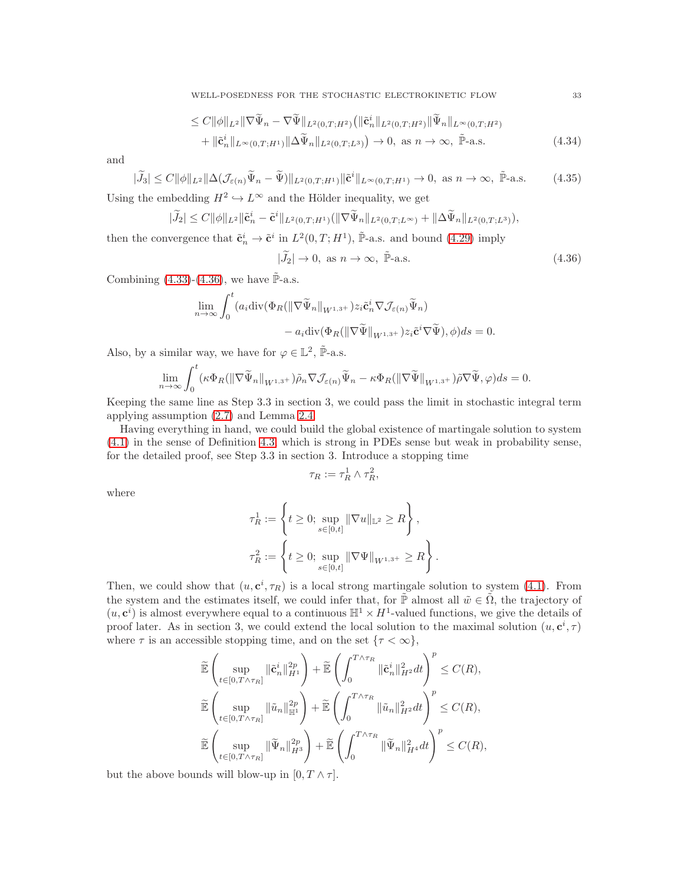$$
\leq C\|\phi\|_{L^2}\|\nabla\widetilde{\Psi}_n - \nabla\widetilde{\Psi}\|_{L^2(0,T;H^2)}\big(\|\tilde{\mathbf{c}}_n^i\|_{L^2(0,T;H^2)}\|\widetilde{\Psi}_n\|_{L^\infty(0,T;H^2)}
$$

$$
+ \|\tilde{\mathbf{c}}_n^i\|_{L^\infty(0,T;H^1)}\|\Delta\widetilde{\Psi}_n\|_{L^2(0,T;L^3)}\big) \to 0, \text{ as } n \to \infty, \ \tilde{\mathbb{P}}\text{-a.s.} \tag{4.34}
$$

and

$$
|\widetilde{J}_3| \leq C\|\phi\|_{L^2}\|\Delta(\mathcal{J}_{\varepsilon(n)}\widetilde{\Psi}_n - \widetilde{\Psi})\|_{L^2(0,T;H^1)}\|\tilde{\mathbf{c}}^i\|_{L^\infty(0,T;H^1)} \to 0, \text{ as } n \to \infty, \ \tilde{\mathbb{P}}\text{-a.s.} \tag{4.35}
$$

Using the embedding $H^2 \hookrightarrow L^\infty$ and the Hölder inequality, we get

$$
|\widetilde{J}_2| \leq C\|\phi\|_{L^2}\|\tilde{\mathbf{c}}_n^i - \tilde{\mathbf{c}}^i\|_{L^2(0,T;H^1)}(\|\nabla\widetilde{\Psi}_n\|_{L^2(0,T;L^\infty)} + \|\Delta\widetilde{\Psi}_n\|_{L^2(0,T;L^3)}),
$$

then the convergence that $\tilde{\mathbf{c}}_n^i \to \tilde{\mathbf{c}}^i$ in $L^2(0,T;H^1)$, $\tilde{\mathbb{P}}$-a.s. and bound (4.29) imply

$$
|\widetilde{J}_2| \to 0, \text{ as } n \to \infty, \ \tilde{\mathbb{P}}\text{-a.s.} \tag{4.36}
$$

Combining (4.33)-(4.36), we have $\tilde{\mathbb{P}}$-a.s.

$$
\lim_{n\to\infty}\int_0^t (a_i\mathrm{div}(\Phi_R(\|\nabla\widetilde{\Psi}_n\|_{W^{1,3^+}})z_i\tilde{\mathbf{c}}_n^i\nabla\mathcal{J}_{\varepsilon(n)}\widetilde{\Psi}_n)
$$

$$
- a_i\mathrm{div}(\Phi_R(\|\nabla\widetilde{\Psi}\|_{W^{1,3^+}})z_i\tilde{\mathbf{c}}^i\nabla\widetilde{\Psi}), \phi)ds = 0.
$$

Also, by a similar way, we have for $\varphi \in \mathbb{L}^2$, $\tilde{\mathbb{P}}$-a.s.

$$
\lim_{n\to\infty}\int_0^t (\kappa\Phi_R(\|\nabla\widetilde{\Psi}_n\|_{W^{1,3^+}})\tilde{\rho}_n\nabla\mathcal{J}_{\varepsilon(n)}\widetilde{\Psi}_n - \kappa\Phi_R(\|\nabla\widetilde{\Psi}\|_{W^{1,3^+}})\tilde{\rho}\nabla\widetilde{\Psi}, \varphi)ds = 0.
$$

Keeping the same line as Step 3.3 in section 3, we could pass the limit in stochastic integral term applying assumption (2.7) and Lemma 2.4.

Having everything in hand, we could build the global existence of martingale solution to system (4.1) in the sense of Definition 4.3, which is strong in PDEs sense but weak in probability sense, for the detailed proof, see Step 3.3 in section 3. Introduce a stopping time

$$
\tau_R := \tau_R^1 \wedge \tau_R^2,
$$

where

$$
\tau_R^1 := \left\{ t \geq 0; \sup_{s\in[0,t]}\|\nabla u\|_{\mathbb{L}^2} \geq R \right\},
$$

$$
\tau_R^2 := \left\{ t \geq 0; \sup_{s\in[0,t]}\|\nabla\Psi\|_{W^{1,3^+}} \geq R \right\}.
$$

Then, we could show that $(u, \mathbf{c}^i, \tau_R)$ is a local strong martingale solution to system (4.1). From the system and the estimates itself, we could infer that, for $\tilde{\mathbb{P}}$ almost all $\tilde{w} \in \tilde{\Omega}$, the trajectory of $(u, \mathbf{c}^i)$ is almost everywhere equal to a continuous $\mathbb{H}^1 \times H^1$-valued functions, we give the details of proof later. As in section 3, we could extend the local solution to the maximal solution $(u, \mathbf{c}^i, \tau)$ where $\tau$ is an accessible stopping time, and on the set $\{\tau < \infty\}$,

$$
\widetilde{\mathbb{E}}\left(\sup_{t\in[0,T\wedge\tau_R]}\|\tilde{\mathbf{c}}_n^i\|_{H^1}^{2p}\right) + \widetilde{\mathbb{E}}\left(\int_0^{T\wedge\tau_R}\|\tilde{\mathbf{c}}_n^i\|_{H^2}^2 dt\right)^p \leq C(R),
$$

$$
\widetilde{\mathbb{E}}\left(\sup_{t\in[0,T\wedge\tau_R]}\|\tilde{u}_n\|_{\mathbb{H}^1}^{2p}\right) + \widetilde{\mathbb{E}}\left(\int_0^{T\wedge\tau_R}\|\tilde{u}_n\|_{H^2}^2 dt\right)^p \leq C(R),
$$

$$
\widetilde{\mathbb{E}}\left(\sup_{t\in[0,T\wedge\tau_R]}\|\widetilde{\Psi}_n\|_{H^3}^{2p}\right) + \widetilde{\mathbb{E}}\left(\int_0^{T\wedge\tau_R}\|\widetilde{\Psi}_n\|_{H^4}^2 dt\right)^p \leq C(R),
$$

but the above bounds will blow-up in $[0, T\wedge\tau]$.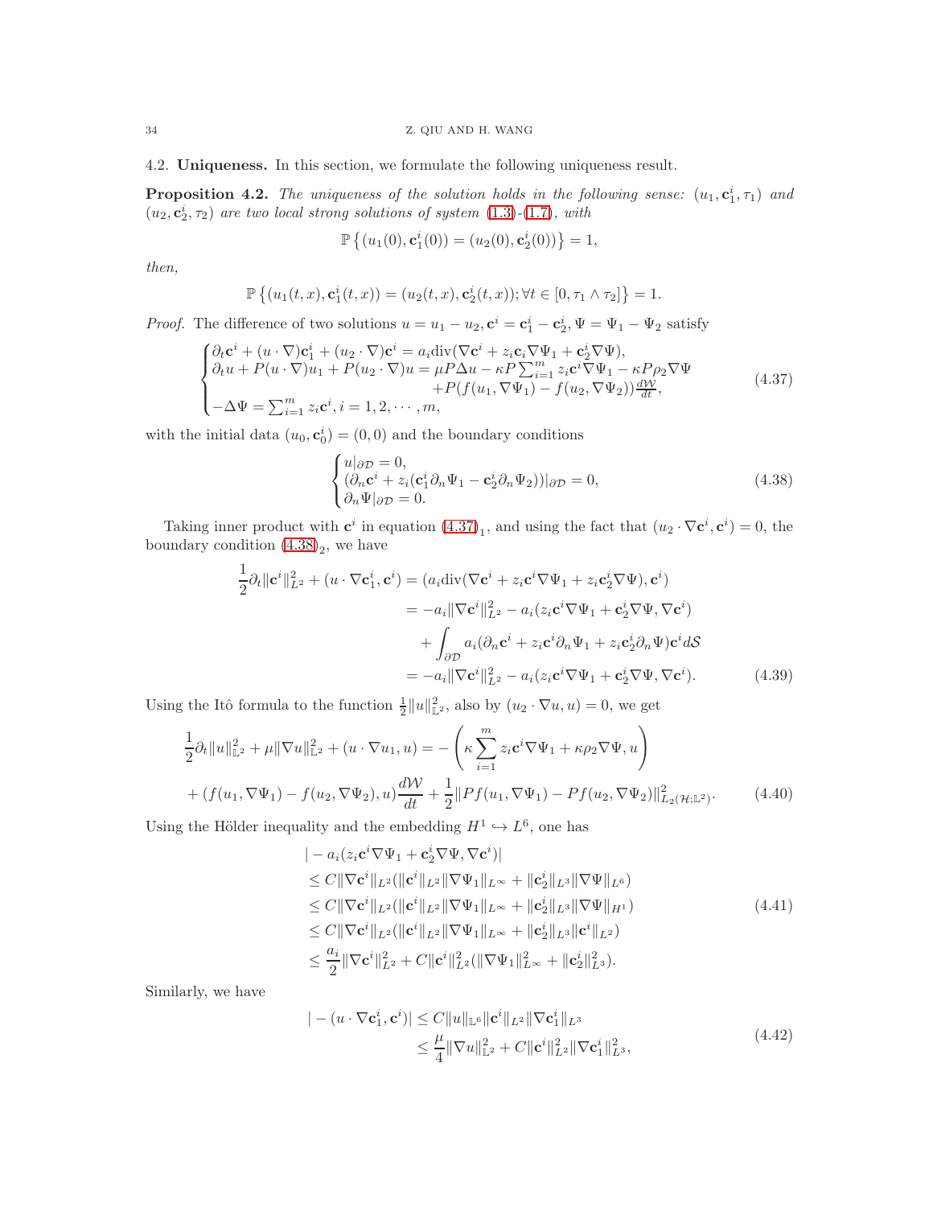4.2. **Uniqueness.** In this section, we formulate the following uniqueness result.

**Proposition 4.2.** *The uniqueness of the solution holds in the following sense: $(u_1, \mathbf{c}_1^i, \tau_1)$ and $(u_2, \mathbf{c}_2^i, \tau_2)$ are two local strong solutions of system (1.3)-(1.7), with*

$$\mathbb{P}\left\{(u_1(0), \mathbf{c}_1^i(0)) = (u_2(0), \mathbf{c}_2^i(0))\right\} = 1,$$

*then,*

$$\mathbb{P}\left\{(u_1(t,x), \mathbf{c}_1^i(t,x)) = (u_2(t,x), \mathbf{c}_2^i(t,x)); \forall t \in [0, \tau_1 \wedge \tau_2]\right\} = 1.$$

*Proof.* The difference of two solutions $u = u_1 - u_2, \mathbf{c}^i = \mathbf{c}_1^i - \mathbf{c}_2^i, \Psi = \Psi_1 - \Psi_2$ satisfy

$$\begin{cases} \partial_t \mathbf{c}^i + (u \cdot \nabla)\mathbf{c}_1^i + (u_2 \cdot \nabla)\mathbf{c}^i = a_i \mathrm{div}(\nabla \mathbf{c}^i + z_i \mathbf{c}_i \nabla \Psi_1 + \mathbf{c}_2^i \nabla \Psi), \\ \partial_t u + P(u \cdot \nabla)u_1 + P(u_2 \cdot \nabla)u = \mu P \Delta u - \kappa P \sum_{i=1}^m z_i \mathbf{c}^i \nabla \Psi_1 - \kappa P \rho_2 \nabla \Psi \\ \qquad\qquad\qquad\qquad\qquad\qquad + P(f(u_1, \nabla \Psi_1) - f(u_2, \nabla \Psi_2))\frac{d\mathcal{W}}{dt}, \\ -\Delta \Psi = \sum_{i=1}^m z_i \mathbf{c}^i, i = 1, 2, \cdots, m, \end{cases} \tag{4.37}$$

with the initial data $(u_0, \mathbf{c}_0^i) = (0, 0)$ and the boundary conditions

$$\begin{cases} u|_{\partial \mathcal{D}} = 0, \\ (\partial_n \mathbf{c}^i + z_i(\mathbf{c}_1^i \partial_n \Psi_1 - \mathbf{c}_2^i \partial_n \Psi_2))|_{\partial \mathcal{D}} = 0, \\ \partial_n \Psi|_{\partial \mathcal{D}} = 0. \end{cases} \tag{4.38}$$

Taking inner product with $\mathbf{c}^i$ in equation $(4.37)_1$, and using the fact that $(u_2 \cdot \nabla \mathbf{c}^i, \mathbf{c}^i) = 0$, the boundary condition $(4.38)_2$, we have

$$\begin{aligned} \frac{1}{2}\partial_t \|\mathbf{c}^i\|_{L^2}^2 + (u \cdot \nabla \mathbf{c}_1^i, \mathbf{c}^i) &= (a_i \mathrm{div}(\nabla \mathbf{c}^i + z_i \mathbf{c}^i \nabla \Psi_1 + z_i \mathbf{c}_2^i \nabla \Psi), \mathbf{c}^i) \\ &= -a_i \|\nabla \mathbf{c}^i\|_{L^2}^2 - a_i(z_i \mathbf{c}^i \nabla \Psi_1 + \mathbf{c}_2^i \nabla \Psi, \nabla \mathbf{c}^i) \\ &\quad + \int_{\partial \mathcal{D}} a_i (\partial_n \mathbf{c}^i + z_i \mathbf{c}^i \partial_n \Psi_1 + z_i \mathbf{c}_2^i \partial_n \Psi)\mathbf{c}^i d\mathcal{S} \\ &= -a_i \|\nabla \mathbf{c}^i\|_{L^2}^2 - a_i(z_i \mathbf{c}^i \nabla \Psi_1 + \mathbf{c}_2^i \nabla \Psi, \nabla \mathbf{c}^i). \end{aligned} \tag{4.39}$$

Using the Itô formula to the function $\frac{1}{2}\|u\|_{\mathbb{L}^2}^2$, also by $(u_2 \cdot \nabla u, u) = 0$, we get

$$\begin{aligned} \frac{1}{2}\partial_t \|u\|_{\mathbb{L}^2}^2 + \mu \|\nabla u\|_{\mathbb{L}^2}^2 + (u \cdot \nabla u_1, u) &= -\left(\kappa \sum_{i=1}^m z_i \mathbf{c}^i \nabla \Psi_1 + \kappa \rho_2 \nabla \Psi, u\right) \\ + (f(u_1, \nabla \Psi_1) - f(u_2, \nabla \Psi_2), u)\frac{d\mathcal{W}}{dt} &+ \frac{1}{2}\|Pf(u_1, \nabla \Psi_1) - Pf(u_2, \nabla \Psi_2)\|_{L_2(\mathcal{H}; \mathbb{L}^2)}^2. \end{aligned} \tag{4.40}$$

Using the Hölder inequality and the embedding $H^1 \hookrightarrow L^6$, one has

$$\begin{aligned} &| - a_i(z_i \mathbf{c}^i \nabla \Psi_1 + \mathbf{c}_2^i \nabla \Psi, \nabla \mathbf{c}^i)| \\ &\leq C\|\nabla \mathbf{c}^i\|_{L^2}(\|\mathbf{c}^i\|_{L^2}\|\nabla \Psi_1\|_{L^\infty} + \|\mathbf{c}_2^i\|_{L^3}\|\nabla \Psi\|_{L^6}) \\ &\leq C\|\nabla \mathbf{c}^i\|_{L^2}(\|\mathbf{c}^i\|_{L^2}\|\nabla \Psi_1\|_{L^\infty} + \|\mathbf{c}_2^i\|_{L^3}\|\nabla \Psi\|_{H^1}) \\ &\leq C\|\nabla \mathbf{c}^i\|_{L^2}(\|\mathbf{c}^i\|_{L^2}\|\nabla \Psi_1\|_{L^\infty} + \|\mathbf{c}_2^i\|_{L^3}\|\mathbf{c}^i\|_{L^2}) \\ &\leq \frac{a_i}{2}\|\nabla \mathbf{c}^i\|_{L^2}^2 + C\|\mathbf{c}^i\|_{L^2}^2(\|\nabla \Psi_1\|_{L^\infty}^2 + \|\mathbf{c}_2^i\|_{L^3}^2). \end{aligned} \tag{4.41}$$

Similarly, we have

$$\begin{aligned} | - (u \cdot \nabla \mathbf{c}_1^i, \mathbf{c}^i)| &\leq C\|u\|_{\mathbb{L}^6}\|\mathbf{c}^i\|_{L^2}\|\nabla \mathbf{c}_1^i\|_{L^3} \\ &\leq \frac{\mu}{4}\|\nabla u\|_{\mathbb{L}^2}^2 + C\|\mathbf{c}^i\|_{L^2}^2\|\nabla \mathbf{c}_1^i\|_{L^3}^2, \end{aligned} \tag{4.42}$$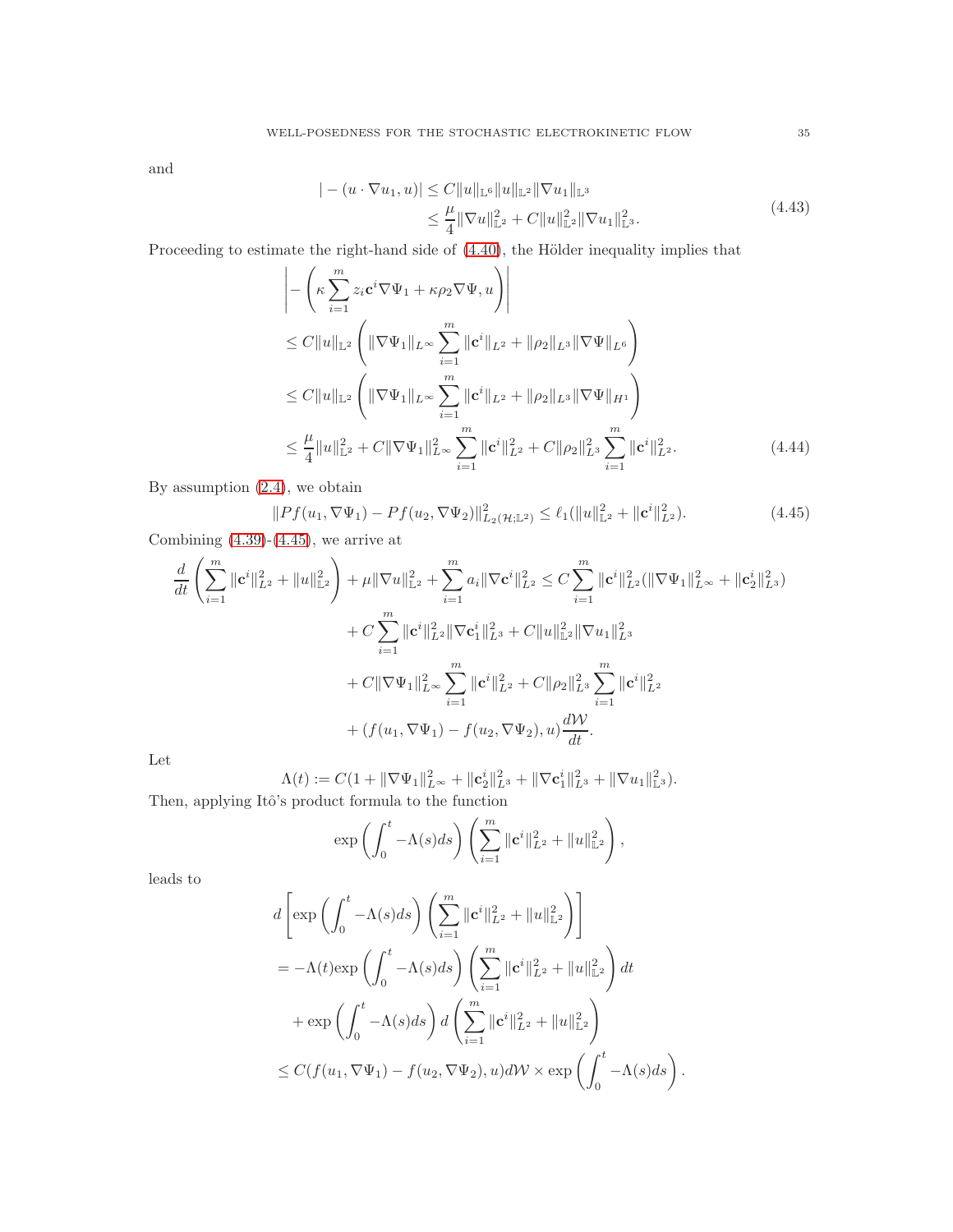and

$$
\begin{aligned}
|-(u\cdot\nabla u_1, u)| &\le C\|u\|_{\mathbb{L}^6}\|u\|_{\mathbb{L}^2}\|\nabla u_1\|_{\mathbb{L}^3} \\
&\le \frac{\mu}{4}\|\nabla u\|_{\mathbb{L}^2}^2 + C\|u\|_{\mathbb{L}^2}^2\|\nabla u_1\|_{\mathbb{L}^3}^2.
\end{aligned}
\tag{4.43}
$$

Proceeding to estimate the right-hand side of (4.40), the Hölder inequality implies that

$$
\begin{aligned}
&\left|-\left(\kappa\sum_{i=1}^m z_i\mathbf{c}^i\nabla\Psi_1 + \kappa\rho_2\nabla\Psi, u\right)\right| \\
&\le C\|u\|_{\mathbb{L}^2}\left(\|\nabla\Psi_1\|_{L^\infty}\sum_{i=1}^m\|\mathbf{c}^i\|_{L^2} + \|\rho_2\|_{L^3}\|\nabla\Psi\|_{L^6}\right) \\
&\le C\|u\|_{\mathbb{L}^2}\left(\|\nabla\Psi_1\|_{L^\infty}\sum_{i=1}^m\|\mathbf{c}^i\|_{L^2} + \|\rho_2\|_{L^3}\|\nabla\Psi\|_{H^1}\right) \\
&\le \frac{\mu}{4}\|u\|_{\mathbb{L}^2}^2 + C\|\nabla\Psi_1\|_{L^\infty}^2\sum_{i=1}^m\|\mathbf{c}^i\|_{L^2}^2 + C\|\rho_2\|_{L^3}^2\sum_{i=1}^m\|\mathbf{c}^i\|_{L^2}^2.
\end{aligned}
\tag{4.44}
$$

By assumption (2.4), we obtain

$$
\|Pf(u_1,\nabla\Psi_1) - Pf(u_2,\nabla\Psi_2)\|_{L_2(\mathcal{H};\mathbb{L}^2)}^2 \le \ell_1(\|u\|_{\mathbb{L}^2}^2 + \|\mathbf{c}^i\|_{L^2}^2).
\tag{4.45}
$$

Combining (4.39)-(4.45), we arrive at

$$
\begin{aligned}
\frac{d}{dt}\left(\sum_{i=1}^m\|\mathbf{c}^i\|_{L^2}^2 + \|u\|_{\mathbb{L}^2}^2\right) + \mu\|\nabla u\|_{\mathbb{L}^2}^2 + \sum_{i=1}^m a_i\|\nabla\mathbf{c}^i\|_{L^2}^2 &\le C\sum_{i=1}^m\|\mathbf{c}^i\|_{L^2}^2(\|\nabla\Psi_1\|_{L^\infty}^2 + \|\mathbf{c}_2^i\|_{L^3}^2) \\
&\quad + C\sum_{i=1}^m\|\mathbf{c}^i\|_{L^2}^2\|\nabla\mathbf{c}_1^i\|_{L^3}^2 + C\|u\|_{\mathbb{L}^2}^2\|\nabla u_1\|_{L^3}^2 \\
&\quad + C\|\nabla\Psi_1\|_{L^\infty}^2\sum_{i=1}^m\|\mathbf{c}^i\|_{L^2}^2 + C\|\rho_2\|_{L^3}^2\sum_{i=1}^m\|\mathbf{c}^i\|_{L^2}^2 \\
&\quad + (f(u_1,\nabla\Psi_1) - f(u_2,\nabla\Psi_2), u)\frac{d\mathcal{W}}{dt}.
\end{aligned}
$$

Let

$$
\Lambda(t) := C(1 + \|\nabla\Psi_1\|_{L^\infty}^2 + \|\mathbf{c}_2^i\|_{L^3}^2 + \|\nabla\mathbf{c}_1^i\|_{L^3}^2 + \|\nabla u_1\|_{\mathbb{L}^3}^2).
$$

Then, applying Itô's product formula to the function

$$
\exp\left(\int_0^t -\Lambda(s)ds\right)\left(\sum_{i=1}^m\|\mathbf{c}^i\|_{L^2}^2 + \|u\|_{\mathbb{L}^2}^2\right),
$$

leads to

$$
\begin{aligned}
&d\left[\exp\left(\int_0^t -\Lambda(s)ds\right)\left(\sum_{i=1}^m\|\mathbf{c}^i\|_{L^2}^2 + \|u\|_{\mathbb{L}^2}^2\right)\right] \\
&= -\Lambda(t)\exp\left(\int_0^t -\Lambda(s)ds\right)\left(\sum_{i=1}^m\|\mathbf{c}^i\|_{L^2}^2 + \|u\|_{\mathbb{L}^2}^2\right)dt \\
&\quad + \exp\left(\int_0^t -\Lambda(s)ds\right)d\left(\sum_{i=1}^m\|\mathbf{c}^i\|_{L^2}^2 + \|u\|_{\mathbb{L}^2}^2\right) \\
&\le C(f(u_1,\nabla\Psi_1) - f(u_2,\nabla\Psi_2), u)d\mathcal{W}\times\exp\left(\int_0^t -\Lambda(s)ds\right).
\end{aligned}
$$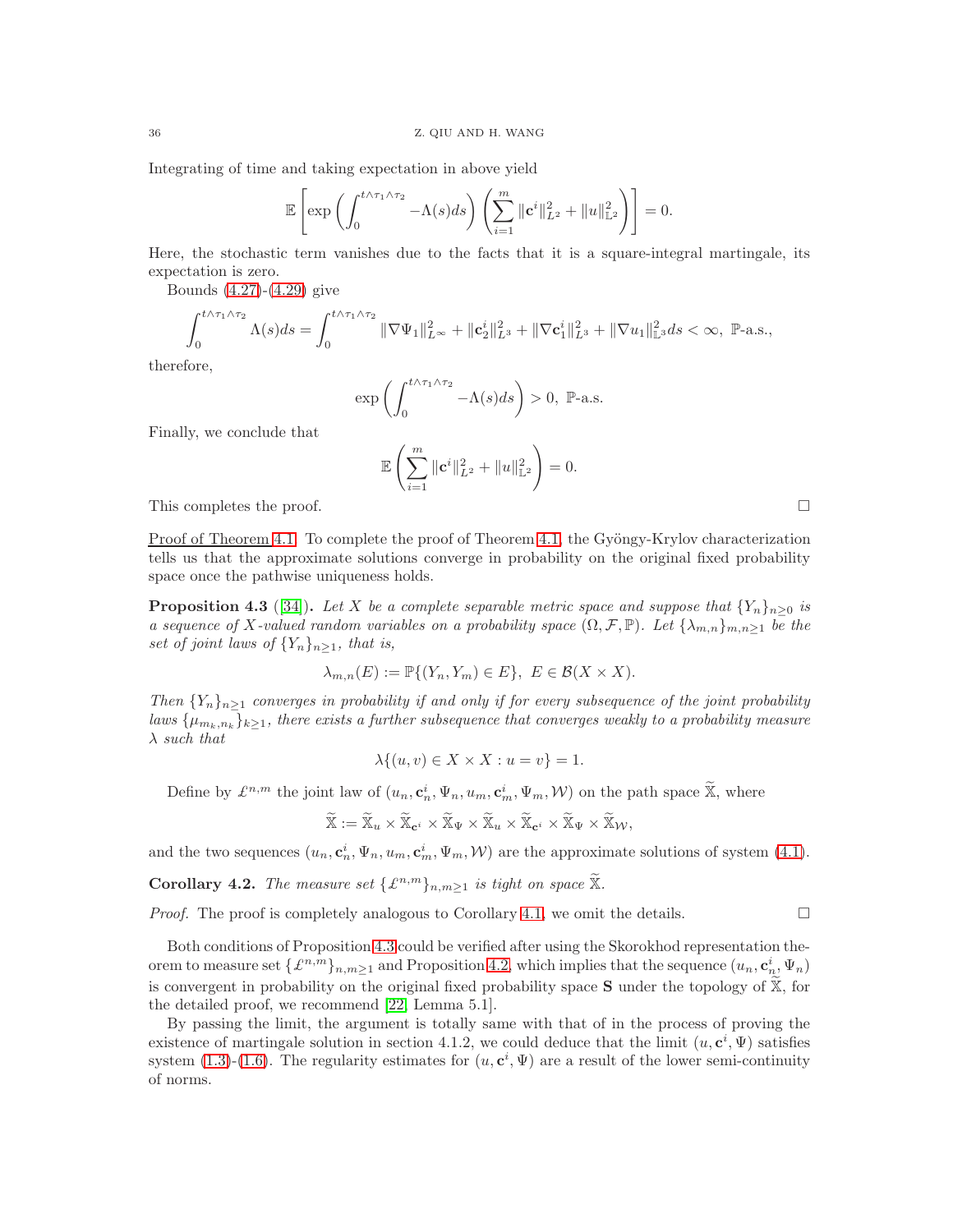Integrating of time and taking expectation in above yield

$$\mathbb{E}\left[\exp\left(\int_0^{t\wedge\tau_1\wedge\tau_2} -\Lambda(s)ds\right)\left(\sum_{i=1}^m \|\mathbf{c}^i\|_{L^2}^2 + \|u\|_{\mathbb{L}^2}^2\right)\right] = 0.$$

Here, the stochastic term vanishes due to the facts that it is a square-integral martingale, its expectation is zero.

Bounds (4.27)-(4.29) give

$$\int_0^{t\wedge\tau_1\wedge\tau_2} \Lambda(s)ds = \int_0^{t\wedge\tau_1\wedge\tau_2} \|\nabla\Psi_1\|_{L^\infty}^2 + \|\mathbf{c}_2^i\|_{L^3}^2 + \|\nabla\mathbf{c}_1^i\|_{L^3}^2 + \|\nabla u_1\|_{\mathbb{L}^3}^2 ds < \infty, \ \mathbb{P}\text{-a.s.},$$

therefore,

$$\exp\left(\int_0^{t\wedge\tau_1\wedge\tau_2} -\Lambda(s)ds\right) > 0, \ \mathbb{P}\text{-a.s.}$$

Finally, we conclude that

$$\mathbb{E}\left(\sum_{i=1}^m \|\mathbf{c}^i\|_{L^2}^2 + \|u\|_{\mathbb{L}^2}^2\right) = 0.$$

This completes the proof. □

Proof of Theorem 4.1. To complete the proof of Theorem 4.1, the Gyöngy-Krylov characterization tells us that the approximate solutions converge in probability on the original fixed probability space once the pathwise uniqueness holds.

**Proposition 4.3** ([34]). *Let $X$ be a complete separable metric space and suppose that $\{Y_n\}_{n\geq 0}$ is a sequence of $X$-valued random variables on a probability space $(\Omega, \mathcal{F}, \mathbb{P})$. Let $\{\lambda_{m,n}\}_{m,n\geq 1}$ be the set of joint laws of $\{Y_n\}_{n\geq 1}$, that is,*

$$\lambda_{m,n}(E) := \mathbb{P}\{(Y_n, Y_m) \in E\}, \ E \in \mathcal{B}(X\times X).$$

*Then $\{Y_n\}_{n\geq 1}$ converges in probability if and only if for every subsequence of the joint probability laws $\{\mu_{m_k,n_k}\}_{k\geq 1}$, there exists a further subsequence that converges weakly to a probability measure $\lambda$ such that*

$$\lambda\{(u,v) \in X\times X : u = v\} = 1.$$

Define by $\mathcal{L}^{n,m}$ the joint law of $(u_n, \mathbf{c}_n^i, \Psi_n, u_m, \mathbf{c}_m^i, \Psi_m, \mathcal{W})$ on the path space $\widetilde{\widetilde{\mathbb{X}}}$, where

$$\widetilde{\widetilde{\mathbb{X}}} := \widetilde{\mathbb{X}}_u \times \widetilde{\mathbb{X}}_{\mathbf{c}^i} \times \widetilde{\mathbb{X}}_\Psi \times \widetilde{\mathbb{X}}_u \times \widetilde{\mathbb{X}}_{\mathbf{c}^i} \times \widetilde{\mathbb{X}}_\Psi \times \widetilde{\mathbb{X}}_{\mathcal{W}},$$

and the two sequences $(u_n, \mathbf{c}_n^i, \Psi_n, u_m, \mathbf{c}_m^i, \Psi_m, \mathcal{W})$ are the approximate solutions of system (4.1).

**Corollary 4.2.** *The measure set $\{\mathcal{L}^{n,m}\}_{n,m\geq 1}$ is tight on space $\widetilde{\widetilde{\mathbb{X}}}$.*

*Proof.* The proof is completely analogous to Corollary 4.1, we omit the details. □

Both conditions of Proposition 4.3 could be verified after using the Skorokhod representation theorem to measure set $\{\mathcal{L}^{n,m}\}_{n,m\geq 1}$ and Proposition 4.2, which implies that the sequence $(u_n, \mathbf{c}_n^i, \Psi_n)$ is convergent in probability on the original fixed probability space $\mathbf{S}$ under the topology of $\widetilde{\mathbb{X}}$, for the detailed proof, we recommend [22, Lemma 5.1].

By passing the limit, the argument is totally same with that of in the process of proving the existence of martingale solution in section 4.1.2, we could deduce that the limit $(u, \mathbf{c}^i, \Psi)$ satisfies system (1.3)-(1.6). The regularity estimates for $(u, \mathbf{c}^i, \Psi)$ are a result of the lower semi-continuity of norms.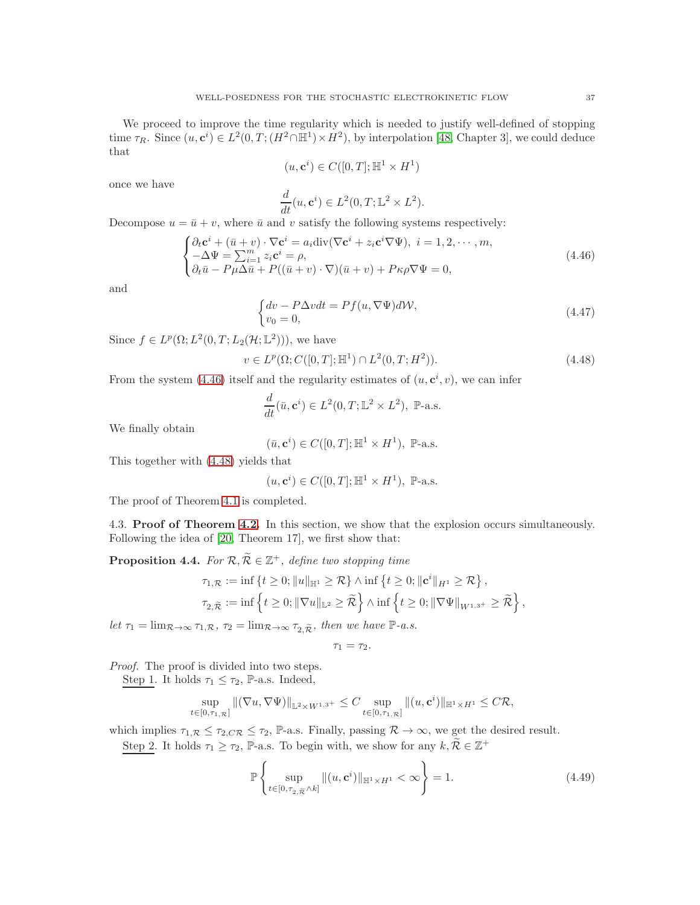We proceed to improve the time regularity which is needed to justify well-defined of stopping time $\tau_R$. Since $(u, \mathbf{c}^i) \in L^2(0,T; (H^2 \cap \mathbb{H}^1) \times H^2)$, by interpolation [48, Chapter 3], we could deduce that

$$(u, \mathbf{c}^i) \in C([0,T]; \mathbb{H}^1 \times H^1)$$

once we have

$$\frac{d}{dt}(u, \mathbf{c}^i) \in L^2(0,T; \mathbb{L}^2 \times L^2).$$

Decompose $u = \bar{u} + v$, where $\bar{u}$ and $v$ satisfy the following systems respectively:

$$\begin{cases} \partial_t \mathbf{c}^i + (\bar{u} + v) \cdot \nabla \mathbf{c}^i = a_i \mathrm{div}(\nabla \mathbf{c}^i + z_i \mathbf{c}^i \nabla \Psi), \ i = 1, 2, \cdots, m, \\ -\Delta \Psi = \sum_{i=1}^m z_i \mathbf{c}^i = \rho, \\ \partial_t \bar{u} - P\mu \Delta \bar{u} + P((\bar{u} + v) \cdot \nabla)(\bar{u} + v) + P\kappa \rho \nabla \Psi = 0, \end{cases} \tag{4.46}$$

and

$$\begin{cases} dv - P\Delta v dt = Pf(u, \nabla \Psi) d\mathcal{W}, \\ v_0 = 0, \end{cases} \tag{4.47}$$

Since $f \in L^p(\Omega; L^2(0,T; L_2(\mathcal{H}; \mathbb{L}^2)))$, we have

$$v \in L^p(\Omega; C([0,T]; \mathbb{H}^1) \cap L^2(0,T; H^2)). \tag{4.48}$$

From the system (4.46) itself and the regularity estimates of $(u, \mathbf{c}^i, v)$, we can infer

$$\frac{d}{dt}(\bar{u}, \mathbf{c}^i) \in L^2(0,T; \mathbb{L}^2 \times L^2), \ \mathbb{P}\text{-a.s.}$$

We finally obtain

$$(\bar{u}, \mathbf{c}^i) \in C([0,T]; \mathbb{H}^1 \times H^1), \ \mathbb{P}\text{-a.s.}$$

This together with (4.48) yields that

$$(u, \mathbf{c}^i) \in C([0,T]; \mathbb{H}^1 \times H^1), \ \mathbb{P}\text{-a.s.}$$

The proof of Theorem 4.1 is completed.

### 4.3. Proof of Theorem 4.2.

In this section, we show that the explosion occurs simultaneously. Following the idea of [20, Theorem 17], we first show that:

**Proposition 4.4.** *For $\mathcal{R}, \widetilde{\mathcal{R}} \in \mathbb{Z}^+$, define two stopping time*

$$\tau_{1,\mathcal{R}} := \inf \{t \geq 0; \|u\|_{\mathbb{H}^1} \geq \mathcal{R}\} \wedge \inf \{t \geq 0; \|\mathbf{c}^i\|_{H^1} \geq \mathcal{R}\},$$
$$\tau_{2,\widetilde{\mathcal{R}}} := \inf \left\{t \geq 0; \|\nabla u\|_{\mathbb{L}^2} \geq \widetilde{\mathcal{R}}\right\} \wedge \inf \left\{t \geq 0; \|\nabla \Psi\|_{W^{1,3^+}} \geq \widetilde{\mathcal{R}}\right\},$$

*let $\tau_1 = \lim_{\mathcal{R} \to \infty} \tau_{1,\mathcal{R}}$, $\tau_2 = \lim_{\mathcal{R} \to \infty} \tau_{2,\widetilde{\mathcal{R}}}$, then we have $\mathbb{P}$-a.s.*

$$\tau_1 = \tau_2.$$

*Proof.* The proof is divided into two steps.

Step 1. It holds $\tau_1 \leq \tau_2$, $\mathbb{P}$-a.s. Indeed,

$$\sup_{t \in [0, \tau_{1,\mathcal{R}}]} \|(\nabla u, \nabla \Psi)\|_{\mathbb{L}^2 \times W^{1,3^+}} \leq C \sup_{t \in [0, \tau_{1,\mathcal{R}}]} \|(u, \mathbf{c}^i)\|_{\mathbb{H}^1 \times H^1} \leq C\mathcal{R},$$

which implies $\tau_{1,\mathcal{R}} \leq \tau_{2,C\mathcal{R}} \leq \tau_2$, $\mathbb{P}$-a.s. Finally, passing $\mathcal{R} \to \infty$, we get the desired result.

Step 2. It holds $\tau_1 \geq \tau_2$, $\mathbb{P}$-a.s. To begin with, we show for any $k, \widetilde{\mathcal{R}} \in \mathbb{Z}^+$

$$\mathbb{P}\left\{ \sup_{t \in [0, \tau_{2,\widetilde{\mathcal{R}}} \wedge k]} \|(u, \mathbf{c}^i)\|_{\mathbb{H}^1 \times H^1} < \infty \right\} = 1. \tag{4.49}$$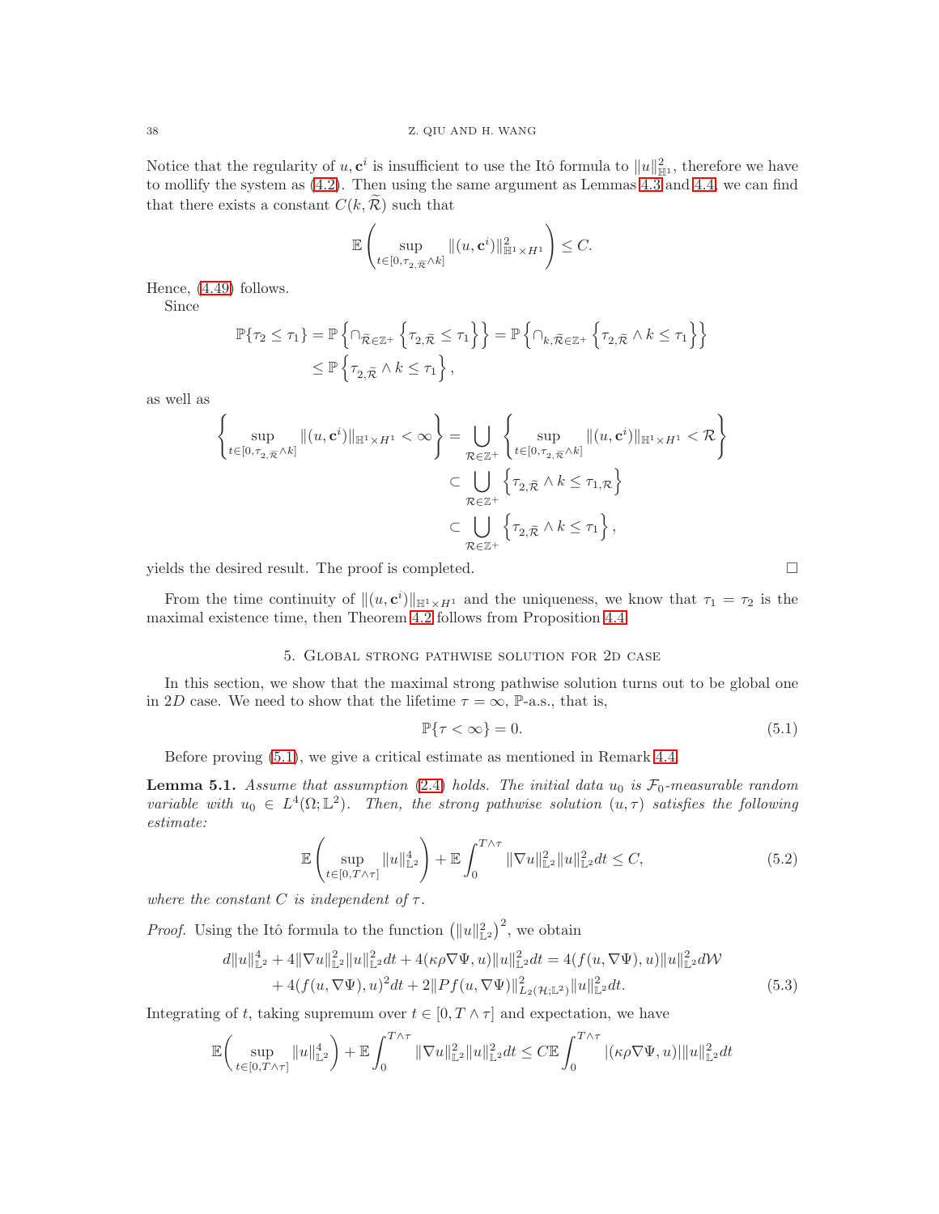Notice that the regularity of $u, \mathbf{c}^i$ is insufficient to use the Itô formula to $\|u\|_{\mathbb{H}^1}^2$, therefore we have to mollify the system as (4.2). Then using the same argument as Lemmas 4.3 and 4.4, we can find that there exists a constant $C(k, \widetilde{\mathcal{R}})$ such that

$$
\mathbb{E}\left(\sup_{t\in[0,\tau_{2,\widetilde{\mathcal{R}}}\wedge k]}\|(u,\mathbf{c}^i)\|_{\mathbb{H}^1\times H^1}^2\right)\leq C.
$$

Hence, (4.49) follows.

Since

$$
\begin{aligned}
\mathbb{P}\{\tau_2\leq\tau_1\} &= \mathbb{P}\left\{\cap_{\widetilde{\mathcal{R}}\in\mathbb{Z}^+}\left\{\tau_{2,\widetilde{\mathcal{R}}}\leq\tau_1\right\}\right\} = \mathbb{P}\left\{\cap_{k,\widetilde{\mathcal{R}}\in\mathbb{Z}^+}\left\{\tau_{2,\widetilde{\mathcal{R}}}\wedge k\leq\tau_1\right\}\right\}\\
&\leq \mathbb{P}\left\{\tau_{2,\widetilde{\mathcal{R}}}\wedge k\leq\tau_1\right\},
\end{aligned}
$$

as well as

$$
\begin{aligned}
\left\{\sup_{t\in[0,\tau_{2,\widetilde{\mathcal{R}}}\wedge k]}\|(u,\mathbf{c}^i)\|_{\mathbb{H}^1\times H^1}<\infty\right\} &= \bigcup_{\mathcal{R}\in\mathbb{Z}^+}\left\{\sup_{t\in[0,\tau_{2,\widetilde{\mathcal{R}}}\wedge k]}\|(u,\mathbf{c}^i)\|_{\mathbb{H}^1\times H^1}<\mathcal{R}\right\}\\
&\subset \bigcup_{\mathcal{R}\in\mathbb{Z}^+}\left\{\tau_{2,\widetilde{\mathcal{R}}}\wedge k\leq\tau_{1,\mathcal{R}}\right\}\\
&\subset \bigcup_{\mathcal{R}\in\mathbb{Z}^+}\left\{\tau_{2,\widetilde{\mathcal{R}}}\wedge k\leq\tau_1\right\},
\end{aligned}
$$

yields the desired result. The proof is completed. □

From the time continuity of $\|(u,\mathbf{c}^i)\|_{\mathbb{H}^1\times H^1}$ and the uniqueness, we know that $\tau_1=\tau_2$ is the maximal existence time, then Theorem 4.2 follows from Proposition 4.4.

## 5. Global strong pathwise solution for 2D case

In this section, we show that the maximal strong pathwise solution turns out to be global one in $2D$ case. We need to show that the lifetime $\tau=\infty$, $\mathbb{P}$-a.s., that is,

$$
\mathbb{P}\{\tau<\infty\}=0. \tag{5.1}
$$

Before proving (5.1), we give a critical estimate as mentioned in Remark 4.4.

**Lemma 5.1.** *Assume that assumption (2.4) holds. The initial data $u_0$ is $\mathcal{F}_0$-measurable random variable with $u_0\in L^4(\Omega;\mathbb{L}^2)$. Then, the strong pathwise solution $(u,\tau)$ satisfies the following estimate:*

$$
\mathbb{E}\left(\sup_{t\in[0,T\wedge\tau]}\|u\|_{\mathbb{L}^2}^4\right)+\mathbb{E}\int_0^{T\wedge\tau}\|\nabla u\|_{\mathbb{L}^2}^2\|u\|_{\mathbb{L}^2}^2dt\leq C, \tag{5.2}
$$

*where the constant $C$ is independent of $\tau$.*

*Proof.* Using the Itô formula to the function $\left(\|u\|_{\mathbb{L}^2}^2\right)^2$, we obtain

$$
\begin{aligned}
d\|u\|_{\mathbb{L}^2}^4+4\|\nabla u\|_{\mathbb{L}^2}^2\|u\|_{\mathbb{L}^2}^2dt+4(\kappa\rho\nabla\Psi,u)\|u\|_{\mathbb{L}^2}^2dt &= 4(f(u,\nabla\Psi),u)\|u\|_{\mathbb{L}^2}^2d\mathcal{W}\\
&\quad+4(f(u,\nabla\Psi),u)^2dt+2\|Pf(u,\nabla\Psi)\|_{L_2(\mathcal{H};\mathbb{L}^2)}^2\|u\|_{\mathbb{L}^2}^2dt.
\end{aligned} \tag{5.3}
$$

Integrating of $t$, taking supremum over $t\in[0,T\wedge\tau]$ and expectation, we have

$$
\mathbb{E}\left(\sup_{t\in[0,T\wedge\tau]}\|u\|_{\mathbb{L}^2}^4\right)+\mathbb{E}\int_0^{T\wedge\tau}\|\nabla u\|_{\mathbb{L}^2}^2\|u\|_{\mathbb{L}^2}^2dt\leq C\mathbb{E}\int_0^{T\wedge\tau}|(\kappa\rho\nabla\Psi,u)|\|u\|_{\mathbb{L}^2}^2dt
$$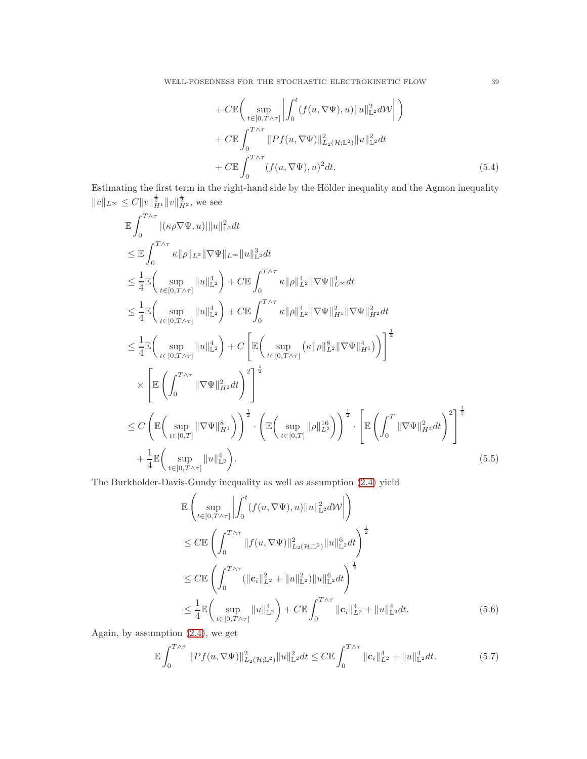$$
\begin{aligned}
&+ C\mathbb{E}\bigg( \sup_{t\in[0,T\wedge\tau]} \bigg| \int_0^t (f(u,\nabla\Psi),u)\|u\|_{\mathbb{L}^2}^2 d\mathcal{W} \bigg| \bigg) \\
&+ C\mathbb{E}\int_0^{T\wedge\tau} \|Pf(u,\nabla\Psi)\|_{L_2(\mathcal{H};\mathbb{L}^2)}^2 \|u\|_{\mathbb{L}^2}^2 dt \\
&+ C\mathbb{E}\int_0^{T\wedge\tau} (f(u,\nabla\Psi),u)^2 dt. \qquad (5.4)
\end{aligned}
$$

Estimating the first term in the right-hand side by the Hölder inequality and the Agmon inequality $\|v\|_{L^\infty} \le C\|v\|_{H^1}^{\frac{1}{2}}\|v\|_{H^2}^{\frac{1}{2}}$, we see

$$
\begin{aligned}
&\mathbb{E}\int_0^{T\wedge\tau} |(\kappa\rho\nabla\Psi,u)|\|u\|_{\mathbb{L}^2}^2 dt \\
&\le \mathbb{E}\int_0^{T\wedge\tau} \kappa\|\rho\|_{L^2}\|\nabla\Psi\|_{L^\infty}\|u\|_{\mathbb{L}^2}^3 dt \\
&\le \frac{1}{4}\mathbb{E}\bigg( \sup_{t\in[0,T\wedge\tau]} \|u\|_{\mathbb{L}^2}^4 \bigg) + C\mathbb{E}\int_0^{T\wedge\tau} \kappa\|\rho\|_{L^2}^4\|\nabla\Psi\|_{L^\infty}^4 dt \\
&\le \frac{1}{4}\mathbb{E}\bigg( \sup_{t\in[0,T\wedge\tau]} \|u\|_{\mathbb{L}^2}^4 \bigg) + C\mathbb{E}\int_0^{T\wedge\tau} \kappa\|\rho\|_{L^2}^4\|\nabla\Psi\|_{H^1}^2\|\nabla\Psi\|_{H^2}^2 dt \\
&\le \frac{1}{4}\mathbb{E}\bigg( \sup_{t\in[0,T\wedge\tau]} \|u\|_{\mathbb{L}^2}^4 \bigg) + C\left[ \mathbb{E}\bigg( \sup_{t\in[0,T\wedge\tau]} \left(\kappa\|\rho\|_{L^2}^8\|\nabla\Psi\|_{H^1}^4\right) \bigg) \right]^{\frac{1}{2}} \\
&\quad \times \left[ \mathbb{E}\left( \int_0^{T\wedge\tau} \|\nabla\Psi\|_{H^2}^2 dt \right)^2 \right]^{\frac{1}{2}} \\
&\le C\left( \mathbb{E}\bigg( \sup_{t\in[0,T]} \|\nabla\Psi\|_{H^1}^8 \bigg) \right)^{\frac{1}{2}} \cdot \left( \mathbb{E}\bigg( \sup_{t\in[0,T]} \|\rho\|_{L^2}^{16} \bigg) \right)^{\frac{1}{2}} \cdot \left[ \mathbb{E}\left( \int_0^{T} \|\nabla\Psi\|_{H^2}^2 dt \right)^2 \right]^{\frac{1}{2}} \\
&\quad + \frac{1}{4}\mathbb{E}\bigg( \sup_{t\in[0,T\wedge\tau]} \|u\|_{\mathbb{L}^2}^4 \bigg). \qquad (5.5)
\end{aligned}
$$

The Burkholder-Davis-Gundy inequality as well as assumption (2.4) yield

$$
\begin{aligned}
&\mathbb{E}\left( \sup_{t\in[0,T\wedge\tau]} \bigg| \int_0^t (f(u,\nabla\Psi),u)\|u\|_{\mathbb{L}^2}^2 d\mathcal{W} \bigg| \right) \\
&\le C\mathbb{E}\left( \int_0^{T\wedge\tau} \|f(u,\nabla\Psi)\|_{L_2(\mathcal{H};\mathbb{L}^2)}^2 \|u\|_{\mathbb{L}^2}^6 dt \right)^{\frac{1}{2}} \\
&\le C\mathbb{E}\left( \int_0^{T\wedge\tau} (\|\mathbf{c}_i\|_{L^2}^2 + \|u\|_{\mathbb{L}^2}^2)\|u\|_{\mathbb{L}^2}^6 dt \right)^{\frac{1}{2}} \\
&\le \frac{1}{4}\mathbb{E}\bigg( \sup_{t\in[0,T\wedge\tau]} \|u\|_{\mathbb{L}^2}^4 \bigg) + C\mathbb{E}\int_0^{T\wedge\tau} \|\mathbf{c}_i\|_{L^2}^4 + \|u\|_{\mathbb{L}^2}^4 dt. \qquad (5.6)
\end{aligned}
$$

Again, by assumption (2.4), we get

$$
\mathbb{E}\int_0^{T\wedge\tau} \|Pf(u,\nabla\Psi)\|_{L_2(\mathcal{H};\mathbb{L}^2)}^2 \|u\|_{\mathbb{L}^2}^2 dt \le C\mathbb{E}\int_0^{T\wedge\tau} \|\mathbf{c}_i\|_{L^2}^4 + \|u\|_{\mathbb{L}^2}^4 dt. \qquad (5.7)
$$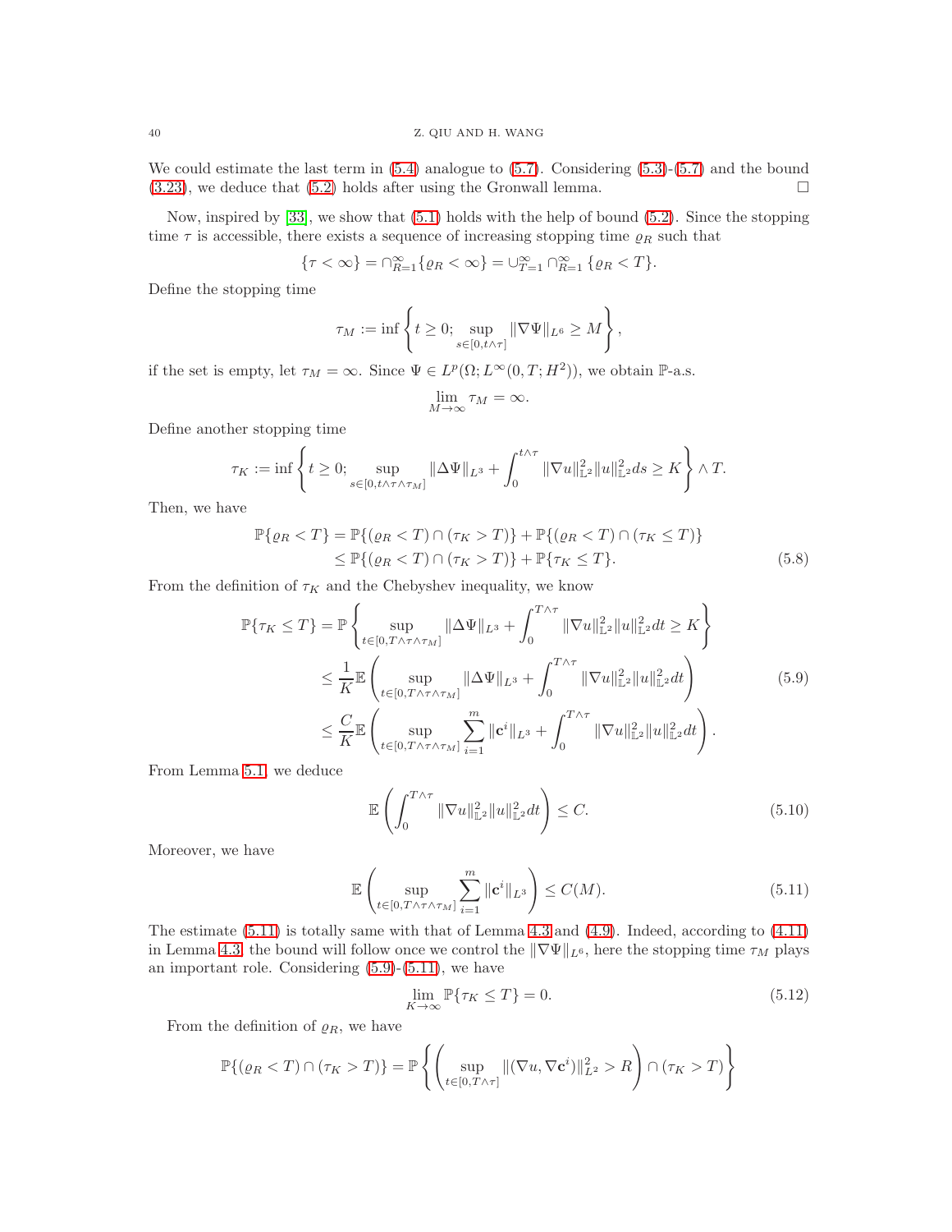We could estimate the last term in (5.4) analogue to (5.7). Considering (5.3)-(5.7) and the bound (3.23), we deduce that (5.2) holds after using the Gronwall lemma. □

Now, inspired by [33], we show that (5.1) holds with the help of bound (5.2). Since the stopping time $\tau$ is accessible, there exists a sequence of increasing stopping time $\varrho_R$ such that

$$\{\tau < \infty\} = \cap_{R=1}^{\infty}\{\varrho_R < \infty\} = \cup_{T=1}^{\infty} \cap_{R=1}^{\infty} \{\varrho_R < T\}.$$

Define the stopping time

$$\tau_M := \inf\left\{t \geq 0; \sup_{s\in[0,t\wedge\tau]} \|\nabla \Psi\|_{L^6} \geq M\right\},$$

if the set is empty, let $\tau_M = \infty$. Since $\Psi \in L^p(\Omega; L^\infty(0,T;H^2))$, we obtain $\mathbb{P}$-a.s.

$$\lim_{M\to\infty} \tau_M = \infty.$$

Define another stopping time

$$\tau_K := \inf\left\{t \geq 0; \sup_{s\in[0,t\wedge\tau\wedge\tau_M]} \|\Delta \Psi\|_{L^3} + \int_0^{t\wedge\tau} \|\nabla u\|_{\mathbb{L}^2}^2 \|u\|_{\mathbb{L}^2}^2 ds \geq K\right\} \wedge T.$$

Then, we have

$$\begin{aligned}
\mathbb{P}\{\varrho_R < T\} &= \mathbb{P}\{(\varrho_R < T) \cap (\tau_K > T)\} + \mathbb{P}\{(\varrho_R < T) \cap (\tau_K \leq T)\} \\
&\leq \mathbb{P}\{(\varrho_R < T) \cap (\tau_K > T)\} + \mathbb{P}\{\tau_K \leq T\}.
\end{aligned} \tag{5.8}$$

From the definition of $\tau_K$ and the Chebyshev inequality, we know

$$\begin{aligned}
\mathbb{P}\{\tau_K \leq T\} &= \mathbb{P}\left\{\sup_{t\in[0,T\wedge\tau\wedge\tau_M]} \|\Delta \Psi\|_{L^3} + \int_0^{T\wedge\tau} \|\nabla u\|_{\mathbb{L}^2}^2 \|u\|_{\mathbb{L}^2}^2 dt \geq K\right\} \\
&\leq \frac{1}{K}\mathbb{E}\left(\sup_{t\in[0,T\wedge\tau\wedge\tau_M]} \|\Delta \Psi\|_{L^3} + \int_0^{T\wedge\tau} \|\nabla u\|_{\mathbb{L}^2}^2 \|u\|_{\mathbb{L}^2}^2 dt\right) \\
&\leq \frac{C}{K}\mathbb{E}\left(\sup_{t\in[0,T\wedge\tau\wedge\tau_M]} \sum_{i=1}^m \|\mathbf{c}^i\|_{L^3} + \int_0^{T\wedge\tau} \|\nabla u\|_{\mathbb{L}^2}^2 \|u\|_{\mathbb{L}^2}^2 dt\right).
\end{aligned} \tag{5.9}$$

From Lemma 5.1, we deduce

$$\mathbb{E}\left(\int_0^{T\wedge\tau} \|\nabla u\|_{\mathbb{L}^2}^2 \|u\|_{\mathbb{L}^2}^2 dt\right) \leq C. \tag{5.10}$$

Moreover, we have

$$\mathbb{E}\left(\sup_{t\in[0,T\wedge\tau\wedge\tau_M]} \sum_{i=1}^m \|\mathbf{c}^i\|_{L^3}\right) \leq C(M). \tag{5.11}$$

The estimate (5.11) is totally same with that of Lemma 4.3 and (4.9). Indeed, according to (4.11) in Lemma 4.3, the bound will follow once we control the $\|\nabla \Psi\|_{L^6}$, here the stopping time $\tau_M$ plays an important role. Considering (5.9)-(5.11), we have

$$\lim_{K\to\infty} \mathbb{P}\{\tau_K \leq T\} = 0. \tag{5.12}$$

From the definition of $\varrho_R$, we have

$$\mathbb{P}\{(\varrho_R < T) \cap (\tau_K > T)\} = \mathbb{P}\left\{\left(\sup_{t\in[0,T\wedge\tau]} \|(\nabla u, \nabla \mathbf{c}^i)\|_{L^2}^2 > R\right) \cap (\tau_K > T)\right\}$$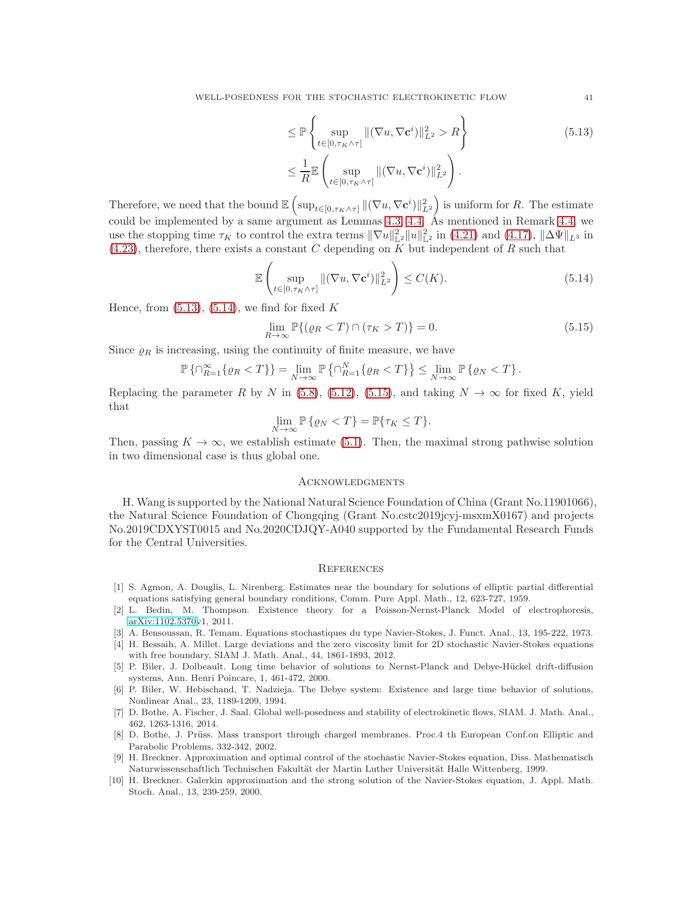$$
\begin{aligned}
&\le \mathbb{P}\left\{ \sup_{t\in[0,\tau_K\wedge\tau]} \|(\nabla u, \nabla \mathbf{c}^i)\|_{L^2}^2 > R \right\} \\
&\le \frac{1}{R}\mathbb{E}\left( \sup_{t\in[0,\tau_K\wedge\tau]} \|(\nabla u, \nabla \mathbf{c}^i)\|_{L^2}^2 \right).
\end{aligned} \tag{5.13}
$$

Therefore, we need that the bound $\mathbb{E}\left(\sup_{t\in[0,\tau_K\wedge\tau]} \|(\nabla u, \nabla \mathbf{c}^i)\|_{L^2}^2\right)$ is uniform for $R$. The estimate could be implemented by a same argument as Lemmas 4.3, 4.4. As mentioned in Remark 4.4, we use the stopping time $\tau_K$ to control the extra terms $\|\nabla u\|_{\mathbb{L}^2}^2 \|u\|_{\mathbb{L}^2}^2$ in (4.21) and (4.17), $\|\Delta \Psi\|_{L^3}$ in (4.23), therefore, there exists a constant $C$ depending on $K$ but independent of $R$ such that

$$
\mathbb{E}\left( \sup_{t\in[0,\tau_K\wedge\tau]} \|(\nabla u, \nabla \mathbf{c}^i)\|_{L^2}^2 \right) \le C(K). \tag{5.14}
$$

Hence, from (5.13), (5.14), we find for fixed $K$

$$
\lim_{R\to\infty} \mathbb{P}\{(\varrho_R < T)\cap(\tau_K > T)\} = 0. \tag{5.15}
$$

Since $\varrho_R$ is increasing, using the continuity of finite measure, we have

$$
\mathbb{P}\left\{\cap_{R=1}^{\infty}\{\varrho_R < T\}\right\} = \lim_{N\to\infty} \mathbb{P}\left\{\cap_{R=1}^{N}\{\varrho_R < T\}\right\} \le \lim_{N\to\infty} \mathbb{P}\left\{\varrho_N < T\right\}.
$$

Replacing the parameter $R$ by $N$ in (5.8), (5.12), (5.15), and taking $N\to\infty$ for fixed $K$, yield that

$$
\lim_{N\to\infty} \mathbb{P}\left\{\varrho_N < T\right\} = \mathbb{P}\{\tau_K \le T\}.
$$

Then, passing $K\to\infty$, we establish estimate (5.1). Then, the maximal strong pathwise solution in two dimensional case is thus global one.

## Acknowledgments

H. Wang is supported by the National Natural Science Foundation of China (Grant No.11901066), the Natural Science Foundation of Chongqing (Grant No.cstc2019jcyj-msxmX0167) and projects No.2019CDXYST0015 and No.2020CDJQY-A040 supported by the Fundamental Research Funds for the Central Universities.

## References

[1] S. Agmon, A. Douglis, L. Nirenberg. Estimates near the boundary for solutions of elliptic partial differential equations satisfying general boundary conditions, Comm. Pure Appl. Math., 12, 623-727, 1959.

[2] L. Bedin, M. Thompson. Existence theory for a Poisson-Nernst-Planck Model of electrophoresis, arXiv:1102.5370v1, 2011.

[3] A. Bensoussan, R. Temam. Equations stochastiques du type Navier-Stokes, J. Funct. Anal., 13, 195-222, 1973.

[4] H. Bessaih, A. Millet. Large deviations and the zero viscosity limit for 2D stochastic Navier-Stokes equations with free boundary, SIAM J. Math. Anal., 44, 1861-1893, 2012.

[5] P. Biler, J. Dolbeault. Long time behavior of solutions to Nernst-Planck and Debye-Hückel drift-diffusion systems, Ann. Henri Poincare, 1, 461-472, 2000.

[6] P. Biler, W. Hebischand, T. Nadzieja. The Debye system: Existence and large time behavior of solutions, Nonlinear Anal., 23, 1189-1209, 1994.

[7] D. Bothe, A. Fischer, J. Saal. Global well-posedness and stability of electrokinetic flows, SIAM. J. Math. Anal., 462, 1263-1316, 2014.

[8] D. Bothe, J. Prüss. Mass transport through charged membranes. Proc.4 th European Conf.on Elliptic and Parabolic Problems, 332-342, 2002.

[9] H. Breckner. Approximation and optimal control of the stochastic Navier-Stokes equation, Diss. Mathematisch Naturwissenschaftlich Technischen Fakultät der Martin Luther Universität Halle Wittenberg, 1999.

[10] H. Breckner. Galerkin approximation and the strong solution of the Navier-Stokes equation, J. Appl. Math. Stoch. Anal., 13, 239-259, 2000.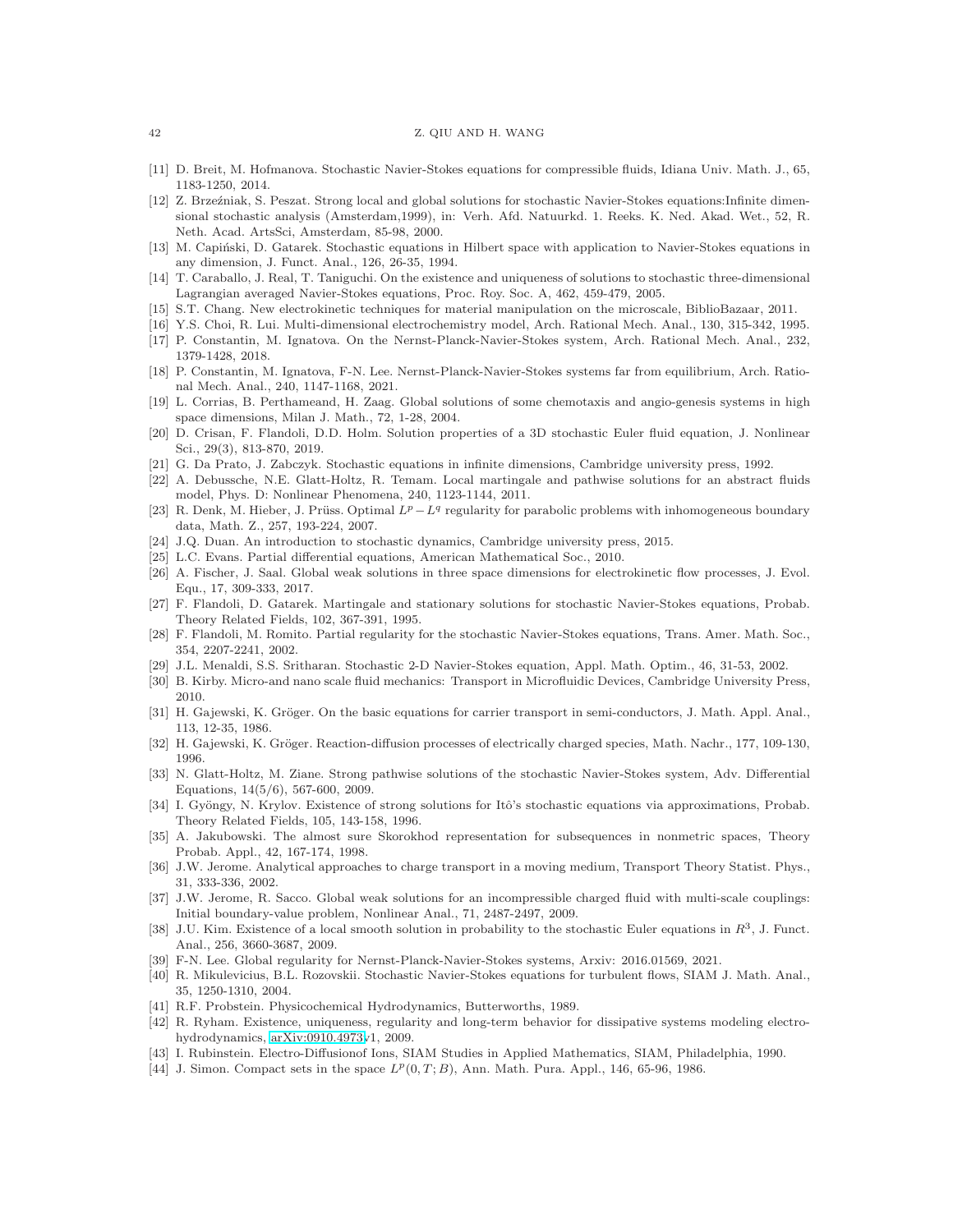[11] D. Breit, M. Hofmanova. Stochastic Navier-Stokes equations for compressible fluids, Idiana Univ. Math. J., 65, 1183-1250, 2014.

[12] Z. Brzeźniak, S. Peszat. Strong local and global solutions for stochastic Navier-Stokes equations:Infinite dimensional stochastic analysis (Amsterdam,1999), in: Verh. Afd. Natuurkd. 1. Reeks. K. Ned. Akad. Wet., 52, R. Neth. Acad. ArtsSci, Amsterdam, 85-98, 2000.

[13] M. Capiński, D. Gatarek. Stochastic equations in Hilbert space with application to Navier-Stokes equations in any dimension, J. Funct. Anal., 126, 26-35, 1994.

[14] T. Caraballo, J. Real, T. Taniguchi. On the existence and uniqueness of solutions to stochastic three-dimensional Lagrangian averaged Navier-Stokes equations, Proc. Roy. Soc. A, 462, 459-479, 2005.

[15] S.T. Chang. New electrokinetic techniques for material manipulation on the microscale, BiblioBazaar, 2011.

[16] Y.S. Choi, R. Lui. Multi-dimensional electrochemistry model, Arch. Rational Mech. Anal., 130, 315-342, 1995.

[17] P. Constantin, M. Ignatova. On the Nernst-Planck-Navier-Stokes system, Arch. Rational Mech. Anal., 232, 1379-1428, 2018.

[18] P. Constantin, M. Ignatova, F-N. Lee. Nernst-Planck-Navier-Stokes systems far from equilibrium, Arch. Rational Mech. Anal., 240, 1147-1168, 2021.

[19] L. Corrias, B. Perthameand, H. Zaag. Global solutions of some chemotaxis and angio-genesis systems in high space dimensions, Milan J. Math., 72, 1-28, 2004.

[20] D. Crisan, F. Flandoli, D.D. Holm. Solution properties of a 3D stochastic Euler fluid equation, J. Nonlinear Sci., 29(3), 813-870, 2019.

[21] G. Da Prato, J. Zabczyk. Stochastic equations in infinite dimensions, Cambridge university press, 1992.

[22] A. Debussche, N.E. Glatt-Holtz, R. Temam. Local martingale and pathwise solutions for an abstract fluids model, Phys. D: Nonlinear Phenomena, 240, 1123-1144, 2011.

[23] R. Denk, M. Hieber, J. Prüss. Optimal $L^p-L^q$ regularity for parabolic problems with inhomogeneous boundary data, Math. Z., 257, 193-224, 2007.

[24] J.Q. Duan. An introduction to stochastic dynamics, Cambridge university press, 2015.

[25] L.C. Evans. Partial differential equations, American Mathematical Soc., 2010.

[26] A. Fischer, J. Saal. Global weak solutions in three space dimensions for electrokinetic flow processes, J. Evol. Equ., 17, 309-333, 2017.

[27] F. Flandoli, D. Gatarek. Martingale and stationary solutions for stochastic Navier-Stokes equations, Probab. Theory Related Fields, 102, 367-391, 1995.

[28] F. Flandoli, M. Romito. Partial regularity for the stochastic Navier-Stokes equations, Trans. Amer. Math. Soc., 354, 2207-2241, 2002.

[29] J.L. Menaldi, S.S. Sritharan. Stochastic 2-D Navier-Stokes equation, Appl. Math. Optim., 46, 31-53, 2002.

[30] B. Kirby. Micro-and nano scale fluid mechanics: Transport in Microfluidic Devices, Cambridge University Press, 2010.

[31] H. Gajewski, K. Gröger. On the basic equations for carrier transport in semi-conductors, J. Math. Appl. Anal., 113, 12-35, 1986.

[32] H. Gajewski, K. Gröger. Reaction-diffusion processes of electrically charged species, Math. Nachr., 177, 109-130, 1996.

[33] N. Glatt-Holtz, M. Ziane. Strong pathwise solutions of the stochastic Navier-Stokes system, Adv. Differential Equations, 14(5/6), 567-600, 2009.

[34] I. Gyöngy, N. Krylov. Existence of strong solutions for Itô's stochastic equations via approximations, Probab. Theory Related Fields, 105, 143-158, 1996.

[35] A. Jakubowski. The almost sure Skorokhod representation for subsequences in nonmetric spaces, Theory Probab. Appl., 42, 167-174, 1998.

[36] J.W. Jerome. Analytical approaches to charge transport in a moving medium, Transport Theory Statist. Phys., 31, 333-336, 2002.

[37] J.W. Jerome, R. Sacco. Global weak solutions for an incompressible charged fluid with multi-scale couplings: Initial boundary-value problem, Nonlinear Anal., 71, 2487-2497, 2009.

[38] J.U. Kim. Existence of a local smooth solution in probability to the stochastic Euler equations in $R^3$, J. Funct. Anal., 256, 3660-3687, 2009.

[39] F-N. Lee. Global regularity for Nernst-Planck-Navier-Stokes systems, Arxiv: 2016.01569, 2021.

[40] R. Mikulevicius, B.L. Rozovskii. Stochastic Navier-Stokes equations for turbulent flows, SIAM J. Math. Anal., 35, 1250-1310, 2004.

[41] R.F. Probstein. Physicochemical Hydrodynamics, Butterworths, 1989.

[42] R. Ryham. Existence, uniqueness, regularity and long-term behavior for dissipative systems modeling electrohydrodynamics, arXiv:0910.4973v1, 2009.

[43] I. Rubinstein. Electro-Diffusionof Ions, SIAM Studies in Applied Mathematics, SIAM, Philadelphia, 1990.

[44] J. Simon. Compact sets in the space $L^p(0,T;B)$, Ann. Math. Pura. Appl., 146, 65-96, 1986.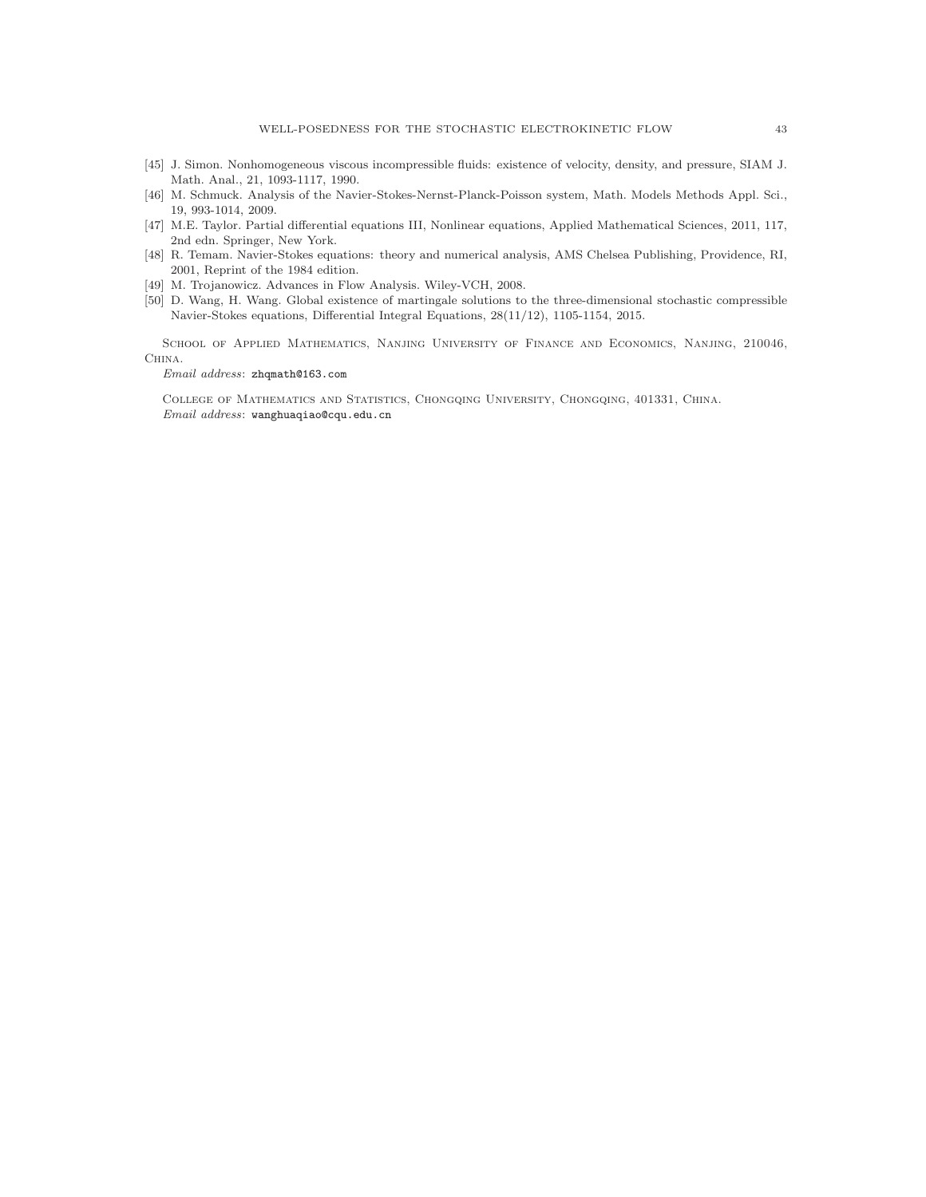[45] J. Simon. Nonhomogeneous viscous incompressible fluids: existence of velocity, density, and pressure, SIAM J. Math. Anal., 21, 1093-1117, 1990.

[46] M. Schmuck. Analysis of the Navier-Stokes-Nernst-Planck-Poisson system, Math. Models Methods Appl. Sci., 19, 993-1014, 2009.

[47] M.E. Taylor. Partial differential equations III, Nonlinear equations, Applied Mathematical Sciences, 2011, 117, 2nd edn. Springer, New York.

[48] R. Temam. Navier-Stokes equations: theory and numerical analysis, AMS Chelsea Publishing, Providence, RI, 2001, Reprint of the 1984 edition.

[49] M. Trojanowicz. Advances in Flow Analysis. Wiley-VCH, 2008.

[50] D. Wang, H. Wang. Global existence of martingale solutions to the three-dimensional stochastic compressible Navier-Stokes equations, Differential Integral Equations, 28(11/12), 1105-1154, 2015.

School of Applied Mathematics, Nanjing University of Finance and Economics, Nanjing, 210046, China.

*Email address*: zhqmath@163.com

College of Mathematics and Statistics, Chongqing University, Chongqing, 401331, China.

*Email address*: wanghuaqiao@cqu.edu.cn